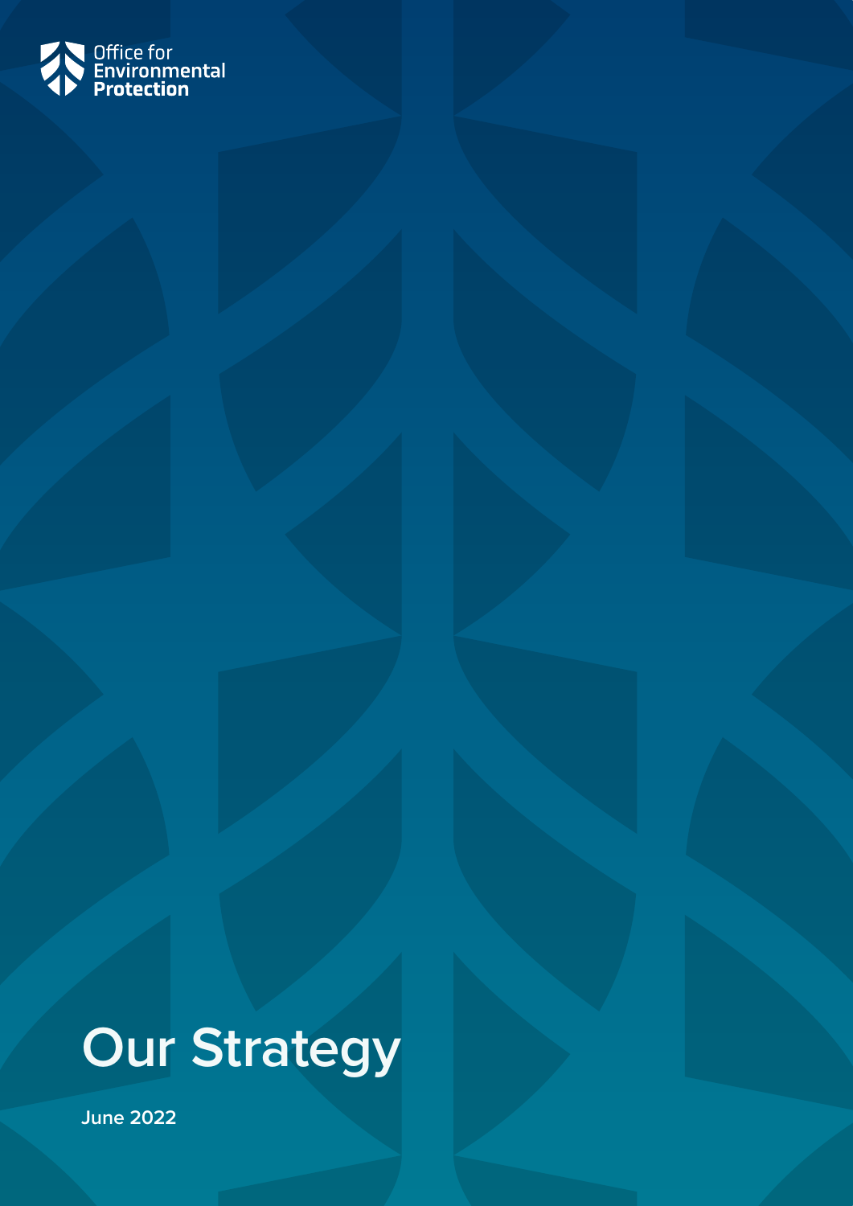Office for Environmental Protection

# Our Strategy

June 2022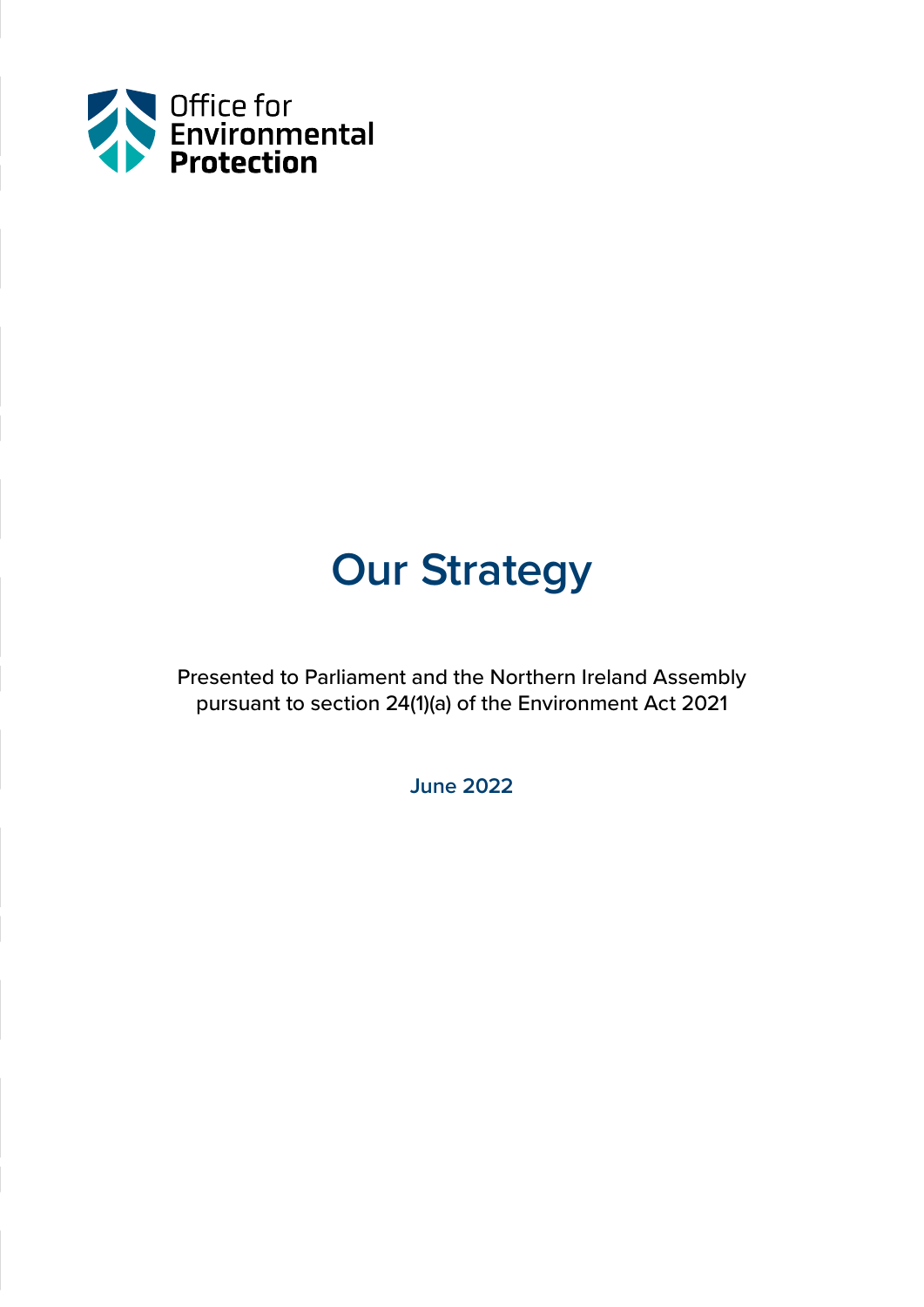Office for Environmental Protection

# Our Strategy

Presented to Parliament and the Northern Ireland Assembly pursuant to section 24(1)(a) of the Environment Act 2021

June 2022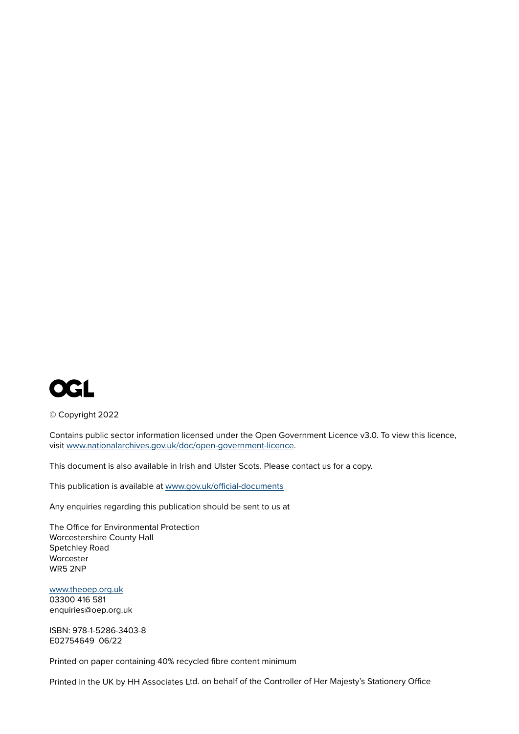OGL

© Copyright 2022

Contains public sector information licensed under the Open Government Licence v3.0. To view this licence, visit www.nationalarchives.gov.uk/doc/open-government-licence.

This document is also available in Irish and Ulster Scots. Please contact us for a copy.

This publication is available at www.gov.uk/official-documents

Any enquiries regarding this publication should be sent to us at

The Office for Environmental Protection
Worcestershire County Hall
Spetchley Road
Worcester
WR5 2NP

www.theoep.org.uk
03300 416 581
enquiries@oep.org.uk

ISBN: 978-1-5286-3403-8
E02754649 06/22

Printed on paper containing 40% recycled fibre content minimum

Printed in the UK by HH Associates Ltd. on behalf of the Controller of Her Majesty's Stationery Office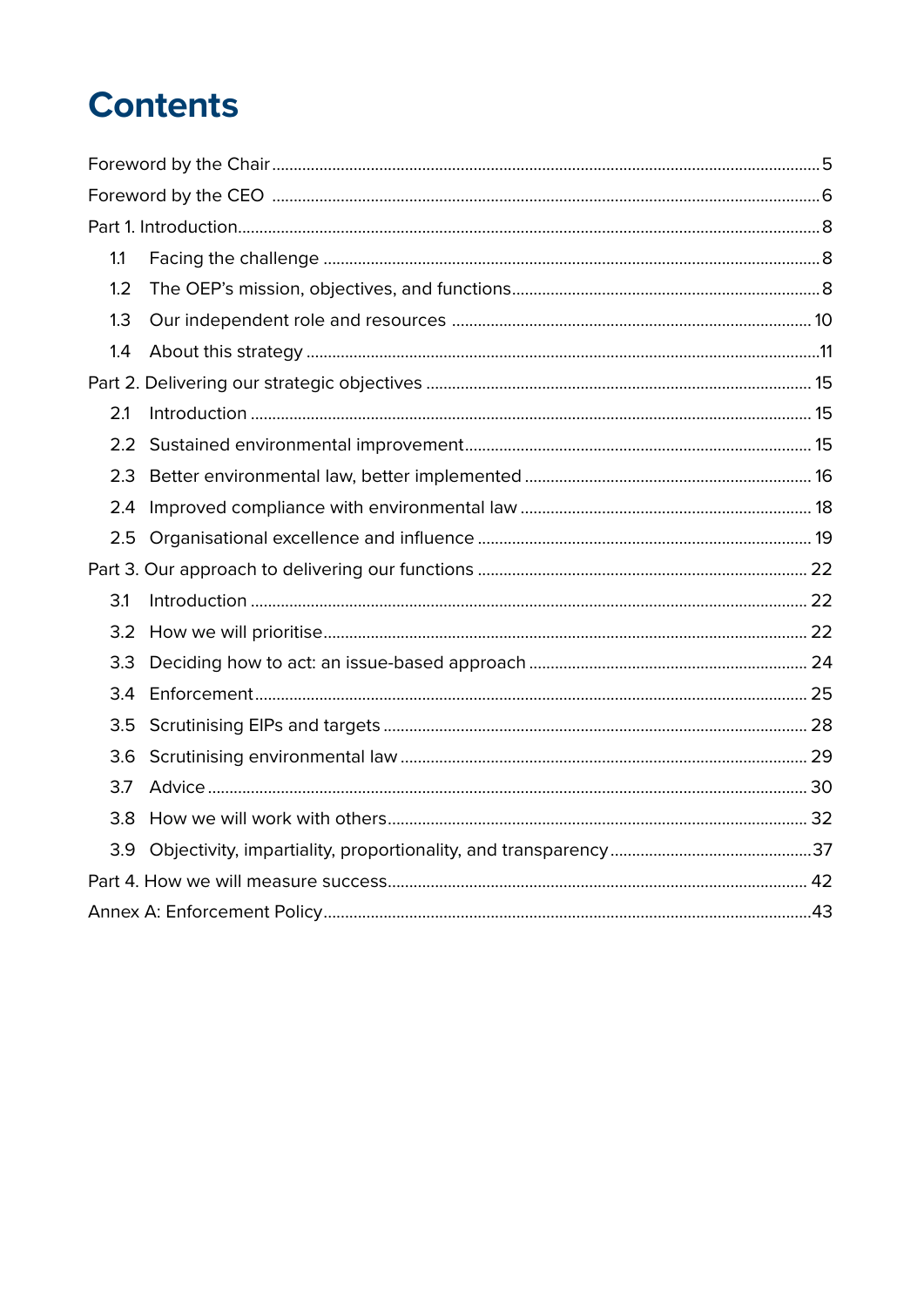# Contents

Foreword by the Chair ..... 5

Foreword by the CEO ..... 6

Part 1. Introduction ..... 8

- 1.1 Facing the challenge ..... 8
- 1.2 The OEP's mission, objectives, and functions ..... 8
- 1.3 Our independent role and resources ..... 10
- 1.4 About this strategy ..... 11

Part 2. Delivering our strategic objectives ..... 15

- 2.1 Introduction ..... 15
- 2.2 Sustained environmental improvement ..... 15
- 2.3 Better environmental law, better implemented ..... 16
- 2.4 Improved compliance with environmental law ..... 18
- 2.5 Organisational excellence and influence ..... 19

Part 3. Our approach to delivering our functions ..... 22

- 3.1 Introduction ..... 22
- 3.2 How we will prioritise ..... 22
- 3.3 Deciding how to act: an issue-based approach ..... 24
- 3.4 Enforcement ..... 25
- 3.5 Scrutinising EIPs and targets ..... 28
- 3.6 Scrutinising environmental law ..... 29
- 3.7 Advice ..... 30
- 3.8 How we will work with others ..... 32
- 3.9 Objectivity, impartiality, proportionality, and transparency ..... 37

Part 4. How we will measure success ..... 42

Annex A: Enforcement Policy ..... 43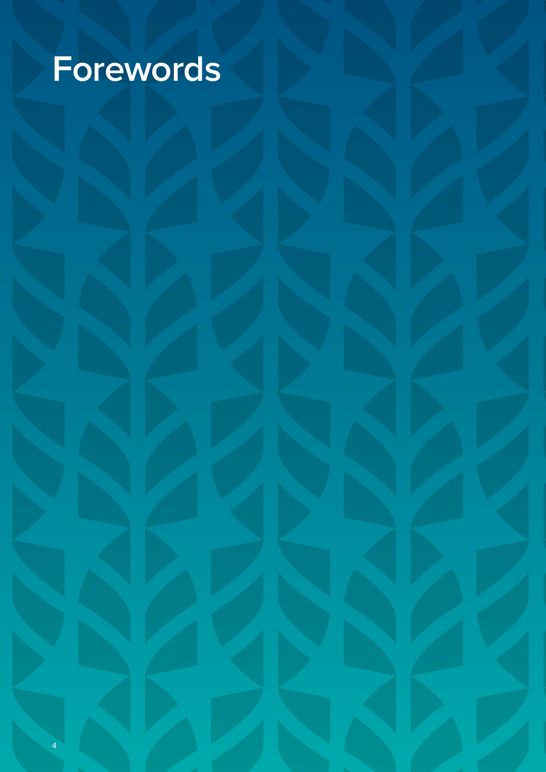# Forewords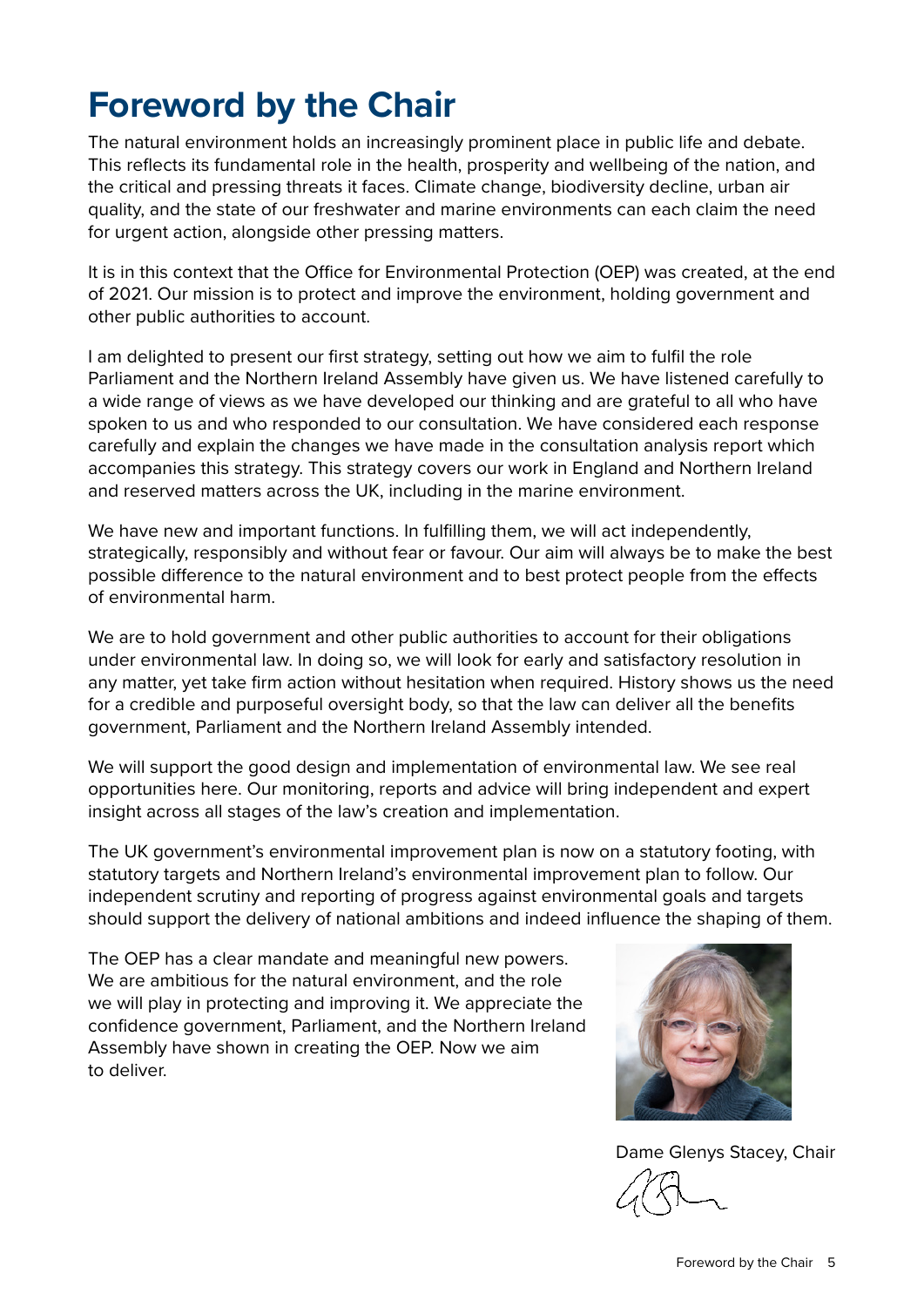# Foreword by the Chair

The natural environment holds an increasingly prominent place in public life and debate. This reflects its fundamental role in the health, prosperity and wellbeing of the nation, and the critical and pressing threats it faces. Climate change, biodiversity decline, urban air quality, and the state of our freshwater and marine environments can each claim the need for urgent action, alongside other pressing matters.

It is in this context that the Office for Environmental Protection (OEP) was created, at the end of 2021. Our mission is to protect and improve the environment, holding government and other public authorities to account.

I am delighted to present our first strategy, setting out how we aim to fulfil the role Parliament and the Northern Ireland Assembly have given us. We have listened carefully to a wide range of views as we have developed our thinking and are grateful to all who have spoken to us and who responded to our consultation. We have considered each response carefully and explain the changes we have made in the consultation analysis report which accompanies this strategy. This strategy covers our work in England and Northern Ireland and reserved matters across the UK, including in the marine environment.

We have new and important functions. In fulfilling them, we will act independently, strategically, responsibly and without fear or favour. Our aim will always be to make the best possible difference to the natural environment and to best protect people from the effects of environmental harm.

We are to hold government and other public authorities to account for their obligations under environmental law. In doing so, we will look for early and satisfactory resolution in any matter, yet take firm action without hesitation when required. History shows us the need for a credible and purposeful oversight body, so that the law can deliver all the benefits government, Parliament and the Northern Ireland Assembly intended.

We will support the good design and implementation of environmental law. We see real opportunities here. Our monitoring, reports and advice will bring independent and expert insight across all stages of the law's creation and implementation.

The UK government's environmental improvement plan is now on a statutory footing, with statutory targets and Northern Ireland's environmental improvement plan to follow. Our independent scrutiny and reporting of progress against environmental goals and targets should support the delivery of national ambitions and indeed influence the shaping of them.

The OEP has a clear mandate and meaningful new powers. We are ambitious for the natural environment, and the role we will play in protecting and improving it. We appreciate the confidence government, Parliament, and the Northern Ireland Assembly have shown in creating the OEP. Now we aim to deliver.

Dame Glenys Stacey, Chair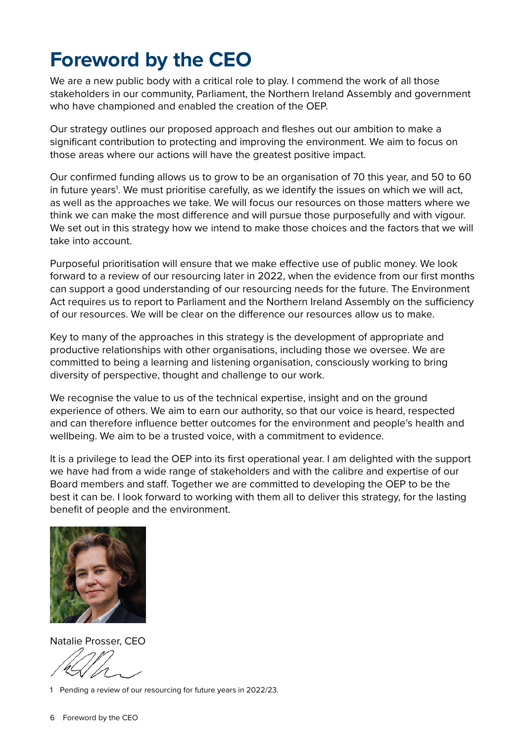# Foreword by the CEO

We are a new public body with a critical role to play. I commend the work of all those stakeholders in our community, Parliament, the Northern Ireland Assembly and government who have championed and enabled the creation of the OEP.

Our strategy outlines our proposed approach and fleshes out our ambition to make a significant contribution to protecting and improving the environment. We aim to focus on those areas where our actions will have the greatest positive impact.

Our confirmed funding allows us to grow to be an organisation of 70 this year, and 50 to 60 in future years[1]. We must prioritise carefully, as we identify the issues on which we will act, as well as the approaches we take. We will focus our resources on those matters where we think we can make the most difference and will pursue those purposefully and with vigour. We set out in this strategy how we intend to make those choices and the factors that we will take into account.

Purposeful prioritisation will ensure that we make effective use of public money. We look forward to a review of our resourcing later in 2022, when the evidence from our first months can support a good understanding of our resourcing needs for the future. The Environment Act requires us to report to Parliament and the Northern Ireland Assembly on the sufficiency of our resources. We will be clear on the difference our resources allow us to make.

Key to many of the approaches in this strategy is the development of appropriate and productive relationships with other organisations, including those we oversee. We are committed to being a learning and listening organisation, consciously working to bring diversity of perspective, thought and challenge to our work.

We recognise the value to us of the technical expertise, insight and on the ground experience of others. We aim to earn our authority, so that our voice is heard, respected and can therefore influence better outcomes for the environment and people's health and wellbeing. We aim to be a trusted voice, with a commitment to evidence.

It is a privilege to lead the OEP into its first operational year. I am delighted with the support we have had from a wide range of stakeholders and with the calibre and expertise of our Board members and staff. Together we are committed to developing the OEP to be the best it can be. I look forward to working with them all to deliver this strategy, for the lasting benefit of people and the environment.

Natalie Prosser, CEO

1 Pending a review of our resourcing for future years in 2022/23.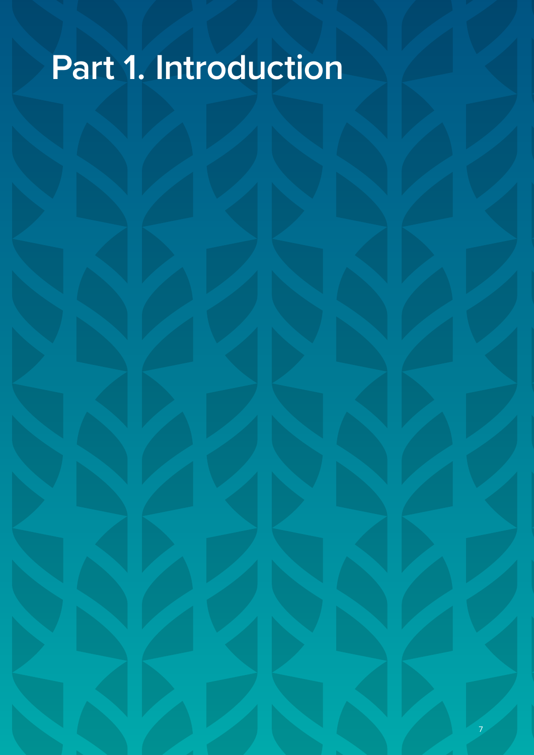# Part 1. Introduction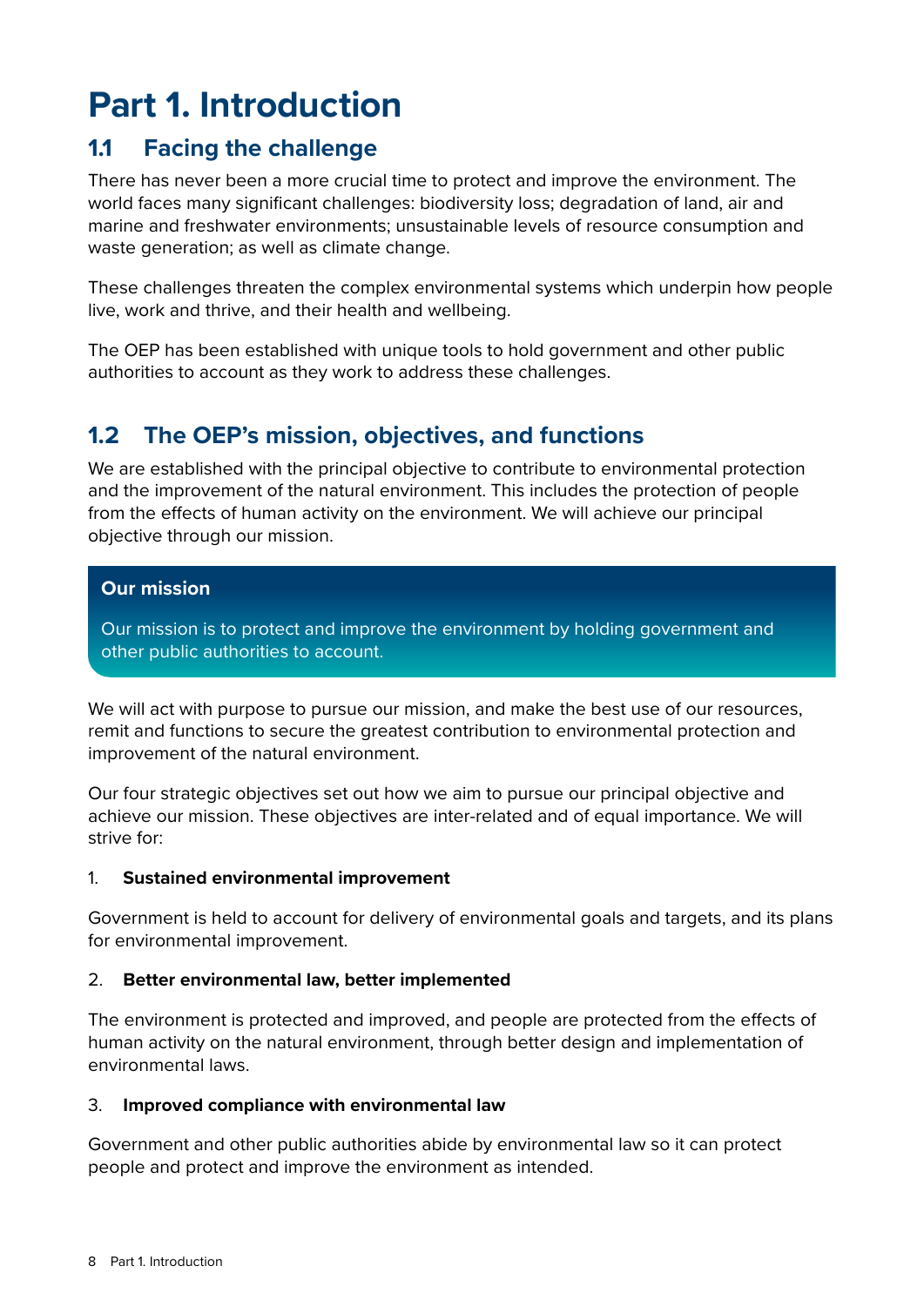# Part 1. Introduction

## 1.1 Facing the challenge

There has never been a more crucial time to protect and improve the environment. The world faces many significant challenges: biodiversity loss; degradation of land, air and marine and freshwater environments; unsustainable levels of resource consumption and waste generation; as well as climate change.

These challenges threaten the complex environmental systems which underpin how people live, work and thrive, and their health and wellbeing.

The OEP has been established with unique tools to hold government and other public authorities to account as they work to address these challenges.

## 1.2 The OEP's mission, objectives, and functions

We are established with the principal objective to contribute to environmental protection and the improvement of the natural environment. This includes the protection of people from the effects of human activity on the environment. We will achieve our principal objective through our mission.

**Our mission**

Our mission is to protect and improve the environment by holding government and other public authorities to account.

We will act with purpose to pursue our mission, and make the best use of our resources, remit and functions to secure the greatest contribution to environmental protection and improvement of the natural environment.

Our four strategic objectives set out how we aim to pursue our principal objective and achieve our mission. These objectives are inter-related and of equal importance. We will strive for:

1. **Sustained environmental improvement**

Government is held to account for delivery of environmental goals and targets, and its plans for environmental improvement.

2. **Better environmental law, better implemented**

The environment is protected and improved, and people are protected from the effects of human activity on the natural environment, through better design and implementation of environmental laws.

3. **Improved compliance with environmental law**

Government and other public authorities abide by environmental law so it can protect people and protect and improve the environment as intended.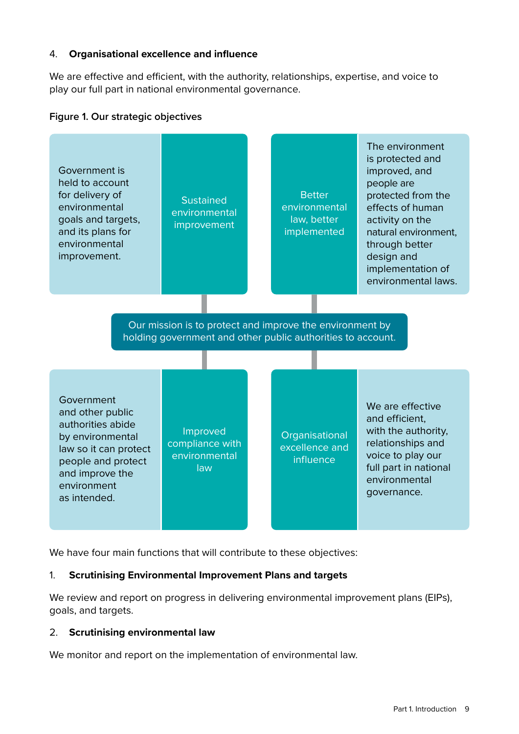4. **Organisational excellence and influence**

We are effective and efficient, with the authority, relationships, expertise, and voice to play our full part in national environmental governance.

**Figure 1. Our strategic objectives**

Government is held to account for delivery of environmental goals and targets, and its plans for environmental improvement.

Sustained environmental improvement

Better environmental law, better implemented

The environment is protected and improved, and people are protected from the effects of human activity on the natural environment, through better design and implementation of environmental laws.

Our mission is to protect and improve the environment by holding government and other public authorities to account.

Government and other public authorities abide by environmental law so it can protect people and protect and improve the environment as intended.

Improved compliance with environmental law

Organisational excellence and influence

We are effective and efficient, with the authority, relationships and voice to play our full part in national environmental governance.

We have four main functions that will contribute to these objectives:

1. **Scrutinising Environmental Improvement Plans and targets**

We review and report on progress in delivering environmental improvement plans (EIPs), goals, and targets.

2. **Scrutinising environmental law**

We monitor and report on the implementation of environmental law.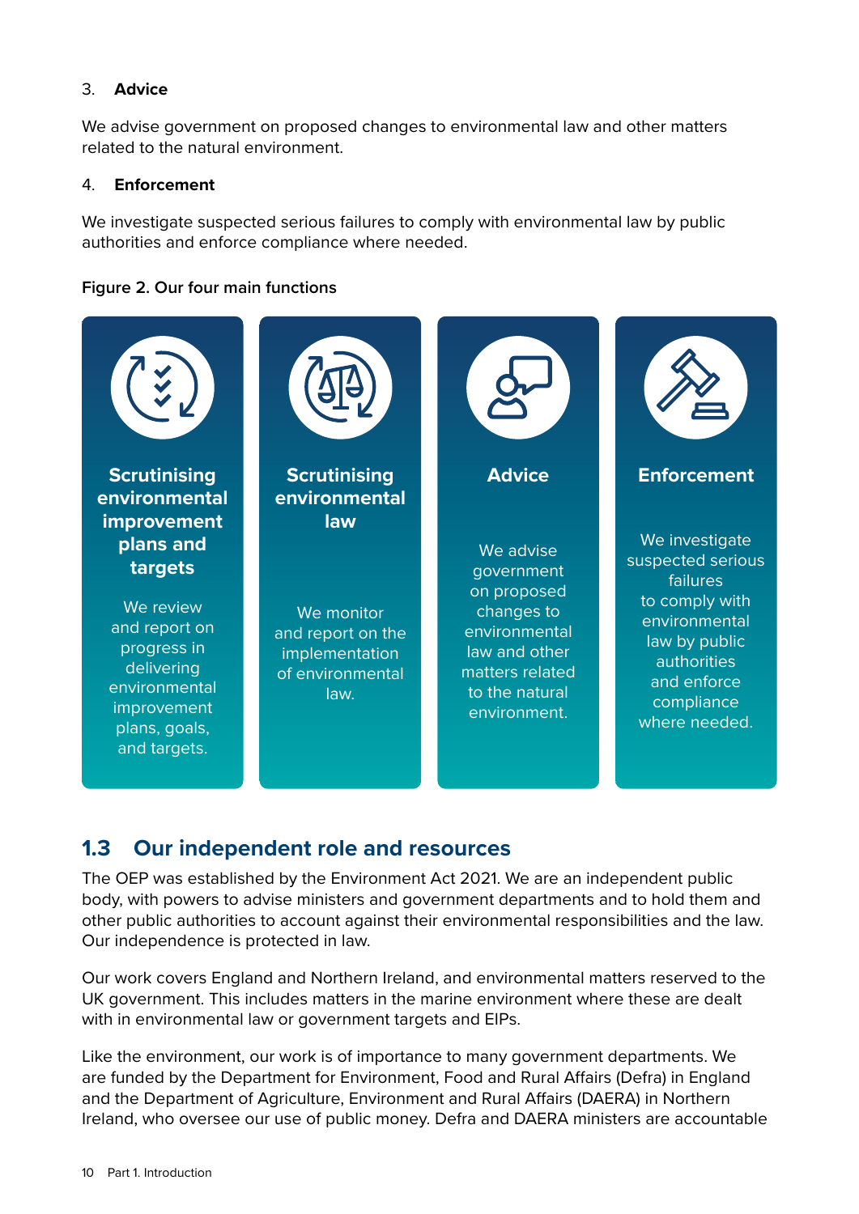3. **Advice**

We advise government on proposed changes to environmental law and other matters related to the natural environment.

4. **Enforcement**

We investigate suspected serious failures to comply with environmental law by public authorities and enforce compliance where needed.

**Figure 2. Our four main functions**

**Scrutinising environmental improvement plans and targets**

We review and report on progress in delivering environmental improvement plans, goals, and targets.

**Scrutinising environmental law**

We monitor and report on the implementation of environmental law.

**Advice**

We advise government on proposed changes to environmental law and other matters related to the natural environment.

**Enforcement**

We investigate suspected serious failures to comply with environmental law by public authorities and enforce compliance where needed.

## 1.3 Our independent role and resources

The OEP was established by the Environment Act 2021. We are an independent public body, with powers to advise ministers and government departments and to hold them and other public authorities to account against their environmental responsibilities and the law. Our independence is protected in law.

Our work covers England and Northern Ireland, and environmental matters reserved to the UK government. This includes matters in the marine environment where these are dealt with in environmental law or government targets and EIPs.

Like the environment, our work is of importance to many government departments. We are funded by the Department for Environment, Food and Rural Affairs (Defra) in England and the Department of Agriculture, Environment and Rural Affairs (DAERA) in Northern Ireland, who oversee our use of public money. Defra and DAERA ministers are accountable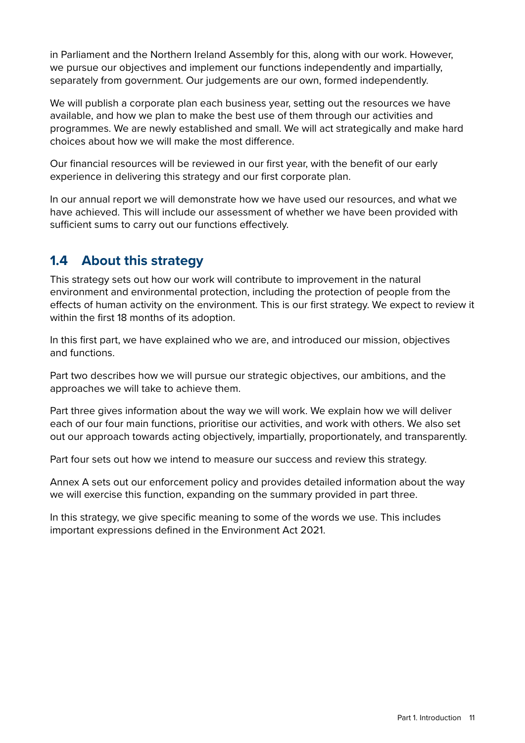in Parliament and the Northern Ireland Assembly for this, along with our work. However, we pursue our objectives and implement our functions independently and impartially, separately from government. Our judgements are our own, formed independently.

We will publish a corporate plan each business year, setting out the resources we have available, and how we plan to make the best use of them through our activities and programmes. We are newly established and small. We will act strategically and make hard choices about how we will make the most difference.

Our financial resources will be reviewed in our first year, with the benefit of our early experience in delivering this strategy and our first corporate plan.

In our annual report we will demonstrate how we have used our resources, and what we have achieved. This will include our assessment of whether we have been provided with sufficient sums to carry out our functions effectively.

## 1.4 About this strategy

This strategy sets out how our work will contribute to improvement in the natural environment and environmental protection, including the protection of people from the effects of human activity on the environment. This is our first strategy. We expect to review it within the first 18 months of its adoption.

In this first part, we have explained who we are, and introduced our mission, objectives and functions.

Part two describes how we will pursue our strategic objectives, our ambitions, and the approaches we will take to achieve them.

Part three gives information about the way we will work. We explain how we will deliver each of our four main functions, prioritise our activities, and work with others. We also set out our approach towards acting objectively, impartially, proportionately, and transparently.

Part four sets out how we intend to measure our success and review this strategy.

Annex A sets out our enforcement policy and provides detailed information about the way we will exercise this function, expanding on the summary provided in part three.

In this strategy, we give specific meaning to some of the words we use. This includes important expressions defined in the Environment Act 2021.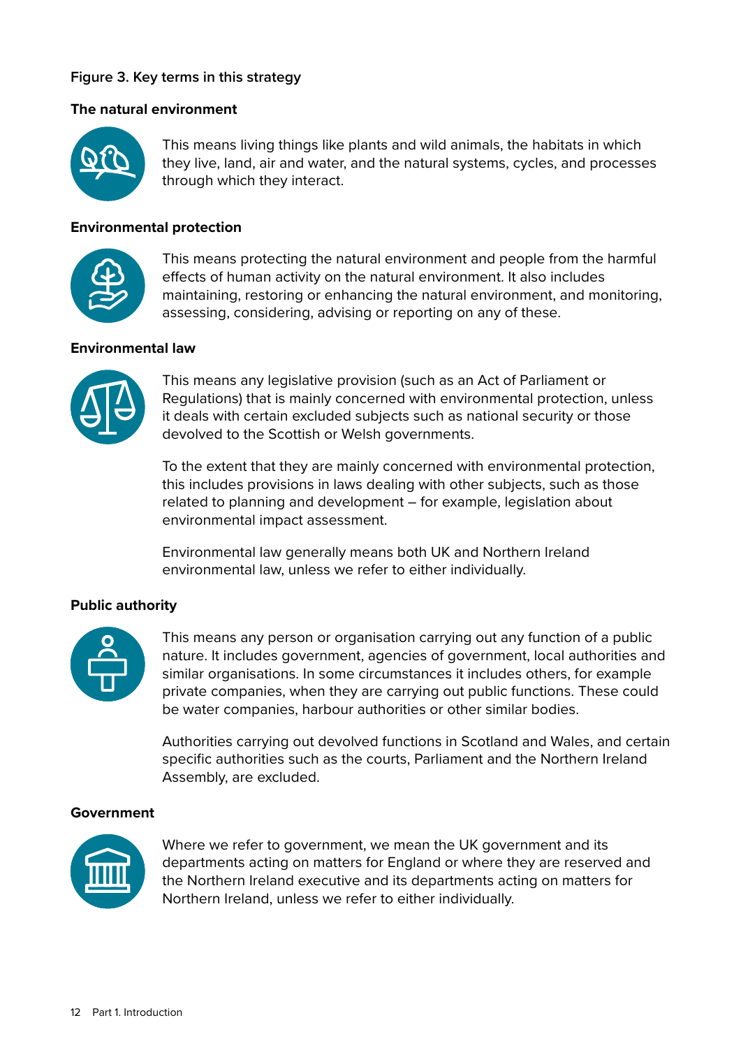**Figure 3. Key terms in this strategy**

**The natural environment**

This means living things like plants and wild animals, the habitats in which they live, land, air and water, and the natural systems, cycles, and processes through which they interact.

**Environmental protection**

This means protecting the natural environment and people from the harmful effects of human activity on the natural environment. It also includes maintaining, restoring or enhancing the natural environment, and monitoring, assessing, considering, advising or reporting on any of these.

**Environmental law**

This means any legislative provision (such as an Act of Parliament or Regulations) that is mainly concerned with environmental protection, unless it deals with certain excluded subjects such as national security or those devolved to the Scottish or Welsh governments.

To the extent that they are mainly concerned with environmental protection, this includes provisions in laws dealing with other subjects, such as those related to planning and development – for example, legislation about environmental impact assessment.

Environmental law generally means both UK and Northern Ireland environmental law, unless we refer to either individually.

**Public authority**

This means any person or organisation carrying out any function of a public nature. It includes government, agencies of government, local authorities and similar organisations. In some circumstances it includes others, for example private companies, when they are carrying out public functions. These could be water companies, harbour authorities or other similar bodies.

Authorities carrying out devolved functions in Scotland and Wales, and certain specific authorities such as the courts, Parliament and the Northern Ireland Assembly, are excluded.

**Government**

Where we refer to government, we mean the UK government and its departments acting on matters for England or where they are reserved and the Northern Ireland executive and its departments acting on matters for Northern Ireland, unless we refer to either individually.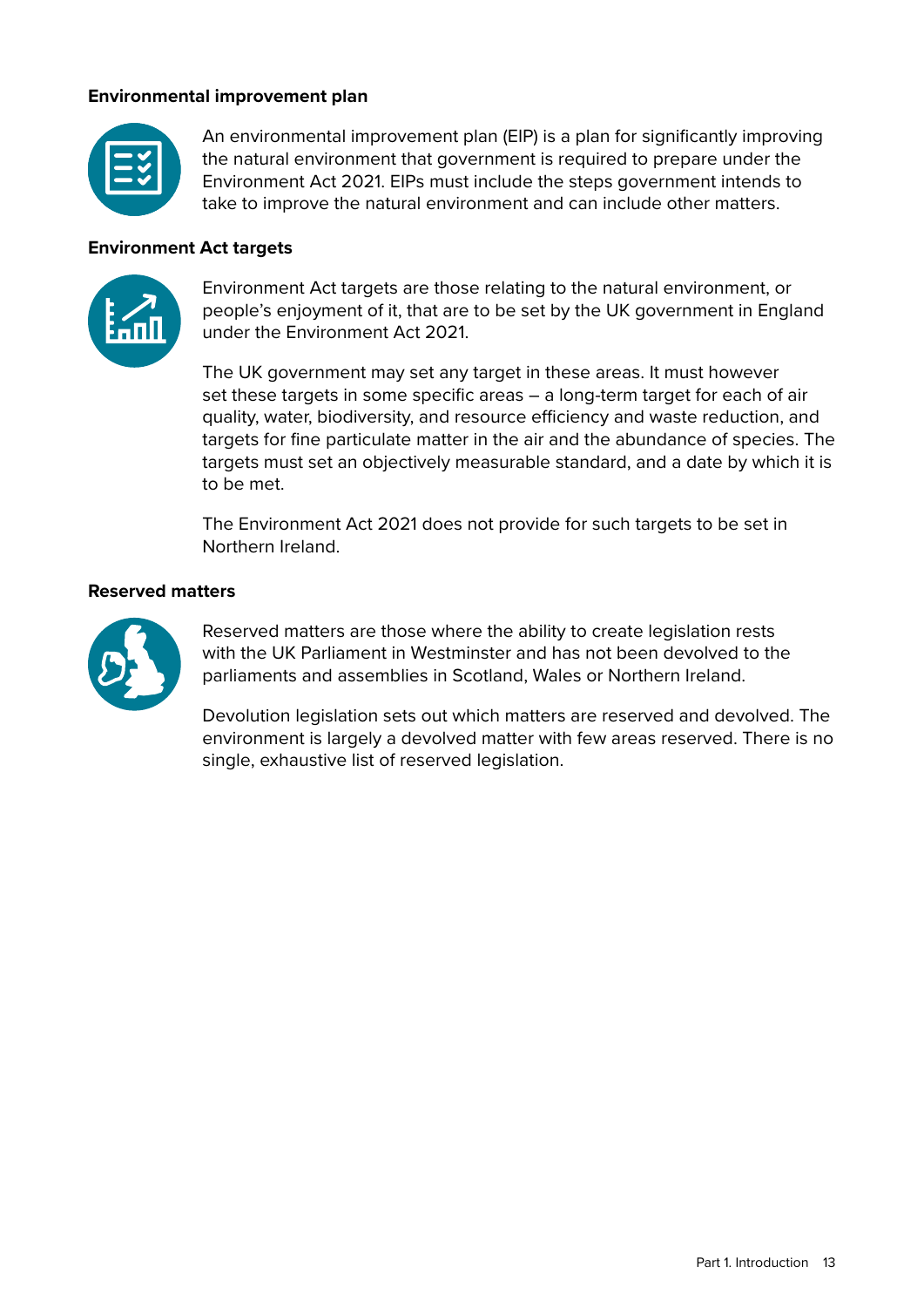**Environmental improvement plan**

An environmental improvement plan (EIP) is a plan for significantly improving the natural environment that government is required to prepare under the Environment Act 2021. EIPs must include the steps government intends to take to improve the natural environment and can include other matters.

**Environment Act targets**

Environment Act targets are those relating to the natural environment, or people's enjoyment of it, that are to be set by the UK government in England under the Environment Act 2021.

The UK government may set any target in these areas. It must however set these targets in some specific areas – a long-term target for each of air quality, water, biodiversity, and resource efficiency and waste reduction, and targets for fine particulate matter in the air and the abundance of species. The targets must set an objectively measurable standard, and a date by which it is to be met.

The Environment Act 2021 does not provide for such targets to be set in Northern Ireland.

**Reserved matters**

Reserved matters are those where the ability to create legislation rests with the UK Parliament in Westminster and has not been devolved to the parliaments and assemblies in Scotland, Wales or Northern Ireland.

Devolution legislation sets out which matters are reserved and devolved. The environment is largely a devolved matter with few areas reserved. There is no single, exhaustive list of reserved legislation.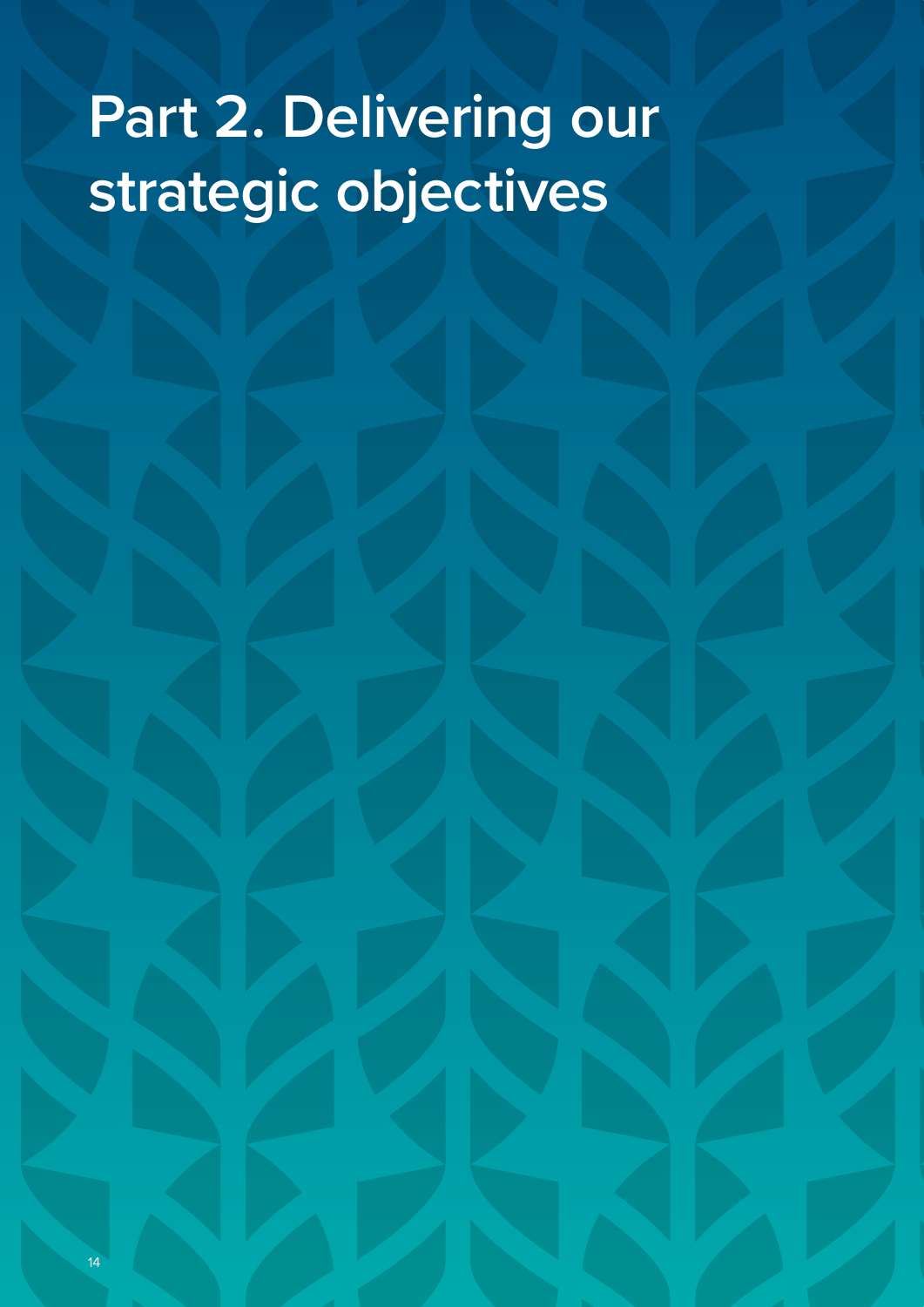# Part 2. Delivering our strategic objectives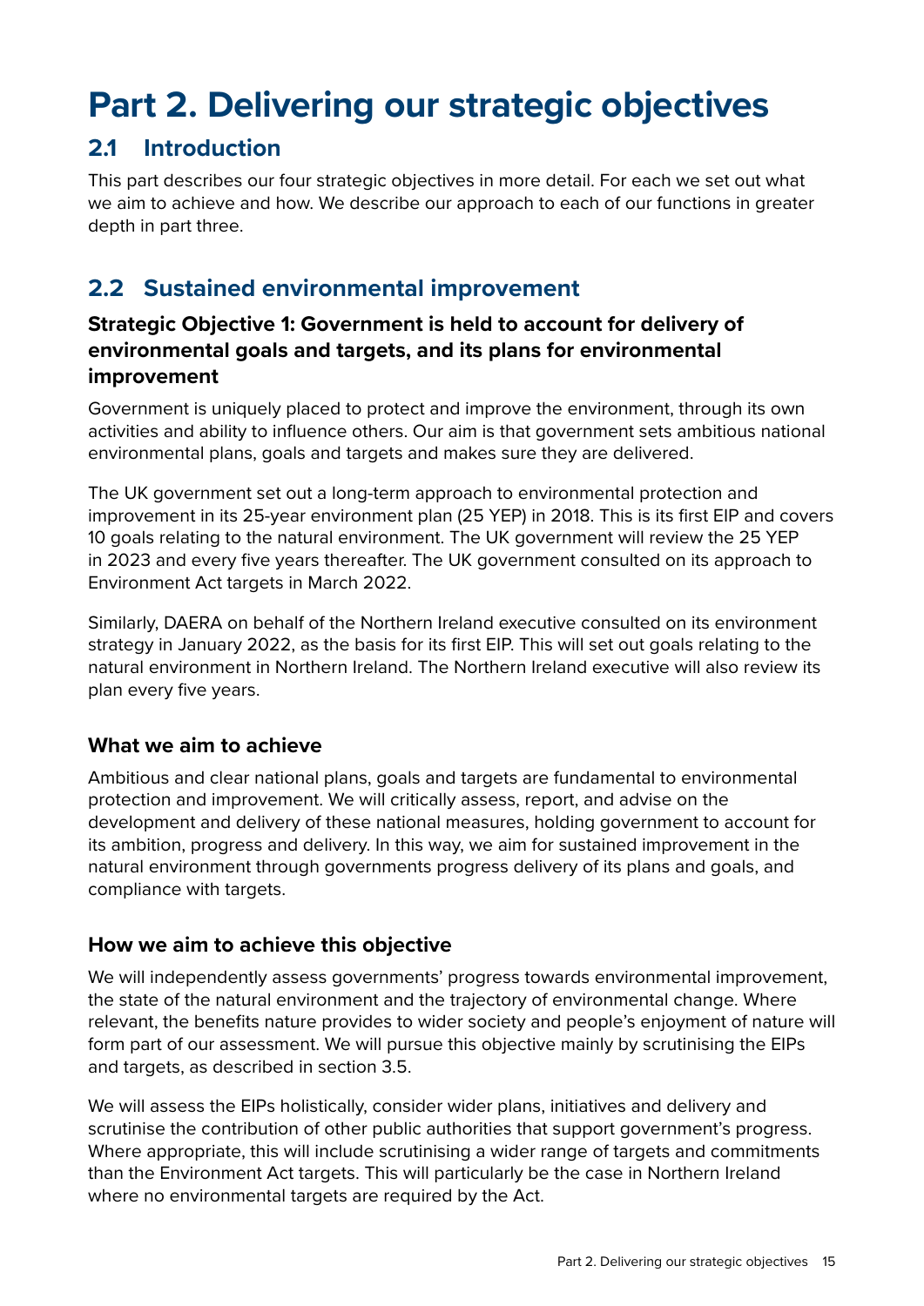# Part 2. Delivering our strategic objectives

## 2.1 Introduction

This part describes our four strategic objectives in more detail. For each we set out what we aim to achieve and how. We describe our approach to each of our functions in greater depth in part three.

## 2.2 Sustained environmental improvement

### Strategic Objective 1: Government is held to account for delivery of environmental goals and targets, and its plans for environmental improvement

Government is uniquely placed to protect and improve the environment, through its own activities and ability to influence others. Our aim is that government sets ambitious national environmental plans, goals and targets and makes sure they are delivered.

The UK government set out a long-term approach to environmental protection and improvement in its 25-year environment plan (25 YEP) in 2018. This is its first EIP and covers 10 goals relating to the natural environment. The UK government will review the 25 YEP in 2023 and every five years thereafter. The UK government consulted on its approach to Environment Act targets in March 2022.

Similarly, DAERA on behalf of the Northern Ireland executive consulted on its environment strategy in January 2022, as the basis for its first EIP. This will set out goals relating to the natural environment in Northern Ireland. The Northern Ireland executive will also review its plan every five years.

### What we aim to achieve

Ambitious and clear national plans, goals and targets are fundamental to environmental protection and improvement. We will critically assess, report, and advise on the development and delivery of these national measures, holding government to account for its ambition, progress and delivery. In this way, we aim for sustained improvement in the natural environment through governments progress delivery of its plans and goals, and compliance with targets.

### How we aim to achieve this objective

We will independently assess governments' progress towards environmental improvement, the state of the natural environment and the trajectory of environmental change. Where relevant, the benefits nature provides to wider society and people's enjoyment of nature will form part of our assessment. We will pursue this objective mainly by scrutinising the EIPs and targets, as described in section 3.5.

We will assess the EIPs holistically, consider wider plans, initiatives and delivery and scrutinise the contribution of other public authorities that support government's progress. Where appropriate, this will include scrutinising a wider range of targets and commitments than the Environment Act targets. This will particularly be the case in Northern Ireland where no environmental targets are required by the Act.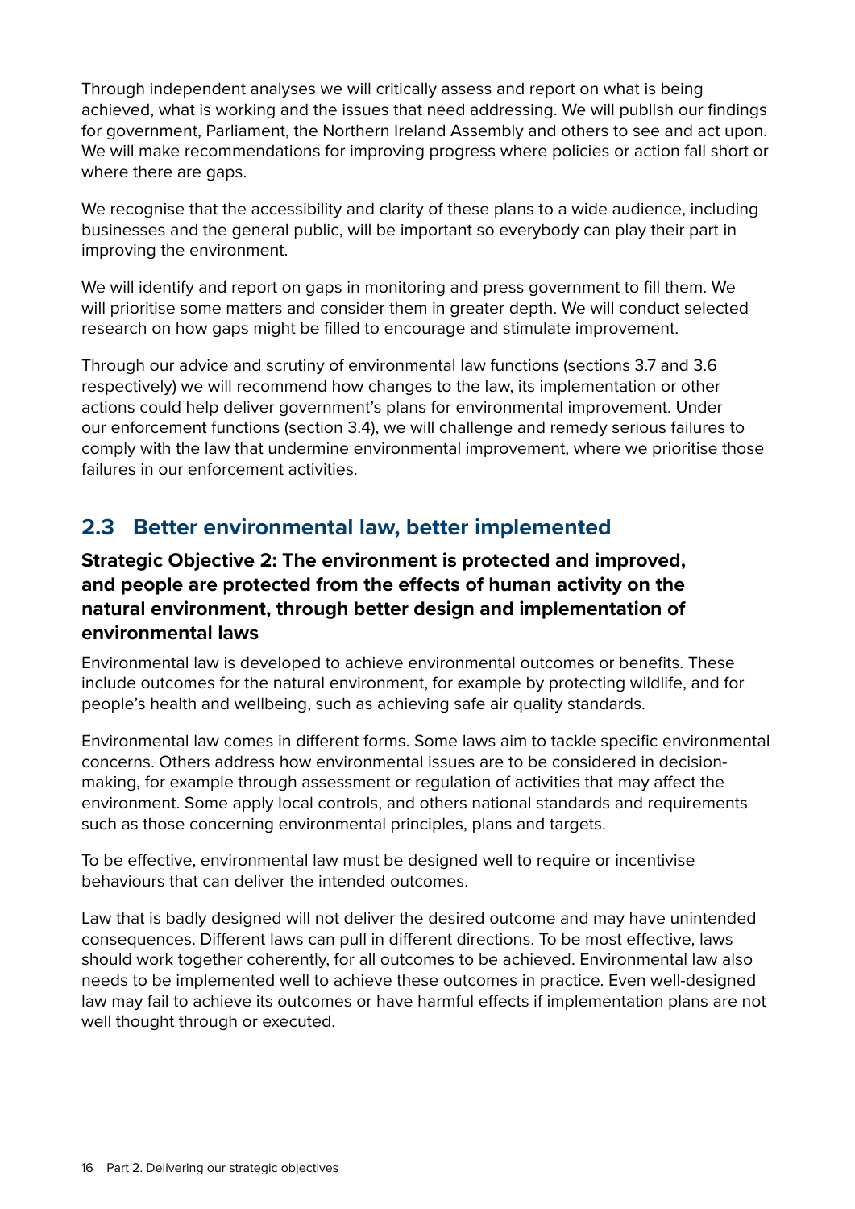Through independent analyses we will critically assess and report on what is being achieved, what is working and the issues that need addressing. We will publish our findings for government, Parliament, the Northern Ireland Assembly and others to see and act upon. We will make recommendations for improving progress where policies or action fall short or where there are gaps.

We recognise that the accessibility and clarity of these plans to a wide audience, including businesses and the general public, will be important so everybody can play their part in improving the environment.

We will identify and report on gaps in monitoring and press government to fill them. We will prioritise some matters and consider them in greater depth. We will conduct selected research on how gaps might be filled to encourage and stimulate improvement.

Through our advice and scrutiny of environmental law functions (sections 3.7 and 3.6 respectively) we will recommend how changes to the law, its implementation or other actions could help deliver government's plans for environmental improvement. Under our enforcement functions (section 3.4), we will challenge and remedy serious failures to comply with the law that undermine environmental improvement, where we prioritise those failures in our enforcement activities.

## 2.3 Better environmental law, better implemented

### Strategic Objective 2: The environment is protected and improved, and people are protected from the effects of human activity on the natural environment, through better design and implementation of environmental laws

Environmental law is developed to achieve environmental outcomes or benefits. These include outcomes for the natural environment, for example by protecting wildlife, and for people's health and wellbeing, such as achieving safe air quality standards.

Environmental law comes in different forms. Some laws aim to tackle specific environmental concerns. Others address how environmental issues are to be considered in decision-making, for example through assessment or regulation of activities that may affect the environment. Some apply local controls, and others national standards and requirements such as those concerning environmental principles, plans and targets.

To be effective, environmental law must be designed well to require or incentivise behaviours that can deliver the intended outcomes.

Law that is badly designed will not deliver the desired outcome and may have unintended consequences. Different laws can pull in different directions. To be most effective, laws should work together coherently, for all outcomes to be achieved. Environmental law also needs to be implemented well to achieve these outcomes in practice. Even well-designed law may fail to achieve its outcomes or have harmful effects if implementation plans are not well thought through or executed.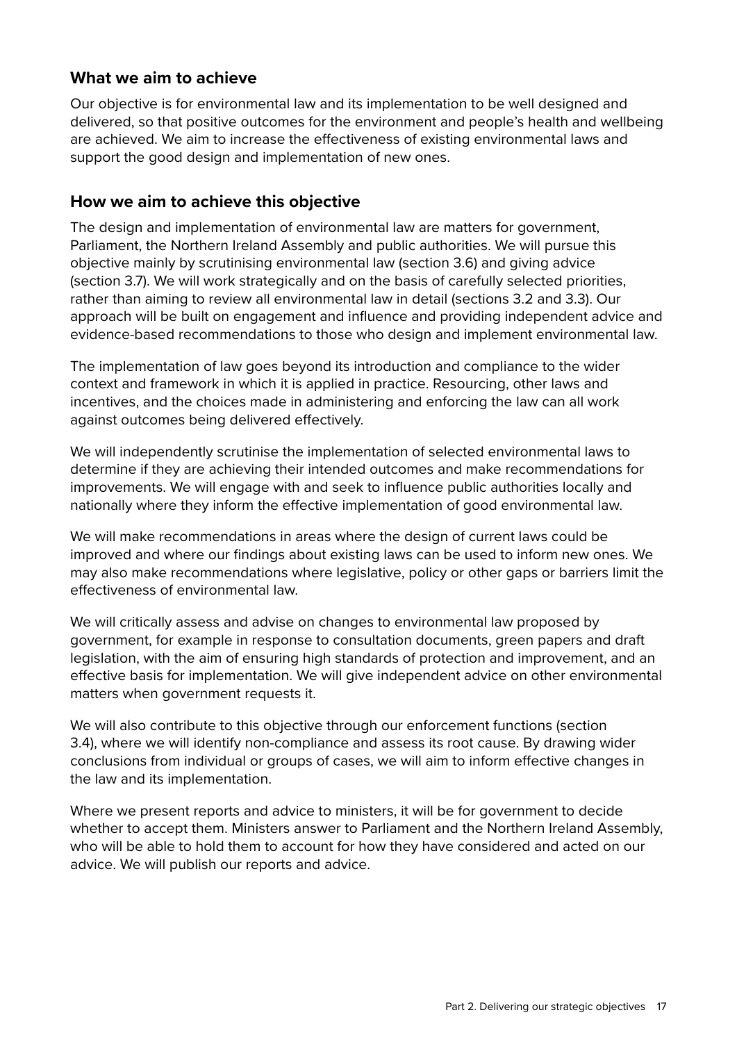### What we aim to achieve

Our objective is for environmental law and its implementation to be well designed and delivered, so that positive outcomes for the environment and people's health and wellbeing are achieved. We aim to increase the effectiveness of existing environmental laws and support the good design and implementation of new ones.

### How we aim to achieve this objective

The design and implementation of environmental law are matters for government, Parliament, the Northern Ireland Assembly and public authorities. We will pursue this objective mainly by scrutinising environmental law (section 3.6) and giving advice (section 3.7). We will work strategically and on the basis of carefully selected priorities, rather than aiming to review all environmental law in detail (sections 3.2 and 3.3). Our approach will be built on engagement and influence and providing independent advice and evidence-based recommendations to those who design and implement environmental law.

The implementation of law goes beyond its introduction and compliance to the wider context and framework in which it is applied in practice. Resourcing, other laws and incentives, and the choices made in administering and enforcing the law can all work against outcomes being delivered effectively.

We will independently scrutinise the implementation of selected environmental laws to determine if they are achieving their intended outcomes and make recommendations for improvements. We will engage with and seek to influence public authorities locally and nationally where they inform the effective implementation of good environmental law.

We will make recommendations in areas where the design of current laws could be improved and where our findings about existing laws can be used to inform new ones. We may also make recommendations where legislative, policy or other gaps or barriers limit the effectiveness of environmental law.

We will critically assess and advise on changes to environmental law proposed by government, for example in response to consultation documents, green papers and draft legislation, with the aim of ensuring high standards of protection and improvement, and an effective basis for implementation. We will give independent advice on other environmental matters when government requests it.

We will also contribute to this objective through our enforcement functions (section 3.4), where we will identify non-compliance and assess its root cause. By drawing wider conclusions from individual or groups of cases, we will aim to inform effective changes in the law and its implementation.

Where we present reports and advice to ministers, it will be for government to decide whether to accept them. Ministers answer to Parliament and the Northern Ireland Assembly, who will be able to hold them to account for how they have considered and acted on our advice. We will publish our reports and advice.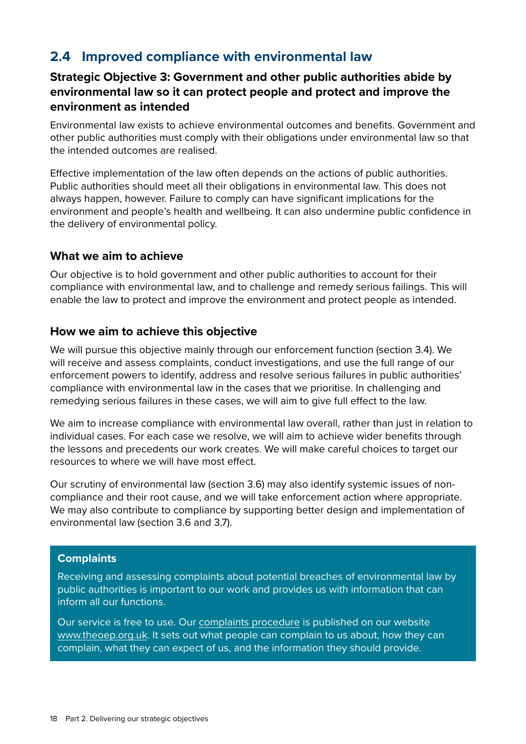## 2.4 Improved compliance with environmental law

### Strategic Objective 3: Government and other public authorities abide by environmental law so it can protect people and protect and improve the environment as intended

Environmental law exists to achieve environmental outcomes and benefits. Government and other public authorities must comply with their obligations under environmental law so that the intended outcomes are realised.

Effective implementation of the law often depends on the actions of public authorities. Public authorities should meet all their obligations in environmental law. This does not always happen, however. Failure to comply can have significant implications for the environment and people's health and wellbeing. It can also undermine public confidence in the delivery of environmental policy.

### What we aim to achieve

Our objective is to hold government and other public authorities to account for their compliance with environmental law, and to challenge and remedy serious failings. This will enable the law to protect and improve the environment and protect people as intended.

### How we aim to achieve this objective

We will pursue this objective mainly through our enforcement function (section 3.4). We will receive and assess complaints, conduct investigations, and use the full range of our enforcement powers to identify, address and resolve serious failures in public authorities' compliance with environmental law in the cases that we prioritise. In challenging and remedying serious failures in these cases, we will aim to give full effect to the law.

We aim to increase compliance with environmental law overall, rather than just in relation to individual cases. For each case we resolve, we will aim to achieve wider benefits through the lessons and precedents our work creates. We will make careful choices to target our resources to where we will have most effect.

Our scrutiny of environmental law (section 3.6) may also identify systemic issues of non-compliance and their root cause, and we will take enforcement action where appropriate. We may also contribute to compliance by supporting better design and implementation of environmental law (section 3.6 and 3.7).

**Complaints**

Receiving and assessing complaints about potential breaches of environmental law by public authorities is important to our work and provides us with information that can inform all our functions.

Our service is free to use. Our complaints procedure is published on our website www.theoep.org.uk. It sets out what people can complain to us about, how they can complain, what they can expect of us, and the information they should provide.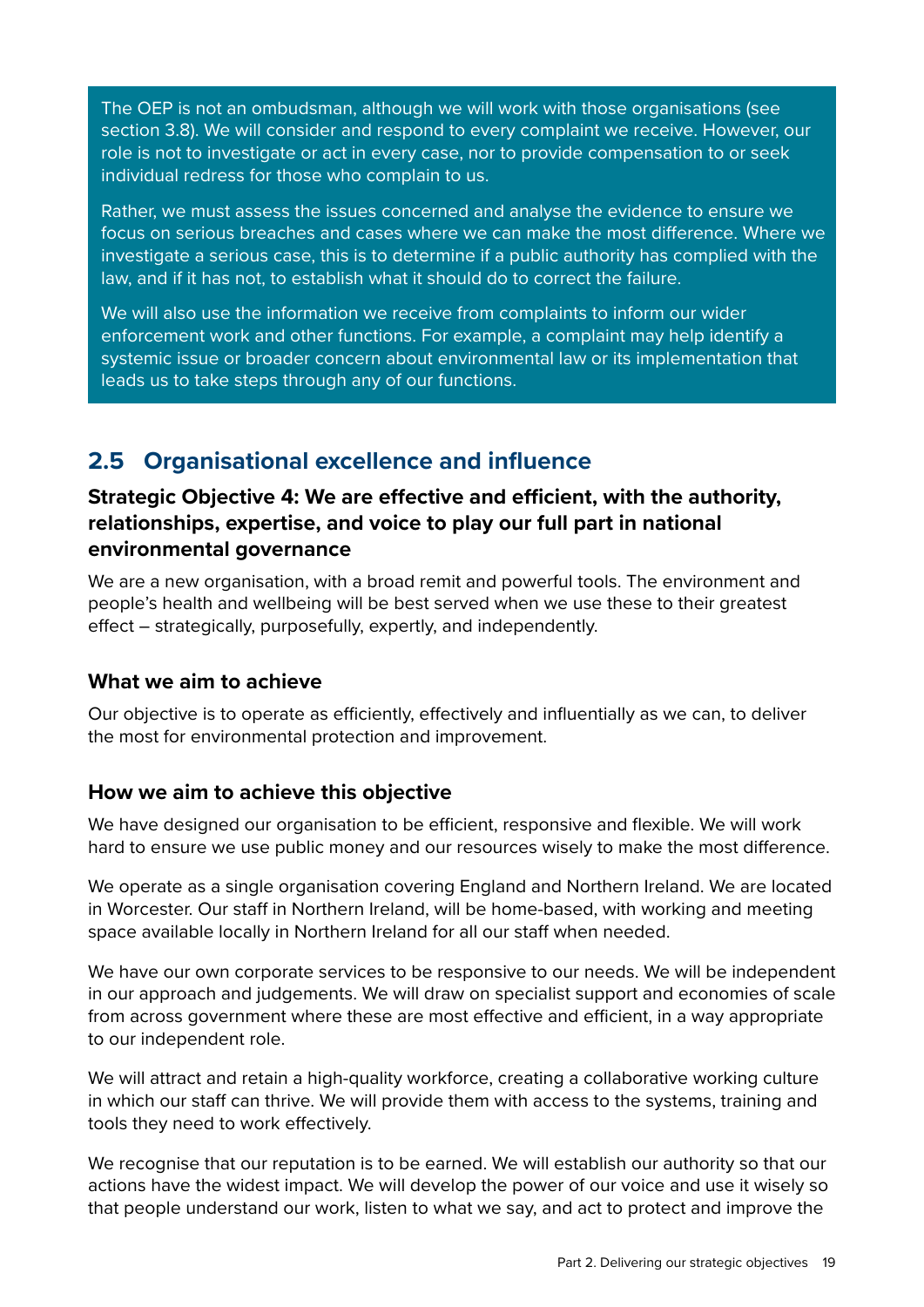The OEP is not an ombudsman, although we will work with those organisations (see section 3.8). We will consider and respond to every complaint we receive. However, our role is not to investigate or act in every case, nor to provide compensation to or seek individual redress for those who complain to us.

Rather, we must assess the issues concerned and analyse the evidence to ensure we focus on serious breaches and cases where we can make the most difference. Where we investigate a serious case, this is to determine if a public authority has complied with the law, and if it has not, to establish what it should do to correct the failure.

We will also use the information we receive from complaints to inform our wider enforcement work and other functions. For example, a complaint may help identify a systemic issue or broader concern about environmental law or its implementation that leads us to take steps through any of our functions.

## 2.5 Organisational excellence and influence

### Strategic Objective 4: We are effective and efficient, with the authority, relationships, expertise, and voice to play our full part in national environmental governance

We are a new organisation, with a broad remit and powerful tools. The environment and people's health and wellbeing will be best served when we use these to their greatest effect – strategically, purposefully, expertly, and independently.

### What we aim to achieve

Our objective is to operate as efficiently, effectively and influentially as we can, to deliver the most for environmental protection and improvement.

### How we aim to achieve this objective

We have designed our organisation to be efficient, responsive and flexible. We will work hard to ensure we use public money and our resources wisely to make the most difference.

We operate as a single organisation covering England and Northern Ireland. We are located in Worcester. Our staff in Northern Ireland, will be home-based, with working and meeting space available locally in Northern Ireland for all our staff when needed.

We have our own corporate services to be responsive to our needs. We will be independent in our approach and judgements. We will draw on specialist support and economies of scale from across government where these are most effective and efficient, in a way appropriate to our independent role.

We will attract and retain a high-quality workforce, creating a collaborative working culture in which our staff can thrive. We will provide them with access to the systems, training and tools they need to work effectively.

We recognise that our reputation is to be earned. We will establish our authority so that our actions have the widest impact. We will develop the power of our voice and use it wisely so that people understand our work, listen to what we say, and act to protect and improve the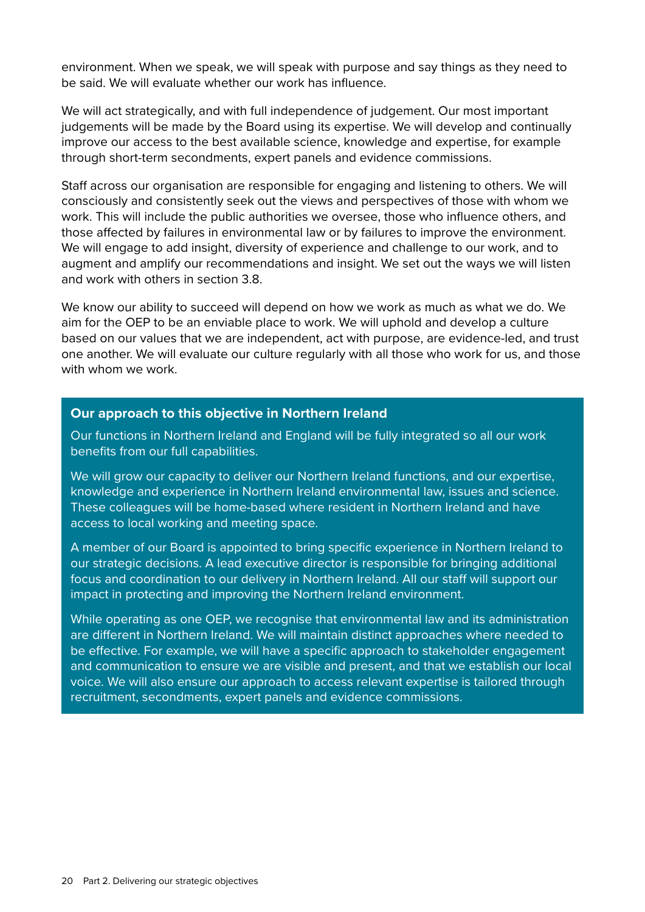environment. When we speak, we will speak with purpose and say things as they need to be said. We will evaluate whether our work has influence.

We will act strategically, and with full independence of judgement. Our most important judgements will be made by the Board using its expertise. We will develop and continually improve our access to the best available science, knowledge and expertise, for example through short-term secondments, expert panels and evidence commissions.

Staff across our organisation are responsible for engaging and listening to others. We will consciously and consistently seek out the views and perspectives of those with whom we work. This will include the public authorities we oversee, those who influence others, and those affected by failures in environmental law or by failures to improve the environment. We will engage to add insight, diversity of experience and challenge to our work, and to augment and amplify our recommendations and insight. We set out the ways we will listen and work with others in section 3.8.

We know our ability to succeed will depend on how we work as much as what we do. We aim for the OEP to be an enviable place to work. We will uphold and develop a culture based on our values that we are independent, act with purpose, are evidence-led, and trust one another. We will evaluate our culture regularly with all those who work for us, and those with whom we work.

**Our approach to this objective in Northern Ireland**

Our functions in Northern Ireland and England will be fully integrated so all our work benefits from our full capabilities.

We will grow our capacity to deliver our Northern Ireland functions, and our expertise, knowledge and experience in Northern Ireland environmental law, issues and science. These colleagues will be home-based where resident in Northern Ireland and have access to local working and meeting space.

A member of our Board is appointed to bring specific experience in Northern Ireland to our strategic decisions. A lead executive director is responsible for bringing additional focus and coordination to our delivery in Northern Ireland. All our staff will support our impact in protecting and improving the Northern Ireland environment.

While operating as one OEP, we recognise that environmental law and its administration are different in Northern Ireland. We will maintain distinct approaches where needed to be effective. For example, we will have a specific approach to stakeholder engagement and communication to ensure we are visible and present, and that we establish our local voice. We will also ensure our approach to access relevant expertise is tailored through recruitment, secondments, expert panels and evidence commissions.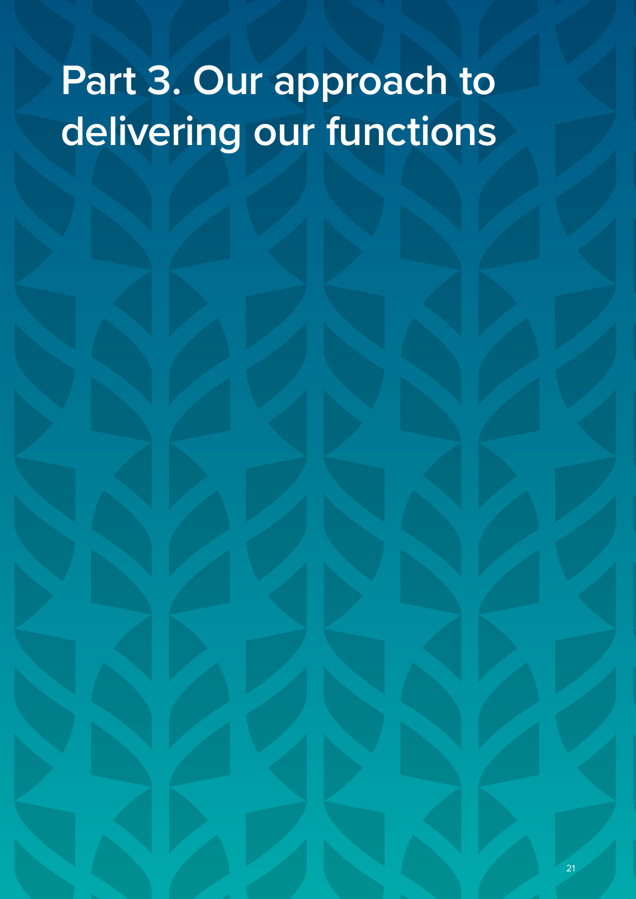# Part 3. Our approach to delivering our functions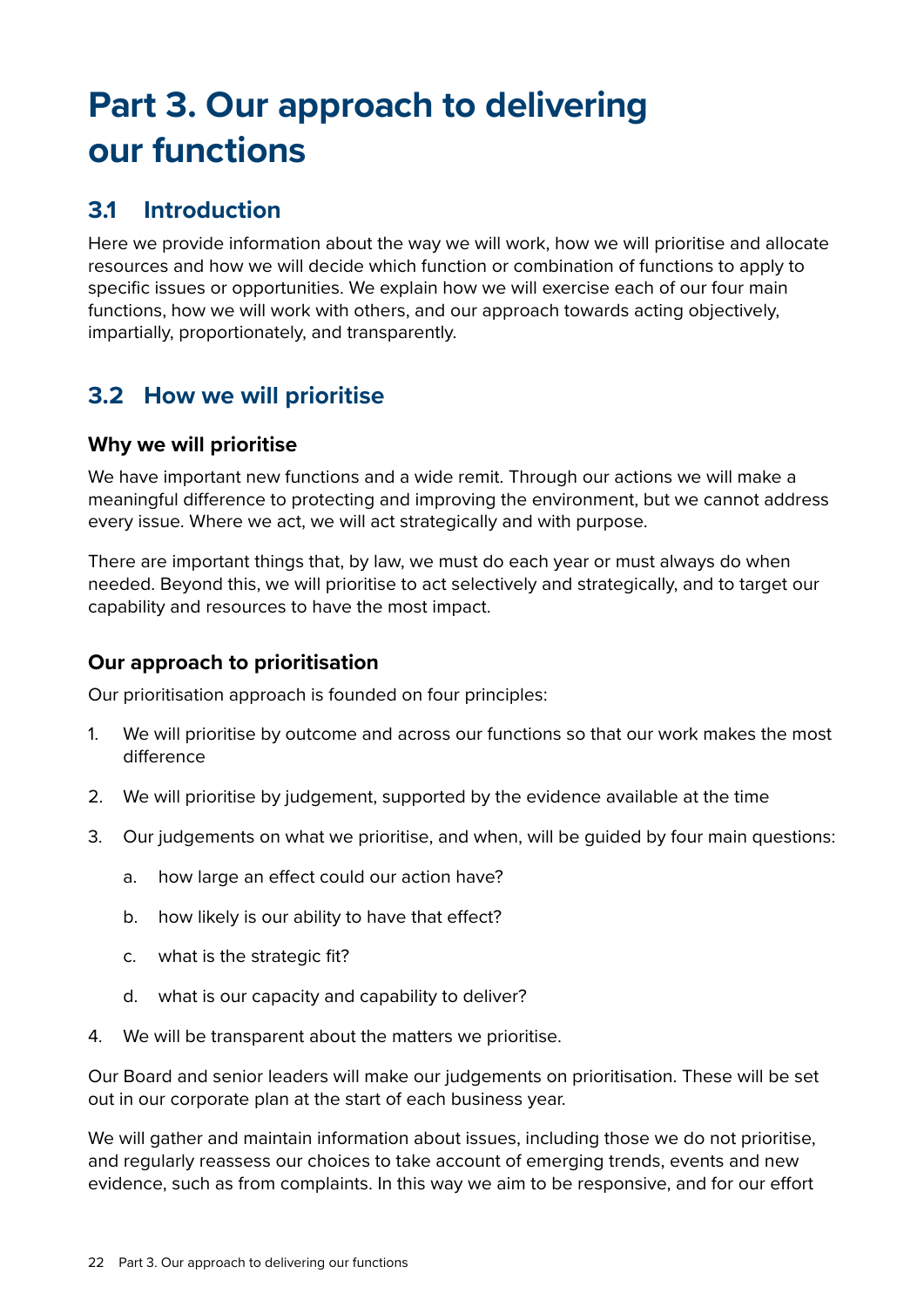# Part 3. Our approach to delivering our functions

## 3.1 Introduction

Here we provide information about the way we will work, how we will prioritise and allocate resources and how we will decide which function or combination of functions to apply to specific issues or opportunities. We explain how we will exercise each of our four main functions, how we will work with others, and our approach towards acting objectively, impartially, proportionately, and transparently.

## 3.2 How we will prioritise

### Why we will prioritise

We have important new functions and a wide remit. Through our actions we will make a meaningful difference to protecting and improving the environment, but we cannot address every issue. Where we act, we will act strategically and with purpose.

There are important things that, by law, we must do each year or must always do when needed. Beyond this, we will prioritise to act selectively and strategically, and to target our capability and resources to have the most impact.

### Our approach to prioritisation

Our prioritisation approach is founded on four principles:

1. We will prioritise by outcome and across our functions so that our work makes the most difference
2. We will prioritise by judgement, supported by the evidence available at the time
3. Our judgements on what we prioritise, and when, will be guided by four main questions:
    a. how large an effect could our action have?
    b. how likely is our ability to have that effect?
    c. what is the strategic fit?
    d. what is our capacity and capability to deliver?
4. We will be transparent about the matters we prioritise.

Our Board and senior leaders will make our judgements on prioritisation. These will be set out in our corporate plan at the start of each business year.

We will gather and maintain information about issues, including those we do not prioritise, and regularly reassess our choices to take account of emerging trends, events and new evidence, such as from complaints. In this way we aim to be responsive, and for our effort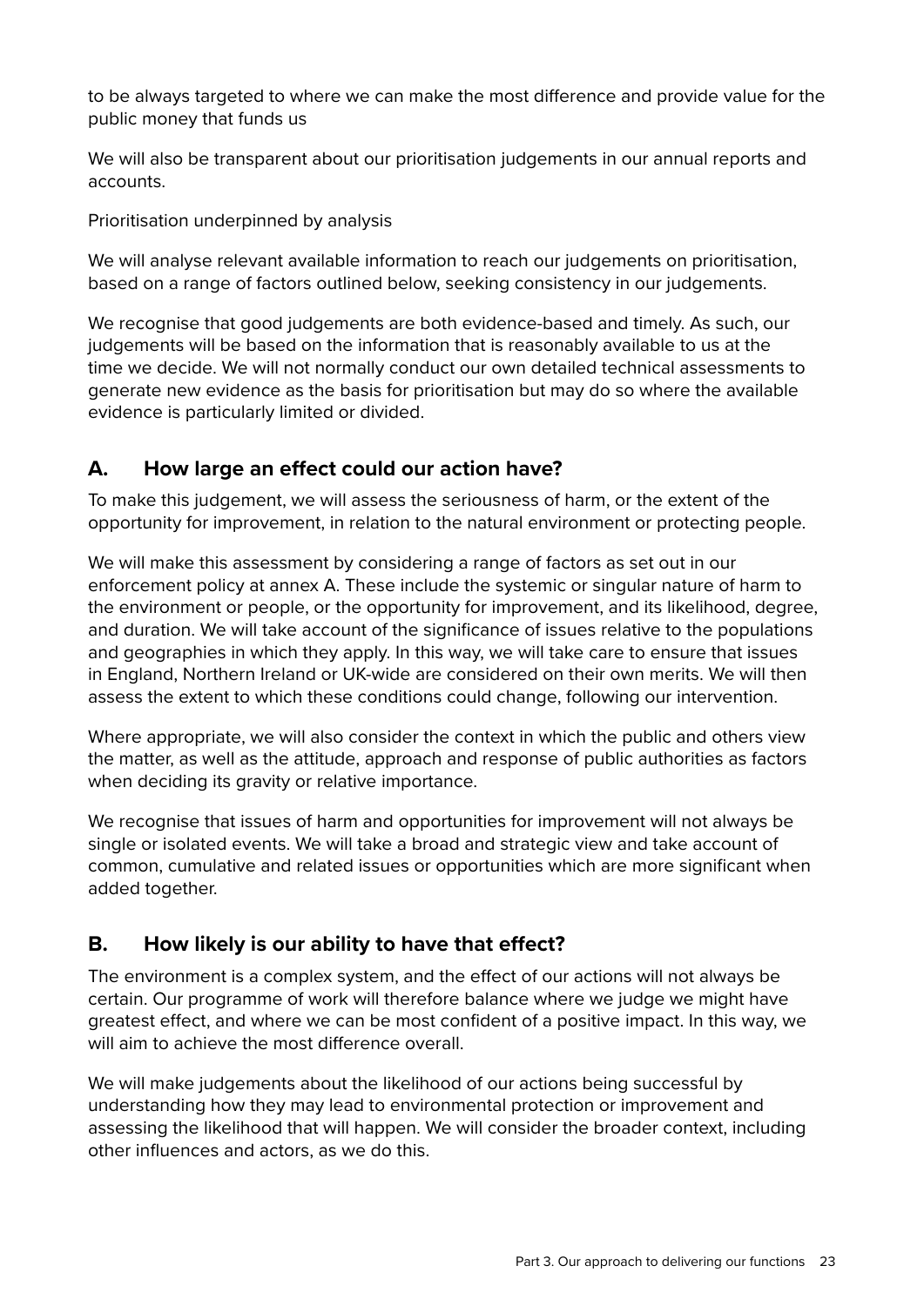to be always targeted to where we can make the most difference and provide value for the public money that funds us

We will also be transparent about our prioritisation judgements in our annual reports and accounts.

Prioritisation underpinned by analysis

We will analyse relevant available information to reach our judgements on prioritisation, based on a range of factors outlined below, seeking consistency in our judgements.

We recognise that good judgements are both evidence-based and timely. As such, our judgements will be based on the information that is reasonably available to us at the time we decide. We will not normally conduct our own detailed technical assessments to generate new evidence as the basis for prioritisation but may do so where the available evidence is particularly limited or divided.

### A. How large an effect could our action have?

To make this judgement, we will assess the seriousness of harm, or the extent of the opportunity for improvement, in relation to the natural environment or protecting people.

We will make this assessment by considering a range of factors as set out in our enforcement policy at annex A. These include the systemic or singular nature of harm to the environment or people, or the opportunity for improvement, and its likelihood, degree, and duration. We will take account of the significance of issues relative to the populations and geographies in which they apply. In this way, we will take care to ensure that issues in England, Northern Ireland or UK-wide are considered on their own merits. We will then assess the extent to which these conditions could change, following our intervention.

Where appropriate, we will also consider the context in which the public and others view the matter, as well as the attitude, approach and response of public authorities as factors when deciding its gravity or relative importance.

We recognise that issues of harm and opportunities for improvement will not always be single or isolated events. We will take a broad and strategic view and take account of common, cumulative and related issues or opportunities which are more significant when added together.

### B. How likely is our ability to have that effect?

The environment is a complex system, and the effect of our actions will not always be certain. Our programme of work will therefore balance where we judge we might have greatest effect, and where we can be most confident of a positive impact. In this way, we will aim to achieve the most difference overall.

We will make judgements about the likelihood of our actions being successful by understanding how they may lead to environmental protection or improvement and assessing the likelihood that will happen. We will consider the broader context, including other influences and actors, as we do this.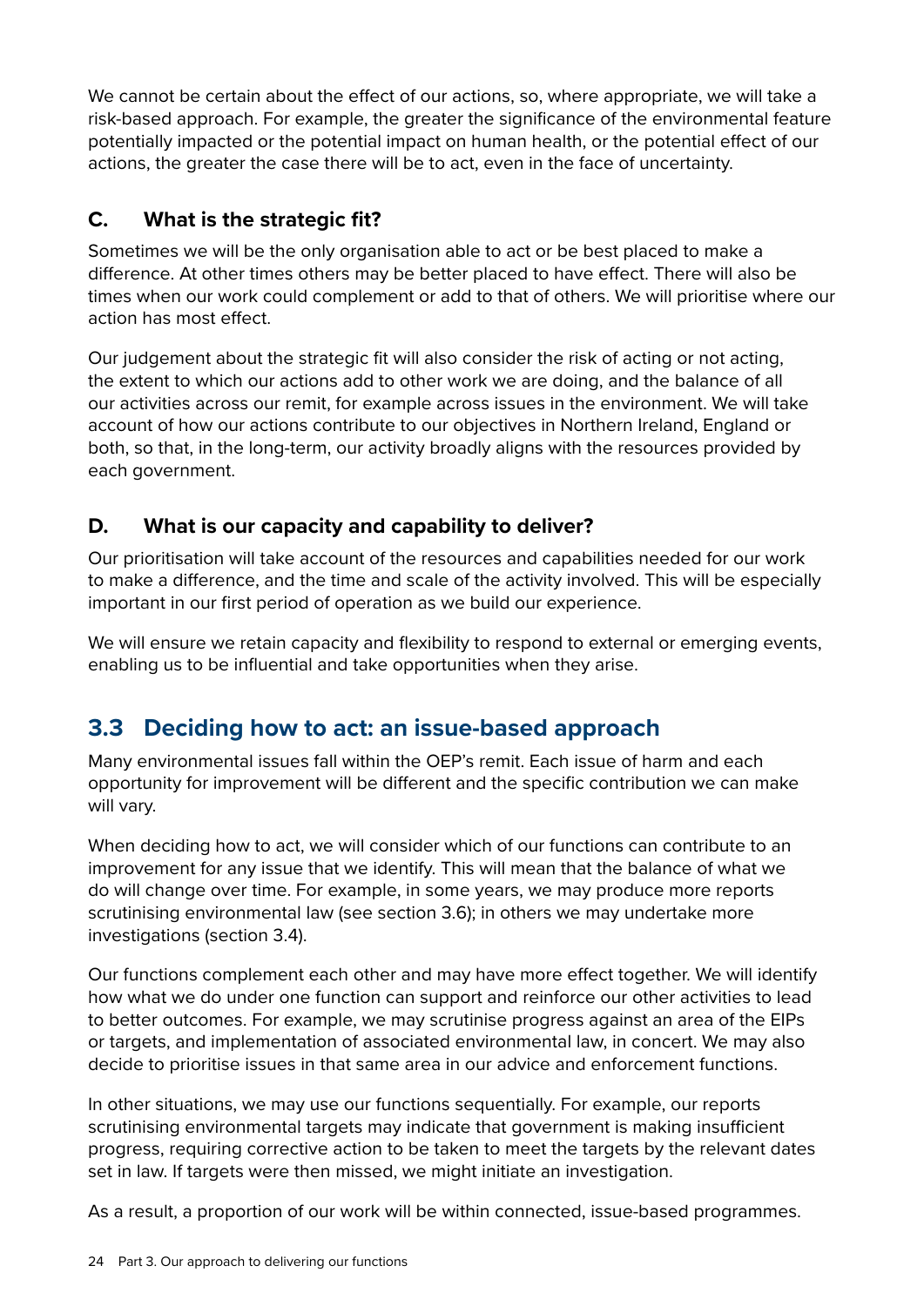We cannot be certain about the effect of our actions, so, where appropriate, we will take a risk-based approach. For example, the greater the significance of the environmental feature potentially impacted or the potential impact on human health, or the potential effect of our actions, the greater the case there will be to act, even in the face of uncertainty.

### C. What is the strategic fit?

Sometimes we will be the only organisation able to act or be best placed to make a difference. At other times others may be better placed to have effect. There will also be times when our work could complement or add to that of others. We will prioritise where our action has most effect.

Our judgement about the strategic fit will also consider the risk of acting or not acting, the extent to which our actions add to other work we are doing, and the balance of all our activities across our remit, for example across issues in the environment. We will take account of how our actions contribute to our objectives in Northern Ireland, England or both, so that, in the long-term, our activity broadly aligns with the resources provided by each government.

### D. What is our capacity and capability to deliver?

Our prioritisation will take account of the resources and capabilities needed for our work to make a difference, and the time and scale of the activity involved. This will be especially important in our first period of operation as we build our experience.

We will ensure we retain capacity and flexibility to respond to external or emerging events, enabling us to be influential and take opportunities when they arise.

## 3.3 Deciding how to act: an issue-based approach

Many environmental issues fall within the OEP's remit. Each issue of harm and each opportunity for improvement will be different and the specific contribution we can make will vary.

When deciding how to act, we will consider which of our functions can contribute to an improvement for any issue that we identify. This will mean that the balance of what we do will change over time. For example, in some years, we may produce more reports scrutinising environmental law (see section 3.6); in others we may undertake more investigations (section 3.4).

Our functions complement each other and may have more effect together. We will identify how what we do under one function can support and reinforce our other activities to lead to better outcomes. For example, we may scrutinise progress against an area of the EIPs or targets, and implementation of associated environmental law, in concert. We may also decide to prioritise issues in that same area in our advice and enforcement functions.

In other situations, we may use our functions sequentially. For example, our reports scrutinising environmental targets may indicate that government is making insufficient progress, requiring corrective action to be taken to meet the targets by the relevant dates set in law. If targets were then missed, we might initiate an investigation.

As a result, a proportion of our work will be within connected, issue-based programmes.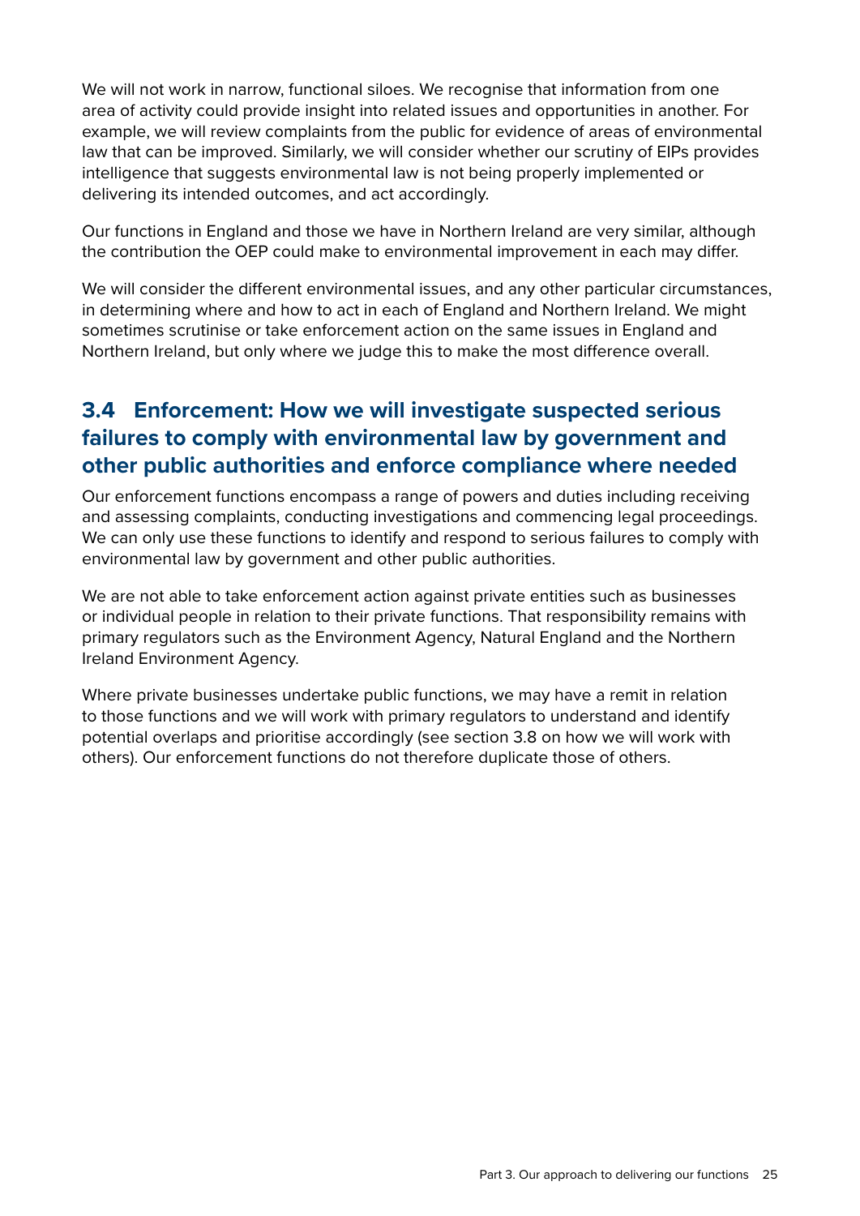We will not work in narrow, functional siloes. We recognise that information from one area of activity could provide insight into related issues and opportunities in another. For example, we will review complaints from the public for evidence of areas of environmental law that can be improved. Similarly, we will consider whether our scrutiny of EIPs provides intelligence that suggests environmental law is not being properly implemented or delivering its intended outcomes, and act accordingly.

Our functions in England and those we have in Northern Ireland are very similar, although the contribution the OEP could make to environmental improvement in each may differ.

We will consider the different environmental issues, and any other particular circumstances, in determining where and how to act in each of England and Northern Ireland. We might sometimes scrutinise or take enforcement action on the same issues in England and Northern Ireland, but only where we judge this to make the most difference overall.

## 3.4 Enforcement: How we will investigate suspected serious failures to comply with environmental law by government and other public authorities and enforce compliance where needed

Our enforcement functions encompass a range of powers and duties including receiving and assessing complaints, conducting investigations and commencing legal proceedings. We can only use these functions to identify and respond to serious failures to comply with environmental law by government and other public authorities.

We are not able to take enforcement action against private entities such as businesses or individual people in relation to their private functions. That responsibility remains with primary regulators such as the Environment Agency, Natural England and the Northern Ireland Environment Agency.

Where private businesses undertake public functions, we may have a remit in relation to those functions and we will work with primary regulators to understand and identify potential overlaps and prioritise accordingly (see section 3.8 on how we will work with others). Our enforcement functions do not therefore duplicate those of others.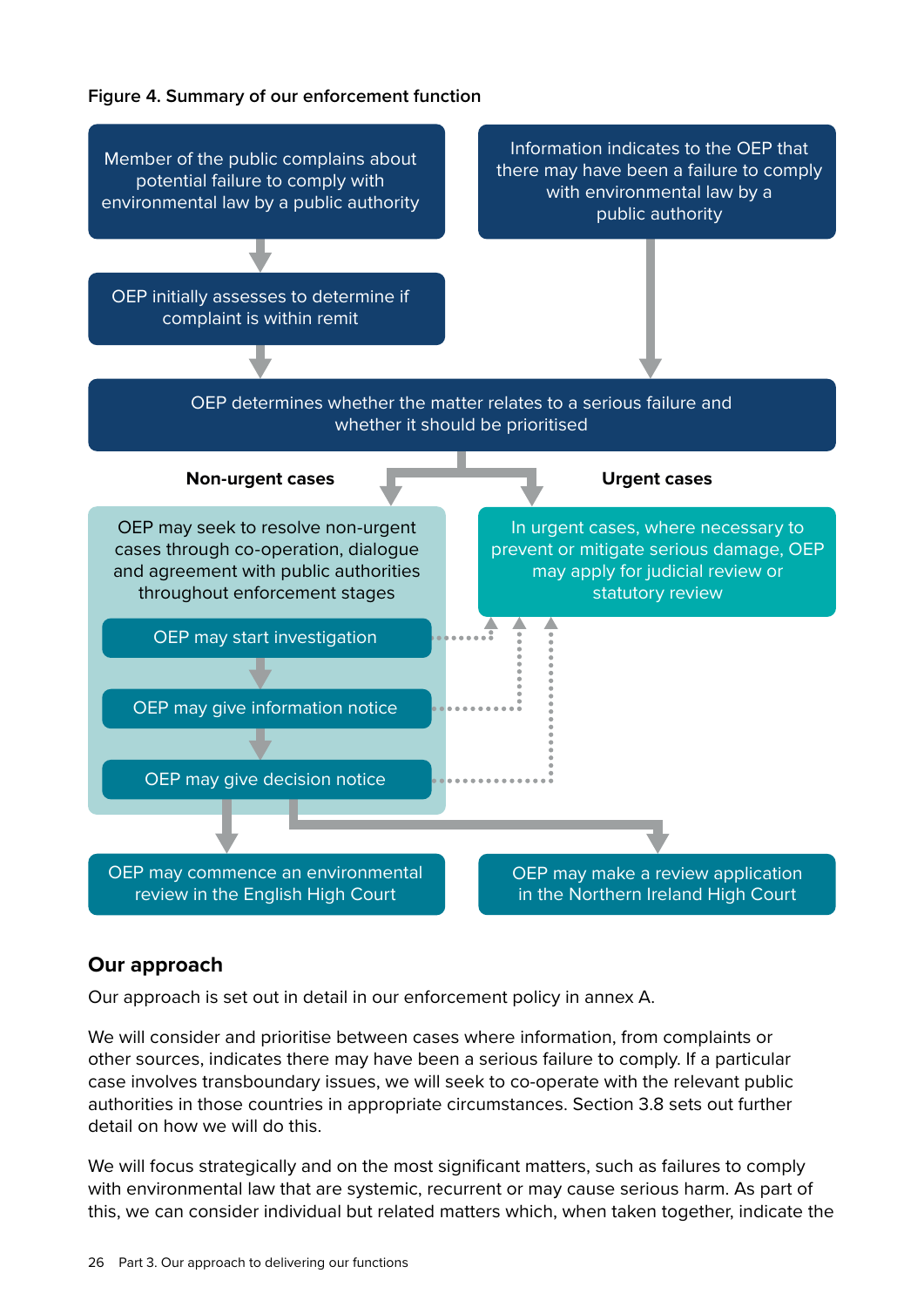**Figure 4. Summary of our enforcement function**

Member of the public complains about potential failure to comply with environmental law by a public authority

OEP initially assesses to determine if complaint is within remit

Information indicates to the OEP that there may have been a failure to comply with environmental law by a public authority

OEP determines whether the matter relates to a serious failure and whether it should be prioritised

**Non-urgent cases**

OEP may seek to resolve non-urgent cases through co-operation, dialogue and agreement with public authorities throughout enforcement stages

OEP may start investigation

OEP may give information notice

OEP may give decision notice

**Urgent cases**

In urgent cases, where necessary to prevent or mitigate serious damage, OEP may apply for judicial review or statutory review

OEP may commence an environmental review in the English High Court

OEP may make a review application in the Northern Ireland High Court

## Our approach

Our approach is set out in detail in our enforcement policy in annex A.

We will consider and prioritise between cases where information, from complaints or other sources, indicates there may have been a serious failure to comply. If a particular case involves transboundary issues, we will seek to co-operate with the relevant public authorities in those countries in appropriate circumstances. Section 3.8 sets out further detail on how we will do this.

We will focus strategically and on the most significant matters, such as failures to comply with environmental law that are systemic, recurrent or may cause serious harm. As part of this, we can consider individual but related matters which, when taken together, indicate the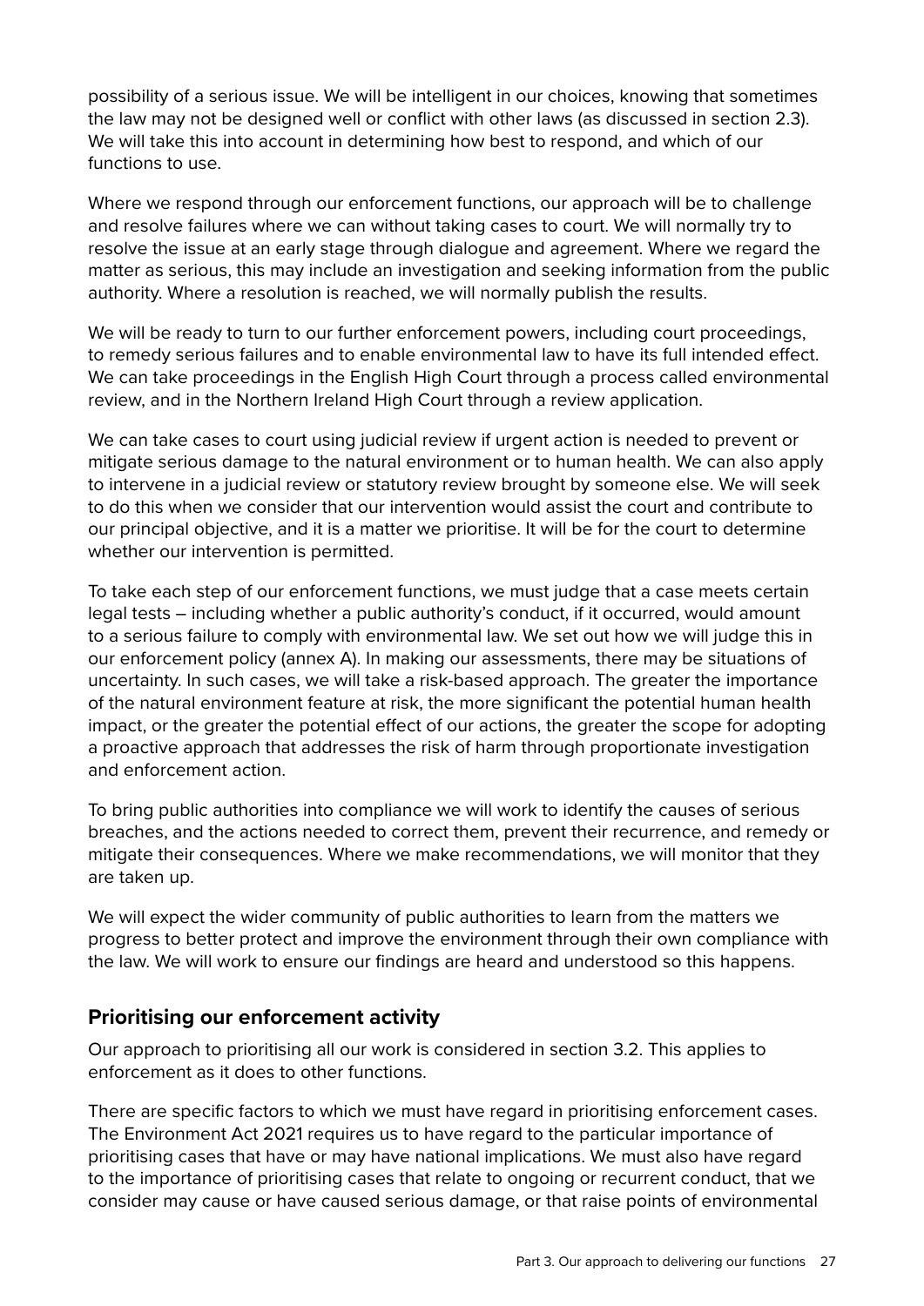possibility of a serious issue. We will be intelligent in our choices, knowing that sometimes the law may not be designed well or conflict with other laws (as discussed in section 2.3). We will take this into account in determining how best to respond, and which of our functions to use.

Where we respond through our enforcement functions, our approach will be to challenge and resolve failures where we can without taking cases to court. We will normally try to resolve the issue at an early stage through dialogue and agreement. Where we regard the matter as serious, this may include an investigation and seeking information from the public authority. Where a resolution is reached, we will normally publish the results.

We will be ready to turn to our further enforcement powers, including court proceedings, to remedy serious failures and to enable environmental law to have its full intended effect. We can take proceedings in the English High Court through a process called environmental review, and in the Northern Ireland High Court through a review application.

We can take cases to court using judicial review if urgent action is needed to prevent or mitigate serious damage to the natural environment or to human health. We can also apply to intervene in a judicial review or statutory review brought by someone else. We will seek to do this when we consider that our intervention would assist the court and contribute to our principal objective, and it is a matter we prioritise. It will be for the court to determine whether our intervention is permitted.

To take each step of our enforcement functions, we must judge that a case meets certain legal tests – including whether a public authority's conduct, if it occurred, would amount to a serious failure to comply with environmental law. We set out how we will judge this in our enforcement policy (annex A). In making our assessments, there may be situations of uncertainty. In such cases, we will take a risk-based approach. The greater the importance of the natural environment feature at risk, the more significant the potential human health impact, or the greater the potential effect of our actions, the greater the scope for adopting a proactive approach that addresses the risk of harm through proportionate investigation and enforcement action.

To bring public authorities into compliance we will work to identify the causes of serious breaches, and the actions needed to correct them, prevent their recurrence, and remedy or mitigate their consequences. Where we make recommendations, we will monitor that they are taken up.

We will expect the wider community of public authorities to learn from the matters we progress to better protect and improve the environment through their own compliance with the law. We will work to ensure our findings are heard and understood so this happens.

### Prioritising our enforcement activity

Our approach to prioritising all our work is considered in section 3.2. This applies to enforcement as it does to other functions.

There are specific factors to which we must have regard in prioritising enforcement cases. The Environment Act 2021 requires us to have regard to the particular importance of prioritising cases that have or may have national implications. We must also have regard to the importance of prioritising cases that relate to ongoing or recurrent conduct, that we consider may cause or have caused serious damage, or that raise points of environmental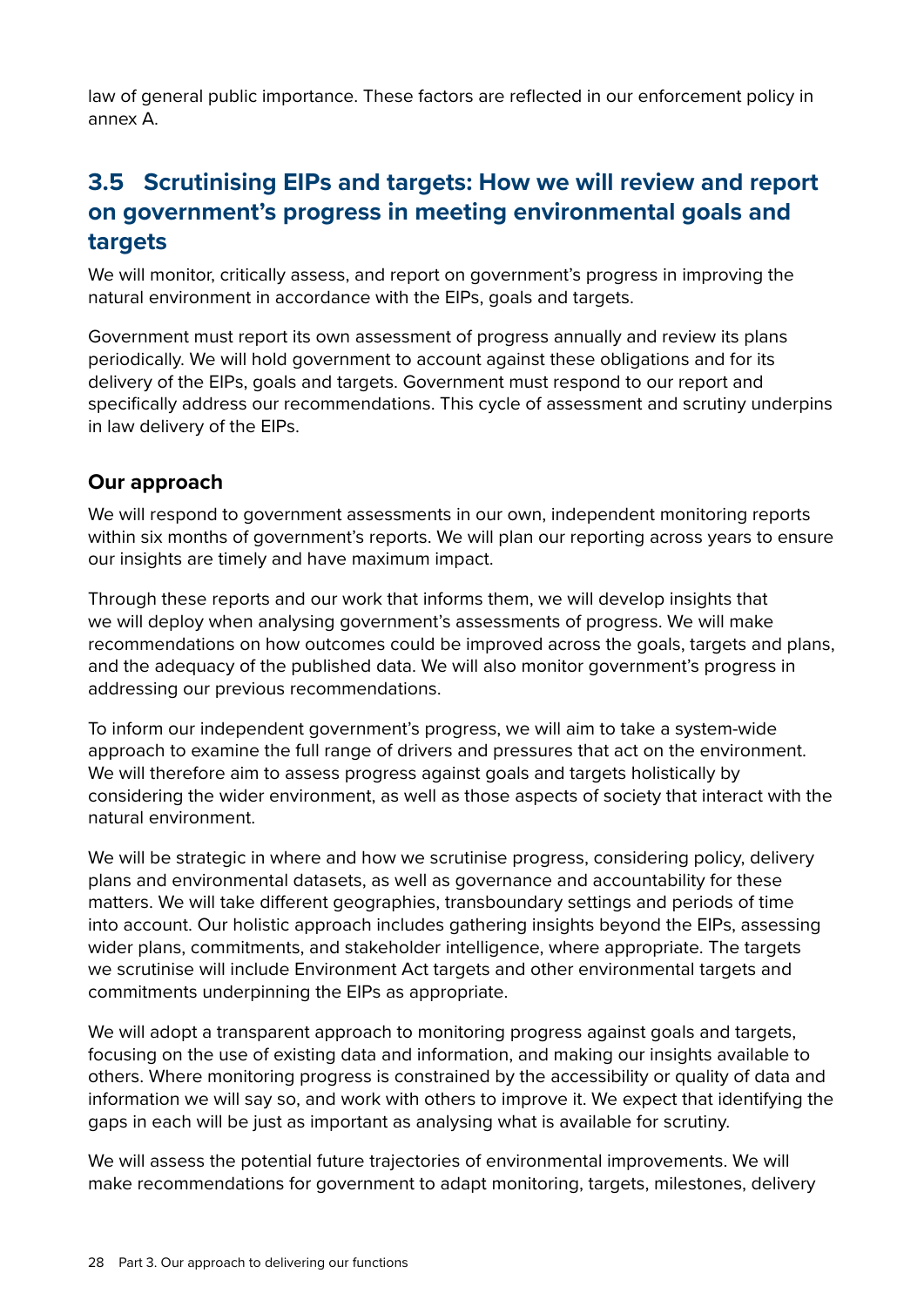law of general public importance. These factors are reflected in our enforcement policy in annex A.

## 3.5 Scrutinising EIPs and targets: How we will review and report on government's progress in meeting environmental goals and targets

We will monitor, critically assess, and report on government's progress in improving the natural environment in accordance with the EIPs, goals and targets.

Government must report its own assessment of progress annually and review its plans periodically. We will hold government to account against these obligations and for its delivery of the EIPs, goals and targets. Government must respond to our report and specifically address our recommendations. This cycle of assessment and scrutiny underpins in law delivery of the EIPs.

### Our approach

We will respond to government assessments in our own, independent monitoring reports within six months of government's reports. We will plan our reporting across years to ensure our insights are timely and have maximum impact.

Through these reports and our work that informs them, we will develop insights that we will deploy when analysing government's assessments of progress. We will make recommendations on how outcomes could be improved across the goals, targets and plans, and the adequacy of the published data. We will also monitor government's progress in addressing our previous recommendations.

To inform our independent government's progress, we will aim to take a system-wide approach to examine the full range of drivers and pressures that act on the environment. We will therefore aim to assess progress against goals and targets holistically by considering the wider environment, as well as those aspects of society that interact with the natural environment.

We will be strategic in where and how we scrutinise progress, considering policy, delivery plans and environmental datasets, as well as governance and accountability for these matters. We will take different geographies, transboundary settings and periods of time into account. Our holistic approach includes gathering insights beyond the EIPs, assessing wider plans, commitments, and stakeholder intelligence, where appropriate. The targets we scrutinise will include Environment Act targets and other environmental targets and commitments underpinning the EIPs as appropriate.

We will adopt a transparent approach to monitoring progress against goals and targets, focusing on the use of existing data and information, and making our insights available to others. Where monitoring progress is constrained by the accessibility or quality of data and information we will say so, and work with others to improve it. We expect that identifying the gaps in each will be just as important as analysing what is available for scrutiny.

We will assess the potential future trajectories of environmental improvements. We will make recommendations for government to adapt monitoring, targets, milestones, delivery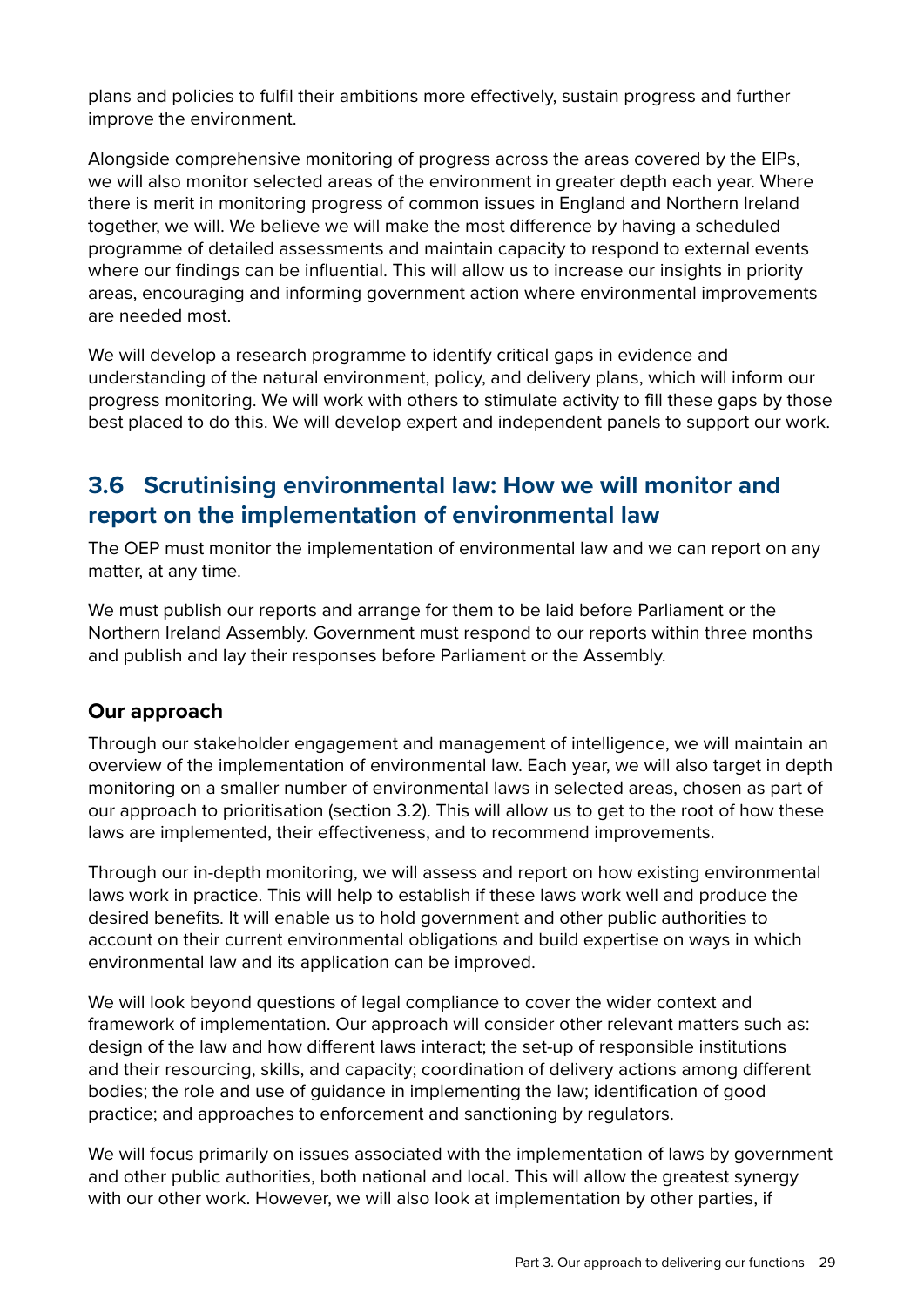plans and policies to fulfil their ambitions more effectively, sustain progress and further improve the environment.

Alongside comprehensive monitoring of progress across the areas covered by the EIPs, we will also monitor selected areas of the environment in greater depth each year. Where there is merit in monitoring progress of common issues in England and Northern Ireland together, we will. We believe we will make the most difference by having a scheduled programme of detailed assessments and maintain capacity to respond to external events where our findings can be influential. This will allow us to increase our insights in priority areas, encouraging and informing government action where environmental improvements are needed most.

We will develop a research programme to identify critical gaps in evidence and understanding of the natural environment, policy, and delivery plans, which will inform our progress monitoring. We will work with others to stimulate activity to fill these gaps by those best placed to do this. We will develop expert and independent panels to support our work.

## 3.6 Scrutinising environmental law: How we will monitor and report on the implementation of environmental law

The OEP must monitor the implementation of environmental law and we can report on any matter, at any time.

We must publish our reports and arrange for them to be laid before Parliament or the Northern Ireland Assembly. Government must respond to our reports within three months and publish and lay their responses before Parliament or the Assembly.

### Our approach

Through our stakeholder engagement and management of intelligence, we will maintain an overview of the implementation of environmental law. Each year, we will also target in depth monitoring on a smaller number of environmental laws in selected areas, chosen as part of our approach to prioritisation (section 3.2). This will allow us to get to the root of how these laws are implemented, their effectiveness, and to recommend improvements.

Through our in-depth monitoring, we will assess and report on how existing environmental laws work in practice. This will help to establish if these laws work well and produce the desired benefits. It will enable us to hold government and other public authorities to account on their current environmental obligations and build expertise on ways in which environmental law and its application can be improved.

We will look beyond questions of legal compliance to cover the wider context and framework of implementation. Our approach will consider other relevant matters such as: design of the law and how different laws interact; the set-up of responsible institutions and their resourcing, skills, and capacity; coordination of delivery actions among different bodies; the role and use of guidance in implementing the law; identification of good practice; and approaches to enforcement and sanctioning by regulators.

We will focus primarily on issues associated with the implementation of laws by government and other public authorities, both national and local. This will allow the greatest synergy with our other work. However, we will also look at implementation by other parties, if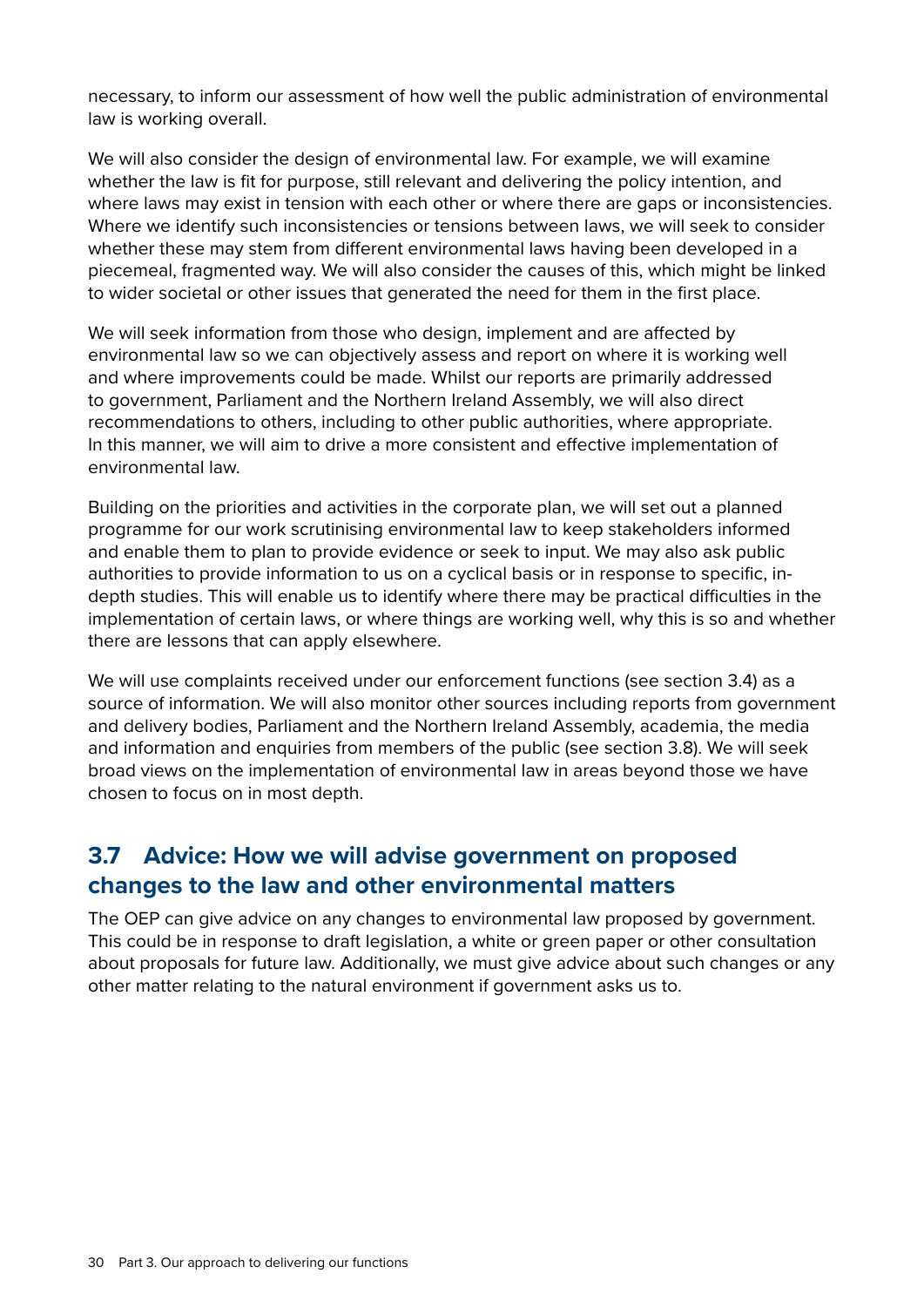necessary, to inform our assessment of how well the public administration of environmental law is working overall.

We will also consider the design of environmental law. For example, we will examine whether the law is fit for purpose, still relevant and delivering the policy intention, and where laws may exist in tension with each other or where there are gaps or inconsistencies. Where we identify such inconsistencies or tensions between laws, we will seek to consider whether these may stem from different environmental laws having been developed in a piecemeal, fragmented way. We will also consider the causes of this, which might be linked to wider societal or other issues that generated the need for them in the first place.

We will seek information from those who design, implement and are affected by environmental law so we can objectively assess and report on where it is working well and where improvements could be made. Whilst our reports are primarily addressed to government, Parliament and the Northern Ireland Assembly, we will also direct recommendations to others, including to other public authorities, where appropriate. In this manner, we will aim to drive a more consistent and effective implementation of environmental law.

Building on the priorities and activities in the corporate plan, we will set out a planned programme for our work scrutinising environmental law to keep stakeholders informed and enable them to plan to provide evidence or seek to input. We may also ask public authorities to provide information to us on a cyclical basis or in response to specific, in-depth studies. This will enable us to identify where there may be practical difficulties in the implementation of certain laws, or where things are working well, why this is so and whether there are lessons that can apply elsewhere.

We will use complaints received under our enforcement functions (see section 3.4) as a source of information. We will also monitor other sources including reports from government and delivery bodies, Parliament and the Northern Ireland Assembly, academia, the media and information and enquiries from members of the public (see section 3.8). We will seek broad views on the implementation of environmental law in areas beyond those we have chosen to focus on in most depth.

## 3.7 Advice: How we will advise government on proposed changes to the law and other environmental matters

The OEP can give advice on any changes to environmental law proposed by government. This could be in response to draft legislation, a white or green paper or other consultation about proposals for future law. Additionally, we must give advice about such changes or any other matter relating to the natural environment if government asks us to.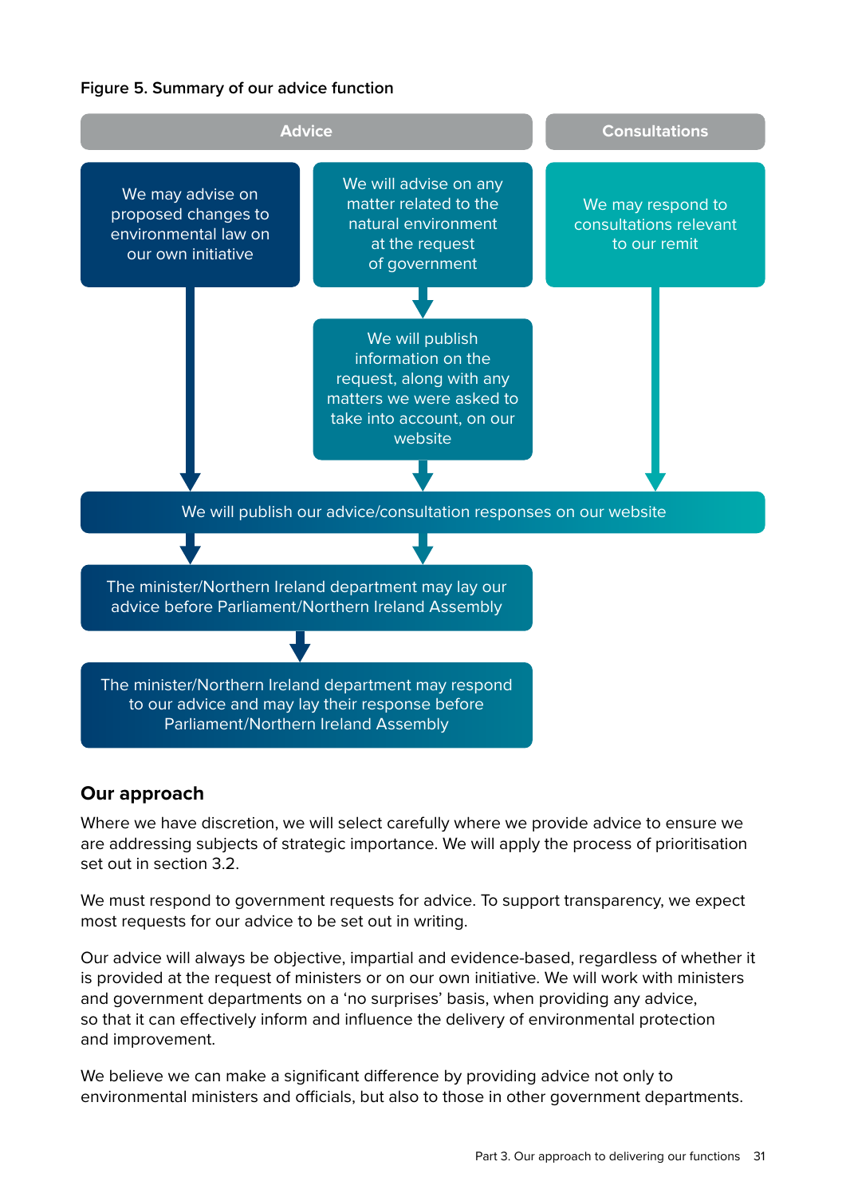**Figure 5. Summary of our advice function**

**Advice**

- We may advise on proposed changes to environmental law on our own initiative
- We will advise on any matter related to the natural environment at the request of government
  - We will publish information on the request, along with any matters we were asked to take into account, on our website

**Consultations**

- We may respond to consultations relevant to our remit

We will publish our advice/consultation responses on our website

The minister/Northern Ireland department may lay our advice before Parliament/Northern Ireland Assembly

The minister/Northern Ireland department may respond to our advice and may lay their response before Parliament/Northern Ireland Assembly

## Our approach

Where we have discretion, we will select carefully where we provide advice to ensure we are addressing subjects of strategic importance. We will apply the process of prioritisation set out in section 3.2.

We must respond to government requests for advice. To support transparency, we expect most requests for our advice to be set out in writing.

Our advice will always be objective, impartial and evidence-based, regardless of whether it is provided at the request of ministers or on our own initiative. We will work with ministers and government departments on a 'no surprises' basis, when providing any advice, so that it can effectively inform and influence the delivery of environmental protection and improvement.

We believe we can make a significant difference by providing advice not only to environmental ministers and officials, but also to those in other government departments.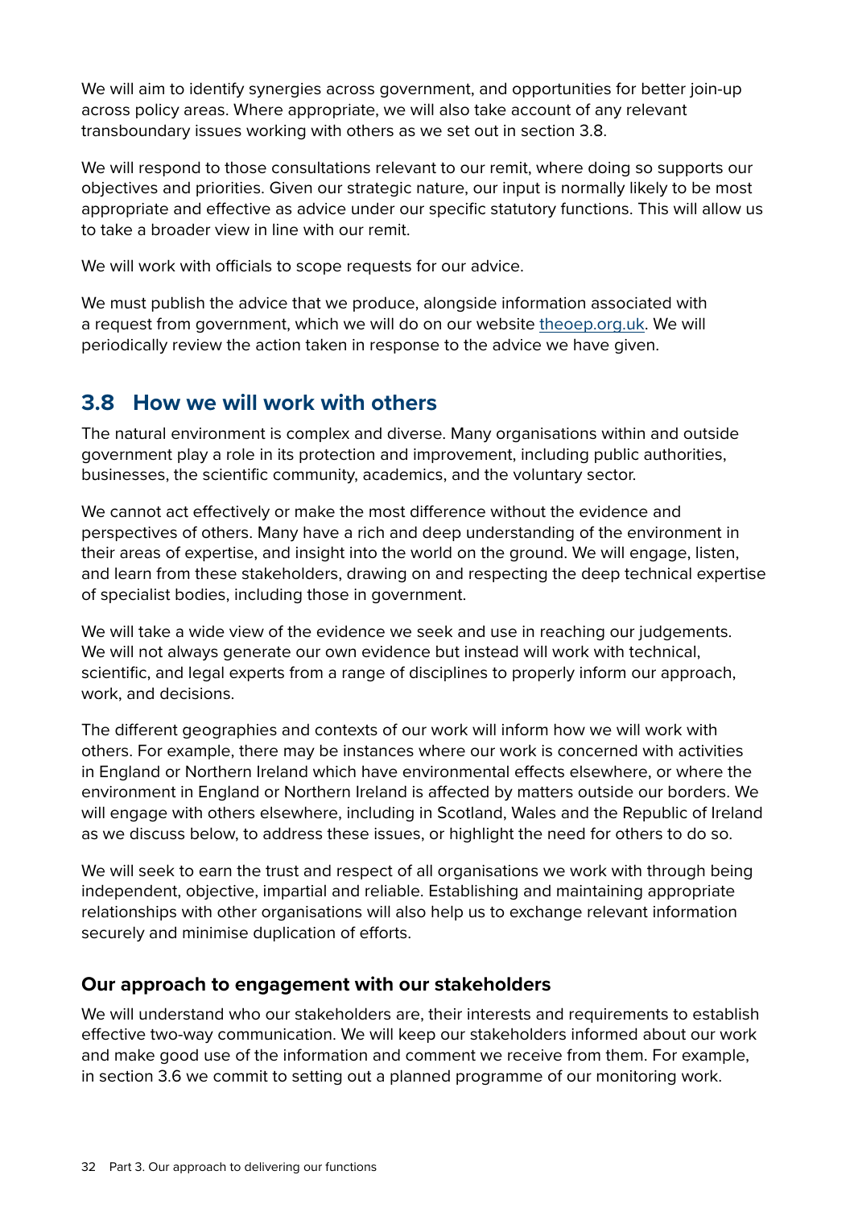We will aim to identify synergies across government, and opportunities for better join-up across policy areas. Where appropriate, we will also take account of any relevant transboundary issues working with others as we set out in section 3.8.

We will respond to those consultations relevant to our remit, where doing so supports our objectives and priorities. Given our strategic nature, our input is normally likely to be most appropriate and effective as advice under our specific statutory functions. This will allow us to take a broader view in line with our remit.

We will work with officials to scope requests for our advice.

We must publish the advice that we produce, alongside information associated with a request from government, which we will do on our website theoep.org.uk. We will periodically review the action taken in response to the advice we have given.

## 3.8 How we will work with others

The natural environment is complex and diverse. Many organisations within and outside government play a role in its protection and improvement, including public authorities, businesses, the scientific community, academics, and the voluntary sector.

We cannot act effectively or make the most difference without the evidence and perspectives of others. Many have a rich and deep understanding of the environment in their areas of expertise, and insight into the world on the ground. We will engage, listen, and learn from these stakeholders, drawing on and respecting the deep technical expertise of specialist bodies, including those in government.

We will take a wide view of the evidence we seek and use in reaching our judgements. We will not always generate our own evidence but instead will work with technical, scientific, and legal experts from a range of disciplines to properly inform our approach, work, and decisions.

The different geographies and contexts of our work will inform how we will work with others. For example, there may be instances where our work is concerned with activities in England or Northern Ireland which have environmental effects elsewhere, or where the environment in England or Northern Ireland is affected by matters outside our borders. We will engage with others elsewhere, including in Scotland, Wales and the Republic of Ireland as we discuss below, to address these issues, or highlight the need for others to do so.

We will seek to earn the trust and respect of all organisations we work with through being independent, objective, impartial and reliable. Establishing and maintaining appropriate relationships with other organisations will also help us to exchange relevant information securely and minimise duplication of efforts.

### Our approach to engagement with our stakeholders

We will understand who our stakeholders are, their interests and requirements to establish effective two-way communication. We will keep our stakeholders informed about our work and make good use of the information and comment we receive from them. For example, in section 3.6 we commit to setting out a planned programme of our monitoring work.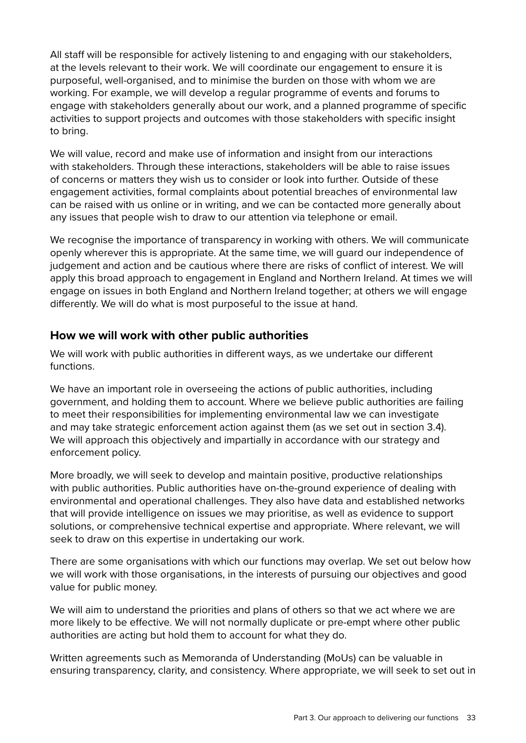All staff will be responsible for actively listening to and engaging with our stakeholders, at the levels relevant to their work. We will coordinate our engagement to ensure it is purposeful, well-organised, and to minimise the burden on those with whom we are working. For example, we will develop a regular programme of events and forums to engage with stakeholders generally about our work, and a planned programme of specific activities to support projects and outcomes with those stakeholders with specific insight to bring.

We will value, record and make use of information and insight from our interactions with stakeholders. Through these interactions, stakeholders will be able to raise issues of concerns or matters they wish us to consider or look into further. Outside of these engagement activities, formal complaints about potential breaches of environmental law can be raised with us online or in writing, and we can be contacted more generally about any issues that people wish to draw to our attention via telephone or email.

We recognise the importance of transparency in working with others. We will communicate openly wherever this is appropriate. At the same time, we will guard our independence of judgement and action and be cautious where there are risks of conflict of interest. We will apply this broad approach to engagement in England and Northern Ireland. At times we will engage on issues in both England and Northern Ireland together; at others we will engage differently. We will do what is most purposeful to the issue at hand.

### How we will work with other public authorities

We will work with public authorities in different ways, as we undertake our different functions.

We have an important role in overseeing the actions of public authorities, including government, and holding them to account. Where we believe public authorities are failing to meet their responsibilities for implementing environmental law we can investigate and may take strategic enforcement action against them (as we set out in section 3.4). We will approach this objectively and impartially in accordance with our strategy and enforcement policy.

More broadly, we will seek to develop and maintain positive, productive relationships with public authorities. Public authorities have on-the-ground experience of dealing with environmental and operational challenges. They also have data and established networks that will provide intelligence on issues we may prioritise, as well as evidence to support solutions, or comprehensive technical expertise and appropriate. Where relevant, we will seek to draw on this expertise in undertaking our work.

There are some organisations with which our functions may overlap. We set out below how we will work with those organisations, in the interests of pursuing our objectives and good value for public money.

We will aim to understand the priorities and plans of others so that we act where we are more likely to be effective. We will not normally duplicate or pre-empt where other public authorities are acting but hold them to account for what they do.

Written agreements such as Memoranda of Understanding (MoUs) can be valuable in ensuring transparency, clarity, and consistency. Where appropriate, we will seek to set out in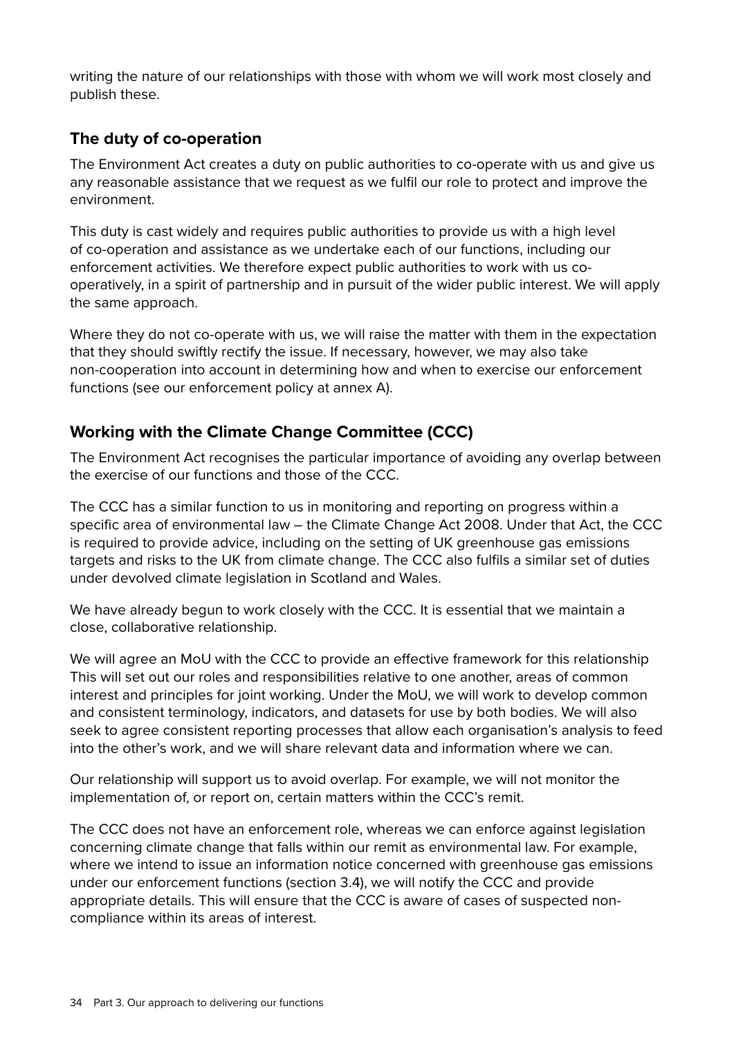writing the nature of our relationships with those with whom we will work most closely and publish these.

## The duty of co-operation

The Environment Act creates a duty on public authorities to co-operate with us and give us any reasonable assistance that we request as we fulfil our role to protect and improve the environment.

This duty is cast widely and requires public authorities to provide us with a high level of co-operation and assistance as we undertake each of our functions, including our enforcement activities. We therefore expect public authorities to work with us co-operatively, in a spirit of partnership and in pursuit of the wider public interest. We will apply the same approach.

Where they do not co-operate with us, we will raise the matter with them in the expectation that they should swiftly rectify the issue. If necessary, however, we may also take non-cooperation into account in determining how and when to exercise our enforcement functions (see our enforcement policy at annex A).

## Working with the Climate Change Committee (CCC)

The Environment Act recognises the particular importance of avoiding any overlap between the exercise of our functions and those of the CCC.

The CCC has a similar function to us in monitoring and reporting on progress within a specific area of environmental law – the Climate Change Act 2008. Under that Act, the CCC is required to provide advice, including on the setting of UK greenhouse gas emissions targets and risks to the UK from climate change. The CCC also fulfils a similar set of duties under devolved climate legislation in Scotland and Wales.

We have already begun to work closely with the CCC. It is essential that we maintain a close, collaborative relationship.

We will agree an MoU with the CCC to provide an effective framework for this relationship This will set out our roles and responsibilities relative to one another, areas of common interest and principles for joint working. Under the MoU, we will work to develop common and consistent terminology, indicators, and datasets for use by both bodies. We will also seek to agree consistent reporting processes that allow each organisation's analysis to feed into the other's work, and we will share relevant data and information where we can.

Our relationship will support us to avoid overlap. For example, we will not monitor the implementation of, or report on, certain matters within the CCC's remit.

The CCC does not have an enforcement role, whereas we can enforce against legislation concerning climate change that falls within our remit as environmental law. For example, where we intend to issue an information notice concerned with greenhouse gas emissions under our enforcement functions (section 3.4), we will notify the CCC and provide appropriate details. This will ensure that the CCC is aware of cases of suspected non-compliance within its areas of interest.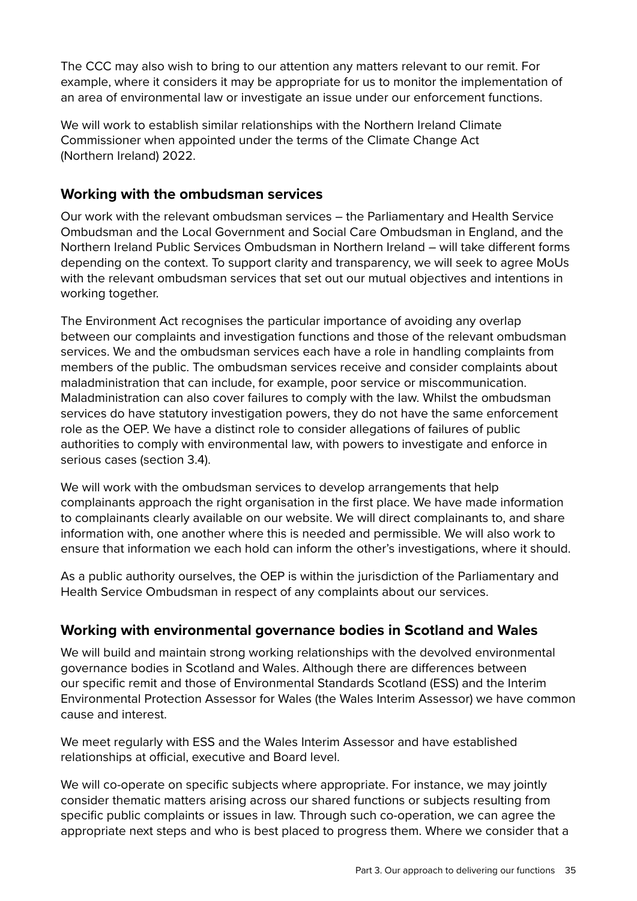The CCC may also wish to bring to our attention any matters relevant to our remit. For example, where it considers it may be appropriate for us to monitor the implementation of an area of environmental law or investigate an issue under our enforcement functions.

We will work to establish similar relationships with the Northern Ireland Climate Commissioner when appointed under the terms of the Climate Change Act (Northern Ireland) 2022.

### Working with the ombudsman services

Our work with the relevant ombudsman services – the Parliamentary and Health Service Ombudsman and the Local Government and Social Care Ombudsman in England, and the Northern Ireland Public Services Ombudsman in Northern Ireland – will take different forms depending on the context. To support clarity and transparency, we will seek to agree MoUs with the relevant ombudsman services that set out our mutual objectives and intentions in working together.

The Environment Act recognises the particular importance of avoiding any overlap between our complaints and investigation functions and those of the relevant ombudsman services. We and the ombudsman services each have a role in handling complaints from members of the public. The ombudsman services receive and consider complaints about maladministration that can include, for example, poor service or miscommunication. Maladministration can also cover failures to comply with the law. Whilst the ombudsman services do have statutory investigation powers, they do not have the same enforcement role as the OEP. We have a distinct role to consider allegations of failures of public authorities to comply with environmental law, with powers to investigate and enforce in serious cases (section 3.4).

We will work with the ombudsman services to develop arrangements that help complainants approach the right organisation in the first place. We have made information to complainants clearly available on our website. We will direct complainants to, and share information with, one another where this is needed and permissible. We will also work to ensure that information we each hold can inform the other's investigations, where it should.

As a public authority ourselves, the OEP is within the jurisdiction of the Parliamentary and Health Service Ombudsman in respect of any complaints about our services.

### Working with environmental governance bodies in Scotland and Wales

We will build and maintain strong working relationships with the devolved environmental governance bodies in Scotland and Wales. Although there are differences between our specific remit and those of Environmental Standards Scotland (ESS) and the Interim Environmental Protection Assessor for Wales (the Wales Interim Assessor) we have common cause and interest.

We meet regularly with ESS and the Wales Interim Assessor and have established relationships at official, executive and Board level.

We will co-operate on specific subjects where appropriate. For instance, we may jointly consider thematic matters arising across our shared functions or subjects resulting from specific public complaints or issues in law. Through such co-operation, we can agree the appropriate next steps and who is best placed to progress them. Where we consider that a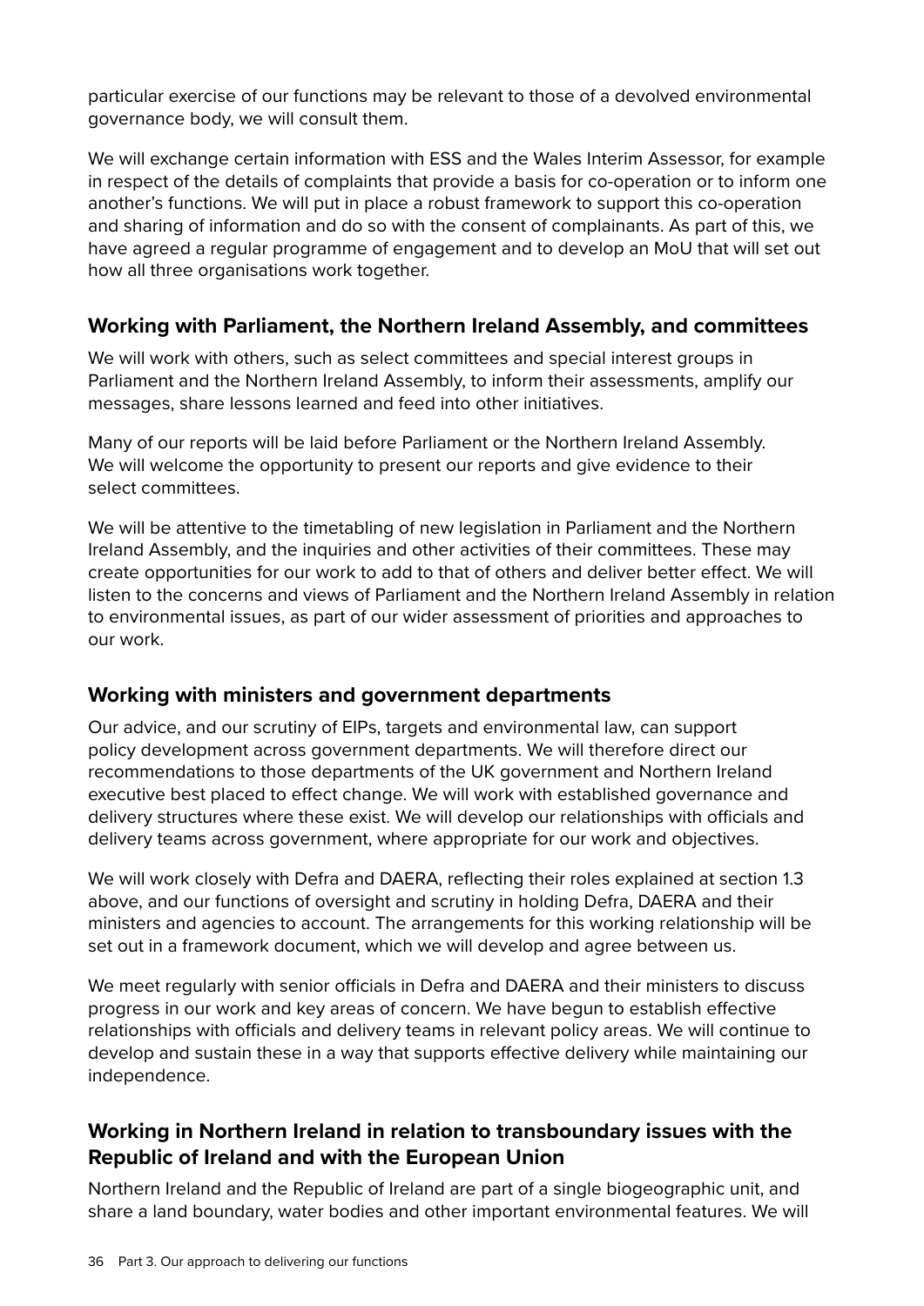particular exercise of our functions may be relevant to those of a devolved environmental governance body, we will consult them.

We will exchange certain information with ESS and the Wales Interim Assessor, for example in respect of the details of complaints that provide a basis for co-operation or to inform one another's functions. We will put in place a robust framework to support this co-operation and sharing of information and do so with the consent of complainants. As part of this, we have agreed a regular programme of engagement and to develop an MoU that will set out how all three organisations work together.

### Working with Parliament, the Northern Ireland Assembly, and committees

We will work with others, such as select committees and special interest groups in Parliament and the Northern Ireland Assembly, to inform their assessments, amplify our messages, share lessons learned and feed into other initiatives.

Many of our reports will be laid before Parliament or the Northern Ireland Assembly. We will welcome the opportunity to present our reports and give evidence to their select committees.

We will be attentive to the timetabling of new legislation in Parliament and the Northern Ireland Assembly, and the inquiries and other activities of their committees. These may create opportunities for our work to add to that of others and deliver better effect. We will listen to the concerns and views of Parliament and the Northern Ireland Assembly in relation to environmental issues, as part of our wider assessment of priorities and approaches to our work.

### Working with ministers and government departments

Our advice, and our scrutiny of EIPs, targets and environmental law, can support policy development across government departments. We will therefore direct our recommendations to those departments of the UK government and Northern Ireland executive best placed to effect change. We will work with established governance and delivery structures where these exist. We will develop our relationships with officials and delivery teams across government, where appropriate for our work and objectives.

We will work closely with Defra and DAERA, reflecting their roles explained at section 1.3 above, and our functions of oversight and scrutiny in holding Defra, DAERA and their ministers and agencies to account. The arrangements for this working relationship will be set out in a framework document, which we will develop and agree between us.

We meet regularly with senior officials in Defra and DAERA and their ministers to discuss progress in our work and key areas of concern. We have begun to establish effective relationships with officials and delivery teams in relevant policy areas. We will continue to develop and sustain these in a way that supports effective delivery while maintaining our independence.

### Working in Northern Ireland in relation to transboundary issues with the Republic of Ireland and with the European Union

Northern Ireland and the Republic of Ireland are part of a single biogeographic unit, and share a land boundary, water bodies and other important environmental features. We will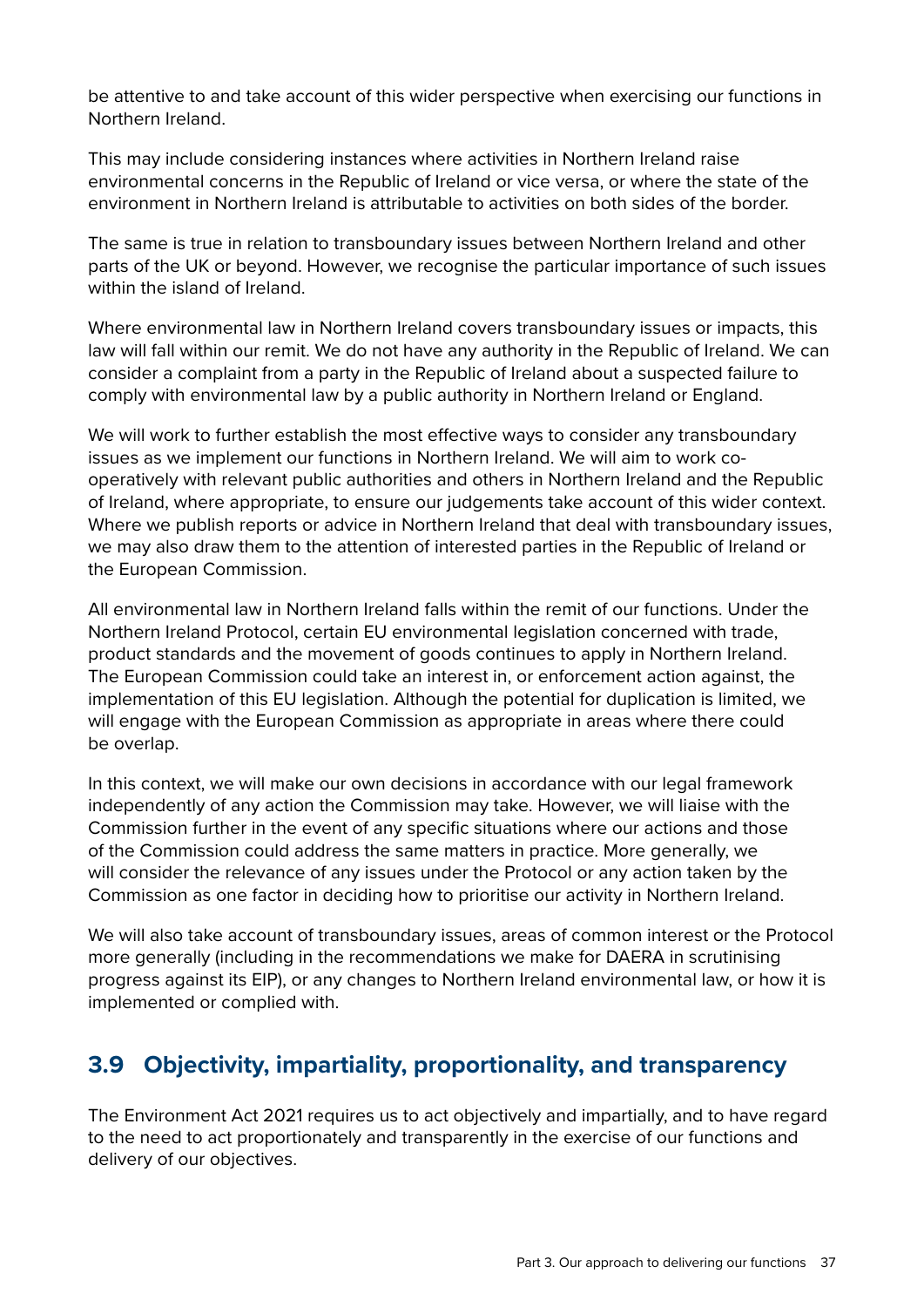be attentive to and take account of this wider perspective when exercising our functions in Northern Ireland.

This may include considering instances where activities in Northern Ireland raise environmental concerns in the Republic of Ireland or vice versa, or where the state of the environment in Northern Ireland is attributable to activities on both sides of the border.

The same is true in relation to transboundary issues between Northern Ireland and other parts of the UK or beyond. However, we recognise the particular importance of such issues within the island of Ireland.

Where environmental law in Northern Ireland covers transboundary issues or impacts, this law will fall within our remit. We do not have any authority in the Republic of Ireland. We can consider a complaint from a party in the Republic of Ireland about a suspected failure to comply with environmental law by a public authority in Northern Ireland or England.

We will work to further establish the most effective ways to consider any transboundary issues as we implement our functions in Northern Ireland. We will aim to work co-operatively with relevant public authorities and others in Northern Ireland and the Republic of Ireland, where appropriate, to ensure our judgements take account of this wider context. Where we publish reports or advice in Northern Ireland that deal with transboundary issues, we may also draw them to the attention of interested parties in the Republic of Ireland or the European Commission.

All environmental law in Northern Ireland falls within the remit of our functions. Under the Northern Ireland Protocol, certain EU environmental legislation concerned with trade, product standards and the movement of goods continues to apply in Northern Ireland. The European Commission could take an interest in, or enforcement action against, the implementation of this EU legislation. Although the potential for duplication is limited, we will engage with the European Commission as appropriate in areas where there could be overlap.

In this context, we will make our own decisions in accordance with our legal framework independently of any action the Commission may take. However, we will liaise with the Commission further in the event of any specific situations where our actions and those of the Commission could address the same matters in practice. More generally, we will consider the relevance of any issues under the Protocol or any action taken by the Commission as one factor in deciding how to prioritise our activity in Northern Ireland.

We will also take account of transboundary issues, areas of common interest or the Protocol more generally (including in the recommendations we make for DAERA in scrutinising progress against its EIP), or any changes to Northern Ireland environmental law, or how it is implemented or complied with.

## 3.9 Objectivity, impartiality, proportionality, and transparency

The Environment Act 2021 requires us to act objectively and impartially, and to have regard to the need to act proportionately and transparently in the exercise of our functions and delivery of our objectives.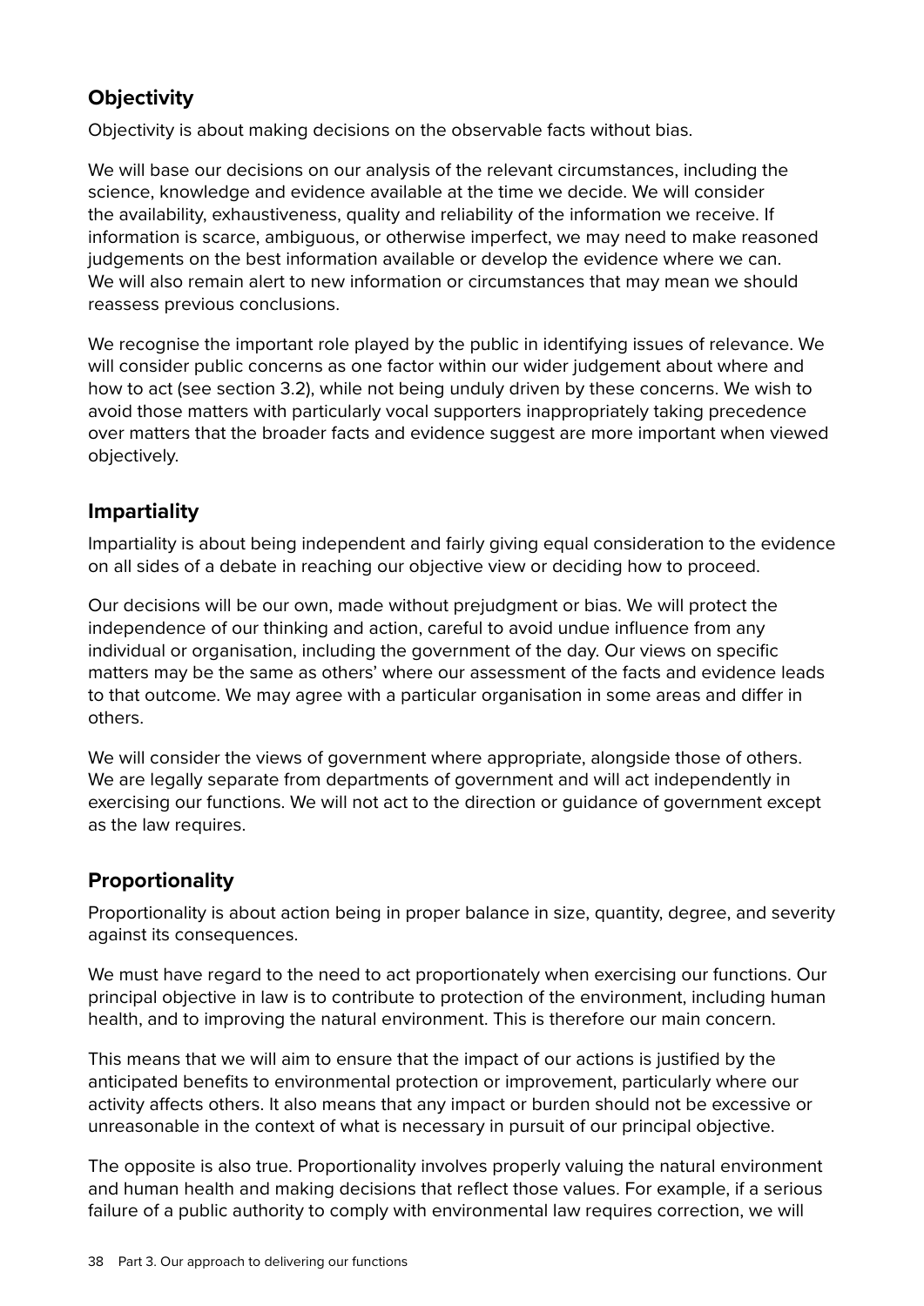## Objectivity

Objectivity is about making decisions on the observable facts without bias.

We will base our decisions on our analysis of the relevant circumstances, including the science, knowledge and evidence available at the time we decide. We will consider the availability, exhaustiveness, quality and reliability of the information we receive. If information is scarce, ambiguous, or otherwise imperfect, we may need to make reasoned judgements on the best information available or develop the evidence where we can. We will also remain alert to new information or circumstances that may mean we should reassess previous conclusions.

We recognise the important role played by the public in identifying issues of relevance. We will consider public concerns as one factor within our wider judgement about where and how to act (see section 3.2), while not being unduly driven by these concerns. We wish to avoid those matters with particularly vocal supporters inappropriately taking precedence over matters that the broader facts and evidence suggest are more important when viewed objectively.

## Impartiality

Impartiality is about being independent and fairly giving equal consideration to the evidence on all sides of a debate in reaching our objective view or deciding how to proceed.

Our decisions will be our own, made without prejudgment or bias. We will protect the independence of our thinking and action, careful to avoid undue influence from any individual or organisation, including the government of the day. Our views on specific matters may be the same as others' where our assessment of the facts and evidence leads to that outcome. We may agree with a particular organisation in some areas and differ in others.

We will consider the views of government where appropriate, alongside those of others. We are legally separate from departments of government and will act independently in exercising our functions. We will not act to the direction or guidance of government except as the law requires.

## Proportionality

Proportionality is about action being in proper balance in size, quantity, degree, and severity against its consequences.

We must have regard to the need to act proportionately when exercising our functions. Our principal objective in law is to contribute to protection of the environment, including human health, and to improving the natural environment. This is therefore our main concern.

This means that we will aim to ensure that the impact of our actions is justified by the anticipated benefits to environmental protection or improvement, particularly where our activity affects others. It also means that any impact or burden should not be excessive or unreasonable in the context of what is necessary in pursuit of our principal objective.

The opposite is also true. Proportionality involves properly valuing the natural environment and human health and making decisions that reflect those values. For example, if a serious failure of a public authority to comply with environmental law requires correction, we will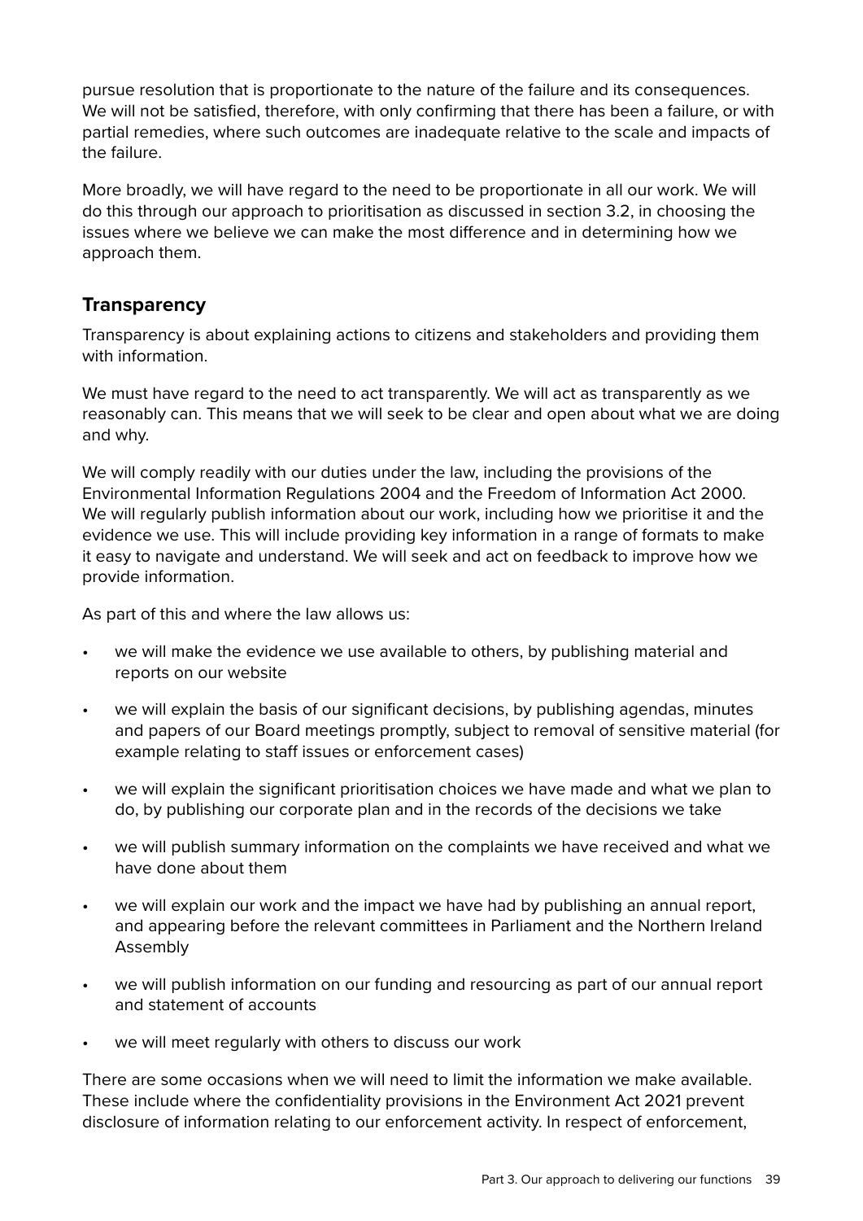pursue resolution that is proportionate to the nature of the failure and its consequences. We will not be satisfied, therefore, with only confirming that there has been a failure, or with partial remedies, where such outcomes are inadequate relative to the scale and impacts of the failure.

More broadly, we will have regard to the need to be proportionate in all our work. We will do this through our approach to prioritisation as discussed in section 3.2, in choosing the issues where we believe we can make the most difference and in determining how we approach them.

## Transparency

Transparency is about explaining actions to citizens and stakeholders and providing them with information.

We must have regard to the need to act transparently. We will act as transparently as we reasonably can. This means that we will seek to be clear and open about what we are doing and why.

We will comply readily with our duties under the law, including the provisions of the Environmental Information Regulations 2004 and the Freedom of Information Act 2000. We will regularly publish information about our work, including how we prioritise it and the evidence we use. This will include providing key information in a range of formats to make it easy to navigate and understand. We will seek and act on feedback to improve how we provide information.

As part of this and where the law allows us:

- we will make the evidence we use available to others, by publishing material and reports on our website
- we will explain the basis of our significant decisions, by publishing agendas, minutes and papers of our Board meetings promptly, subject to removal of sensitive material (for example relating to staff issues or enforcement cases)
- we will explain the significant prioritisation choices we have made and what we plan to do, by publishing our corporate plan and in the records of the decisions we take
- we will publish summary information on the complaints we have received and what we have done about them
- we will explain our work and the impact we have had by publishing an annual report, and appearing before the relevant committees in Parliament and the Northern Ireland Assembly
- we will publish information on our funding and resourcing as part of our annual report and statement of accounts
- we will meet regularly with others to discuss our work

There are some occasions when we will need to limit the information we make available. These include where the confidentiality provisions in the Environment Act 2021 prevent disclosure of information relating to our enforcement activity. In respect of enforcement,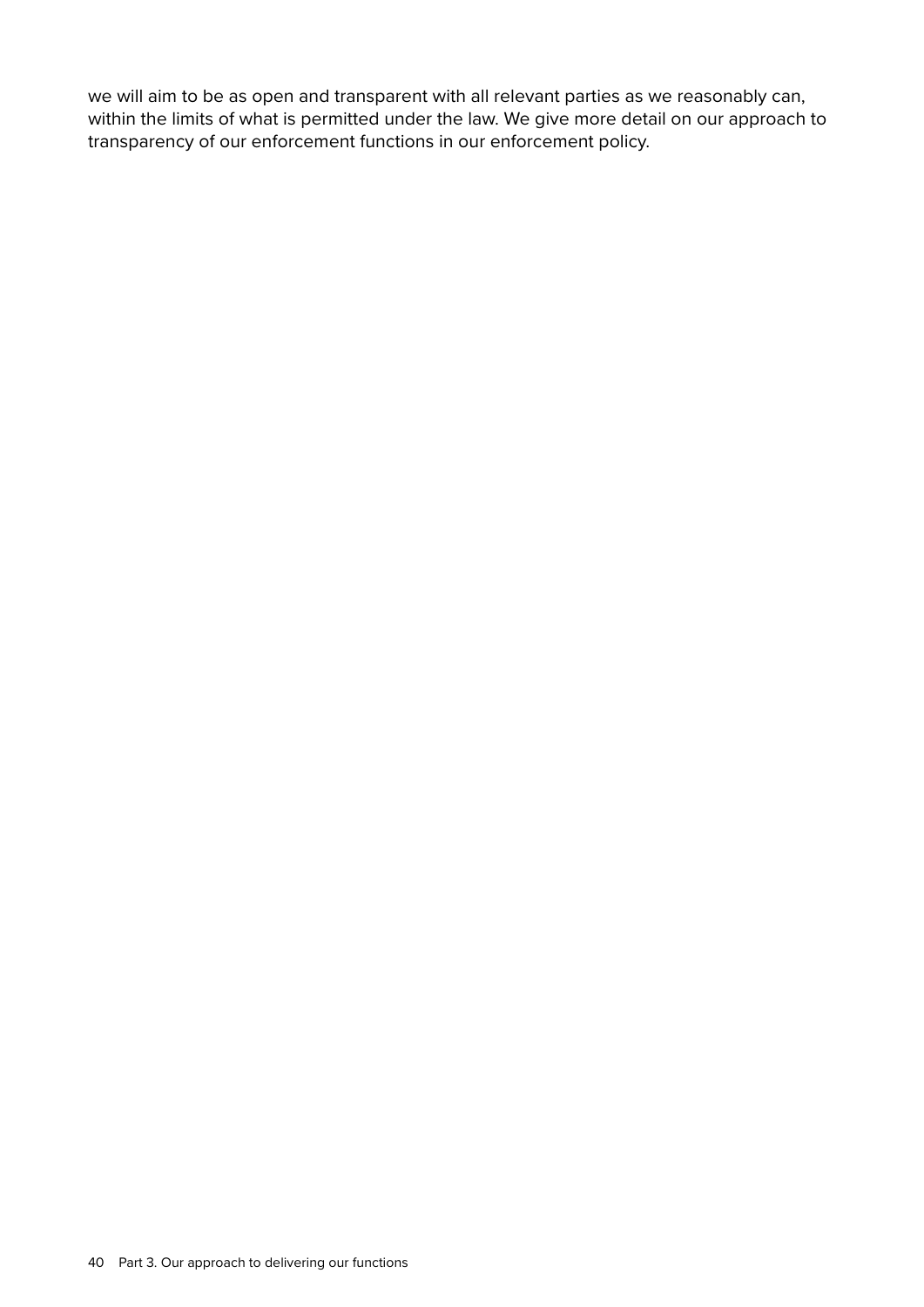we will aim to be as open and transparent with all relevant parties as we reasonably can, within the limits of what is permitted under the law. We give more detail on our approach to transparency of our enforcement functions in our enforcement policy.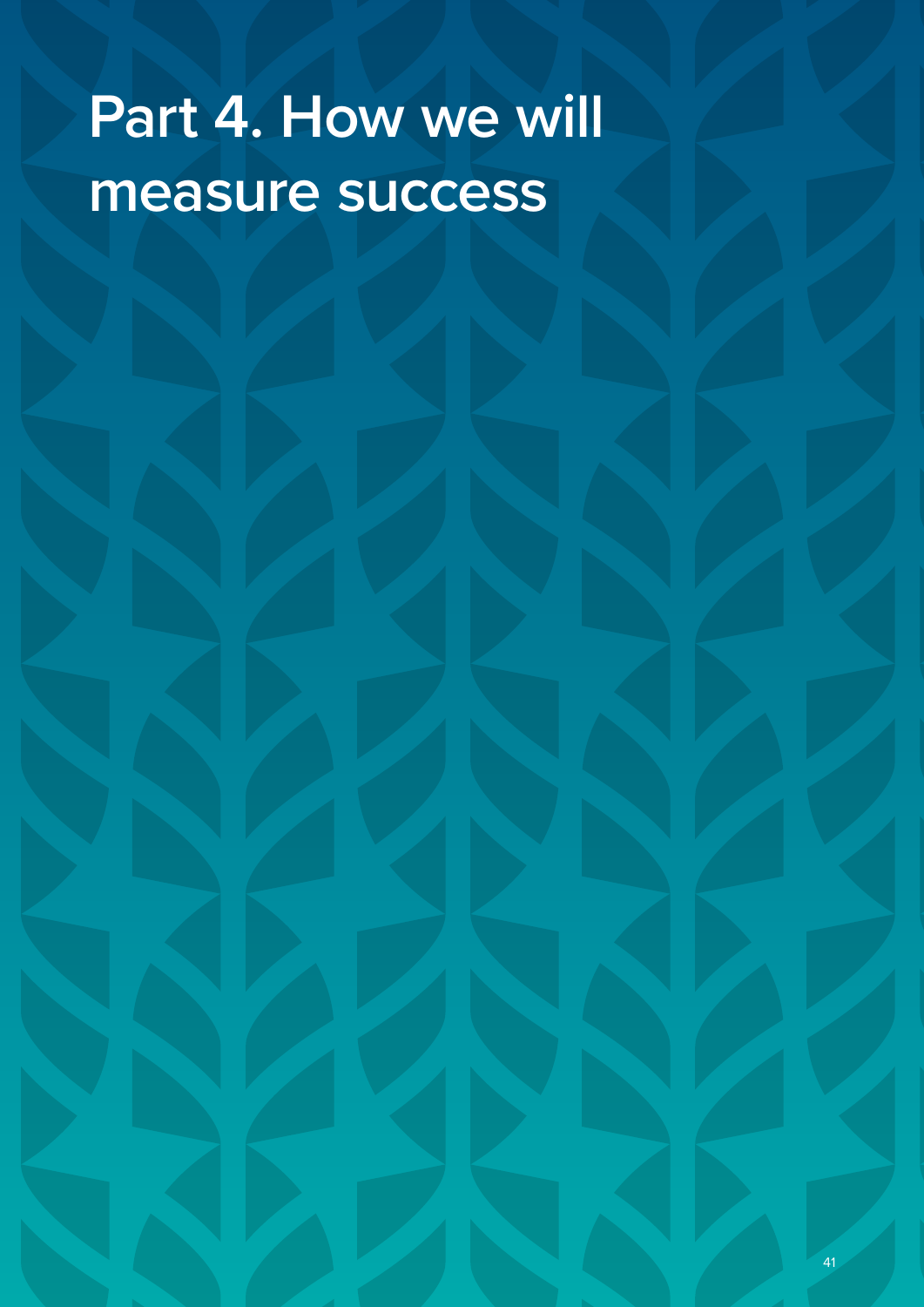# Part 4. How we will measure success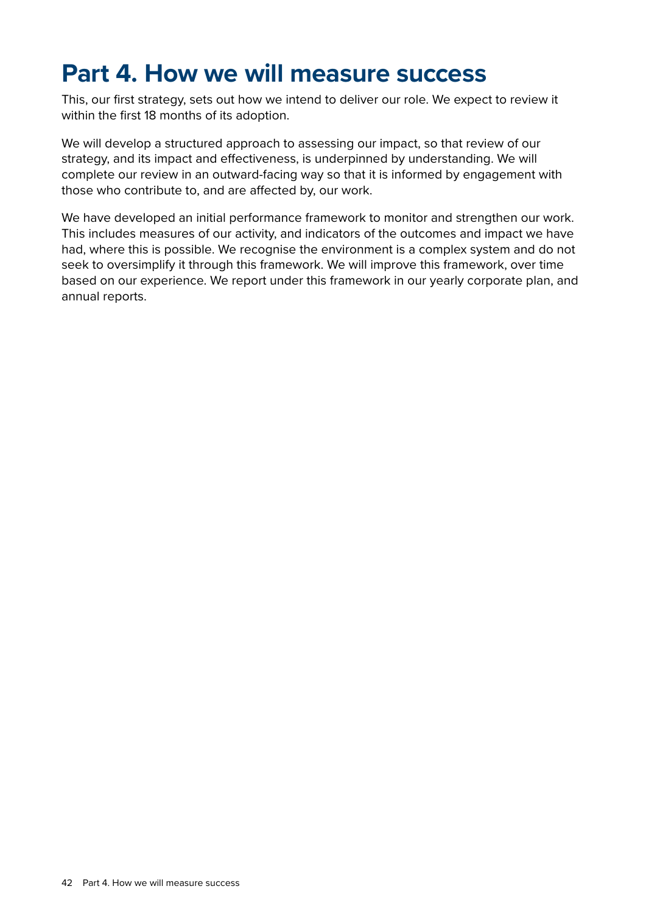# Part 4. How we will measure success

This, our first strategy, sets out how we intend to deliver our role. We expect to review it within the first 18 months of its adoption.

We will develop a structured approach to assessing our impact, so that review of our strategy, and its impact and effectiveness, is underpinned by understanding. We will complete our review in an outward-facing way so that it is informed by engagement with those who contribute to, and are affected by, our work.

We have developed an initial performance framework to monitor and strengthen our work. This includes measures of our activity, and indicators of the outcomes and impact we have had, where this is possible. We recognise the environment is a complex system and do not seek to oversimplify it through this framework. We will improve this framework, over time based on our experience. We report under this framework in our yearly corporate plan, and annual reports.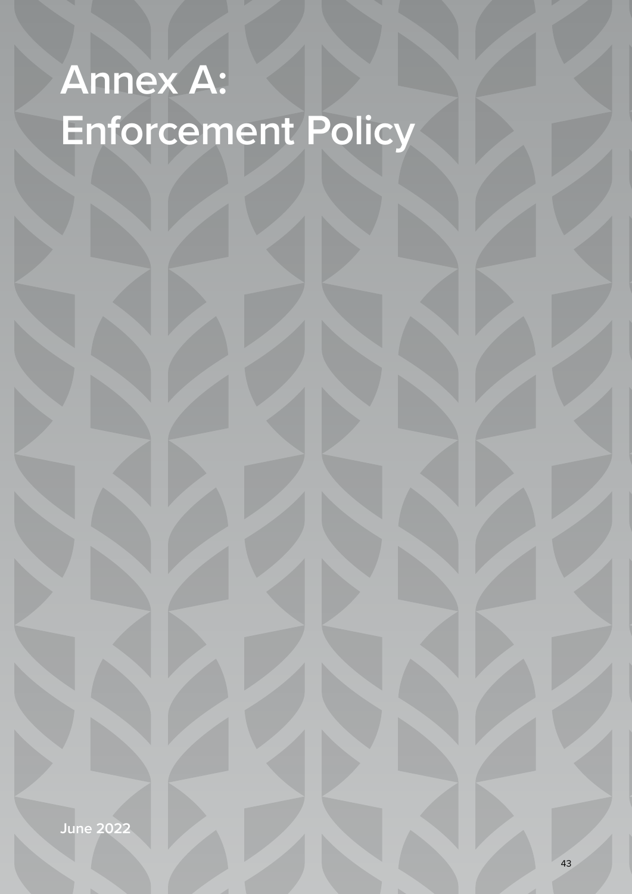# Annex A: Enforcement Policy

**June 2022**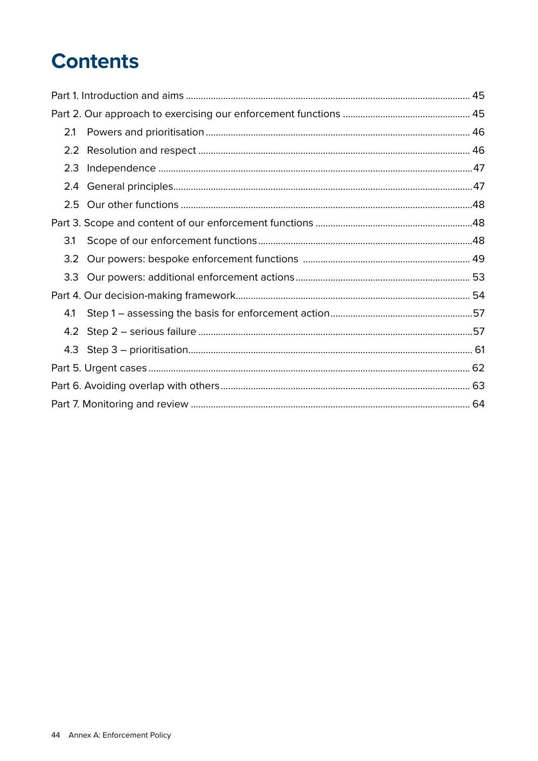# Contents

Part 1. Introduction and aims ............................................................ 45

Part 2. Our approach to exercising our enforcement functions ............................................................ 45

- 2.1 Powers and prioritisation ............................................................ 46
- 2.2 Resolution and respect ............................................................ 46
- 2.3 Independence ............................................................ 47
- 2.4 General principles ............................................................ 47
- 2.5 Our other functions ............................................................ 48

Part 3. Scope and content of our enforcement functions ............................................................ 48

- 3.1 Scope of our enforcement functions ............................................................ 48
- 3.2 Our powers: bespoke enforcement functions ............................................................ 49
- 3.3 Our powers: additional enforcement actions ............................................................ 53

Part 4. Our decision-making framework ............................................................ 54

- 4.1 Step 1 – assessing the basis for enforcement action ............................................................ 57
- 4.2 Step 2 – serious failure ............................................................ 57
- 4.3 Step 3 – prioritisation ............................................................ 61

Part 5. Urgent cases ............................................................ 62

Part 6. Avoiding overlap with others ............................................................ 63

Part 7. Monitoring and review ............................................................ 64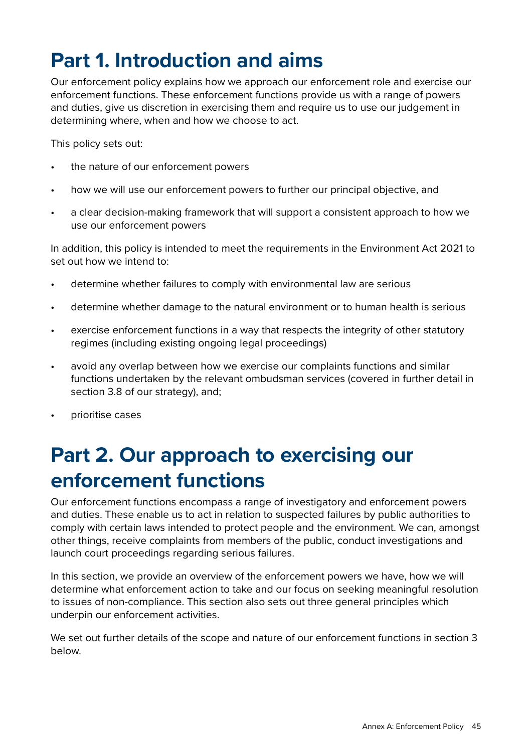# Part 1. Introduction and aims

Our enforcement policy explains how we approach our enforcement role and exercise our enforcement functions. These enforcement functions provide us with a range of powers and duties, give us discretion in exercising them and require us to use our judgement in determining where, when and how we choose to act.

This policy sets out:

- the nature of our enforcement powers
- how we will use our enforcement powers to further our principal objective, and
- a clear decision-making framework that will support a consistent approach to how we use our enforcement powers

In addition, this policy is intended to meet the requirements in the Environment Act 2021 to set out how we intend to:

- determine whether failures to comply with environmental law are serious
- determine whether damage to the natural environment or to human health is serious
- exercise enforcement functions in a way that respects the integrity of other statutory regimes (including existing ongoing legal proceedings)
- avoid any overlap between how we exercise our complaints functions and similar functions undertaken by the relevant ombudsman services (covered in further detail in section 3.8 of our strategy), and;
- prioritise cases

# Part 2. Our approach to exercising our enforcement functions

Our enforcement functions encompass a range of investigatory and enforcement powers and duties. These enable us to act in relation to suspected failures by public authorities to comply with certain laws intended to protect people and the environment. We can, amongst other things, receive complaints from members of the public, conduct investigations and launch court proceedings regarding serious failures.

In this section, we provide an overview of the enforcement powers we have, how we will determine what enforcement action to take and our focus on seeking meaningful resolution to issues of non-compliance. This section also sets out three general principles which underpin our enforcement activities.

We set out further details of the scope and nature of our enforcement functions in section 3 below.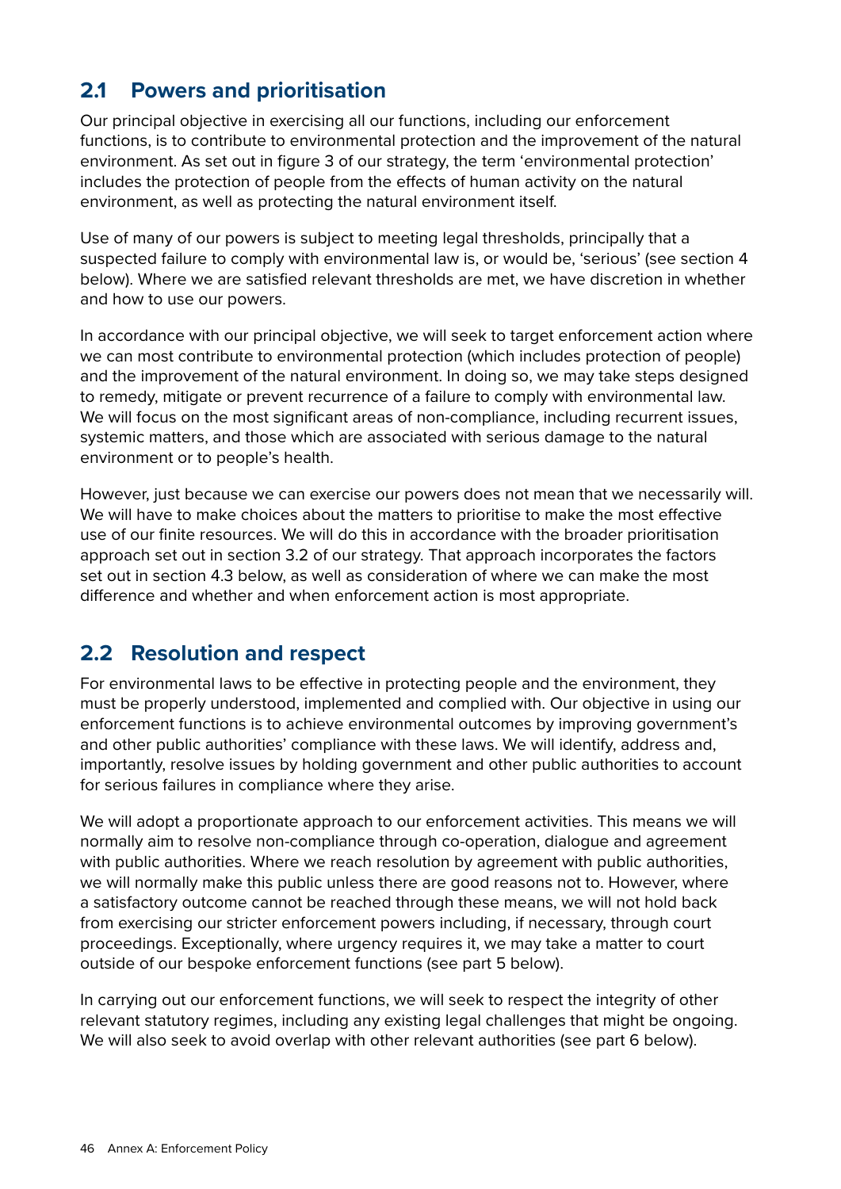## 2.1 Powers and prioritisation

Our principal objective in exercising all our functions, including our enforcement functions, is to contribute to environmental protection and the improvement of the natural environment. As set out in figure 3 of our strategy, the term 'environmental protection' includes the protection of people from the effects of human activity on the natural environment, as well as protecting the natural environment itself.

Use of many of our powers is subject to meeting legal thresholds, principally that a suspected failure to comply with environmental law is, or would be, 'serious' (see section 4 below). Where we are satisfied relevant thresholds are met, we have discretion in whether and how to use our powers.

In accordance with our principal objective, we will seek to target enforcement action where we can most contribute to environmental protection (which includes protection of people) and the improvement of the natural environment. In doing so, we may take steps designed to remedy, mitigate or prevent recurrence of a failure to comply with environmental law. We will focus on the most significant areas of non-compliance, including recurrent issues, systemic matters, and those which are associated with serious damage to the natural environment or to people's health.

However, just because we can exercise our powers does not mean that we necessarily will. We will have to make choices about the matters to prioritise to make the most effective use of our finite resources. We will do this in accordance with the broader prioritisation approach set out in section 3.2 of our strategy. That approach incorporates the factors set out in section 4.3 below, as well as consideration of where we can make the most difference and whether and when enforcement action is most appropriate.

## 2.2 Resolution and respect

For environmental laws to be effective in protecting people and the environment, they must be properly understood, implemented and complied with. Our objective in using our enforcement functions is to achieve environmental outcomes by improving government's and other public authorities' compliance with these laws. We will identify, address and, importantly, resolve issues by holding government and other public authorities to account for serious failures in compliance where they arise.

We will adopt a proportionate approach to our enforcement activities. This means we will normally aim to resolve non-compliance through co-operation, dialogue and agreement with public authorities. Where we reach resolution by agreement with public authorities, we will normally make this public unless there are good reasons not to. However, where a satisfactory outcome cannot be reached through these means, we will not hold back from exercising our stricter enforcement powers including, if necessary, through court proceedings. Exceptionally, where urgency requires it, we may take a matter to court outside of our bespoke enforcement functions (see part 5 below).

In carrying out our enforcement functions, we will seek to respect the integrity of other relevant statutory regimes, including any existing legal challenges that might be ongoing. We will also seek to avoid overlap with other relevant authorities (see part 6 below).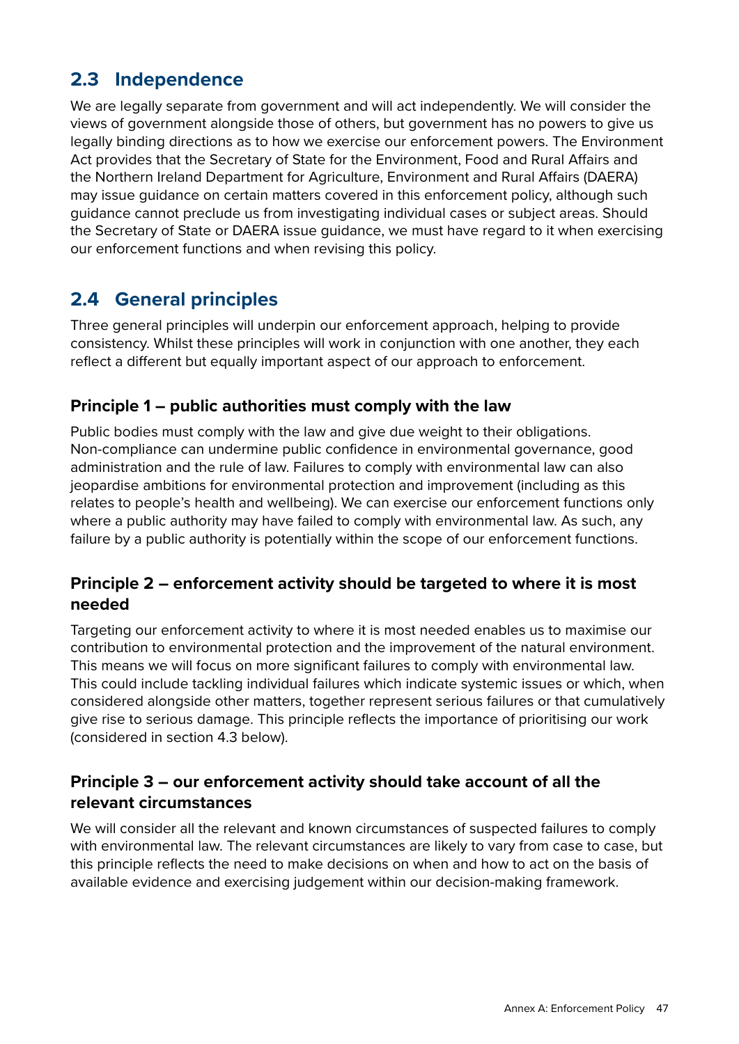## 2.3 Independence

We are legally separate from government and will act independently. We will consider the views of government alongside those of others, but government has no powers to give us legally binding directions as to how we exercise our enforcement powers. The Environment Act provides that the Secretary of State for the Environment, Food and Rural Affairs and the Northern Ireland Department for Agriculture, Environment and Rural Affairs (DAERA) may issue guidance on certain matters covered in this enforcement policy, although such guidance cannot preclude us from investigating individual cases or subject areas. Should the Secretary of State or DAERA issue guidance, we must have regard to it when exercising our enforcement functions and when revising this policy.

## 2.4 General principles

Three general principles will underpin our enforcement approach, helping to provide consistency. Whilst these principles will work in conjunction with one another, they each reflect a different but equally important aspect of our approach to enforcement.

### Principle 1 – public authorities must comply with the law

Public bodies must comply with the law and give due weight to their obligations. Non-compliance can undermine public confidence in environmental governance, good administration and the rule of law. Failures to comply with environmental law can also jeopardise ambitions for environmental protection and improvement (including as this relates to people's health and wellbeing). We can exercise our enforcement functions only where a public authority may have failed to comply with environmental law. As such, any failure by a public authority is potentially within the scope of our enforcement functions.

### Principle 2 – enforcement activity should be targeted to where it is most needed

Targeting our enforcement activity to where it is most needed enables us to maximise our contribution to environmental protection and the improvement of the natural environment. This means we will focus on more significant failures to comply with environmental law. This could include tackling individual failures which indicate systemic issues or which, when considered alongside other matters, together represent serious failures or that cumulatively give rise to serious damage. This principle reflects the importance of prioritising our work (considered in section 4.3 below).

### Principle 3 – our enforcement activity should take account of all the relevant circumstances

We will consider all the relevant and known circumstances of suspected failures to comply with environmental law. The relevant circumstances are likely to vary from case to case, but this principle reflects the need to make decisions on when and how to act on the basis of available evidence and exercising judgement within our decision-making framework.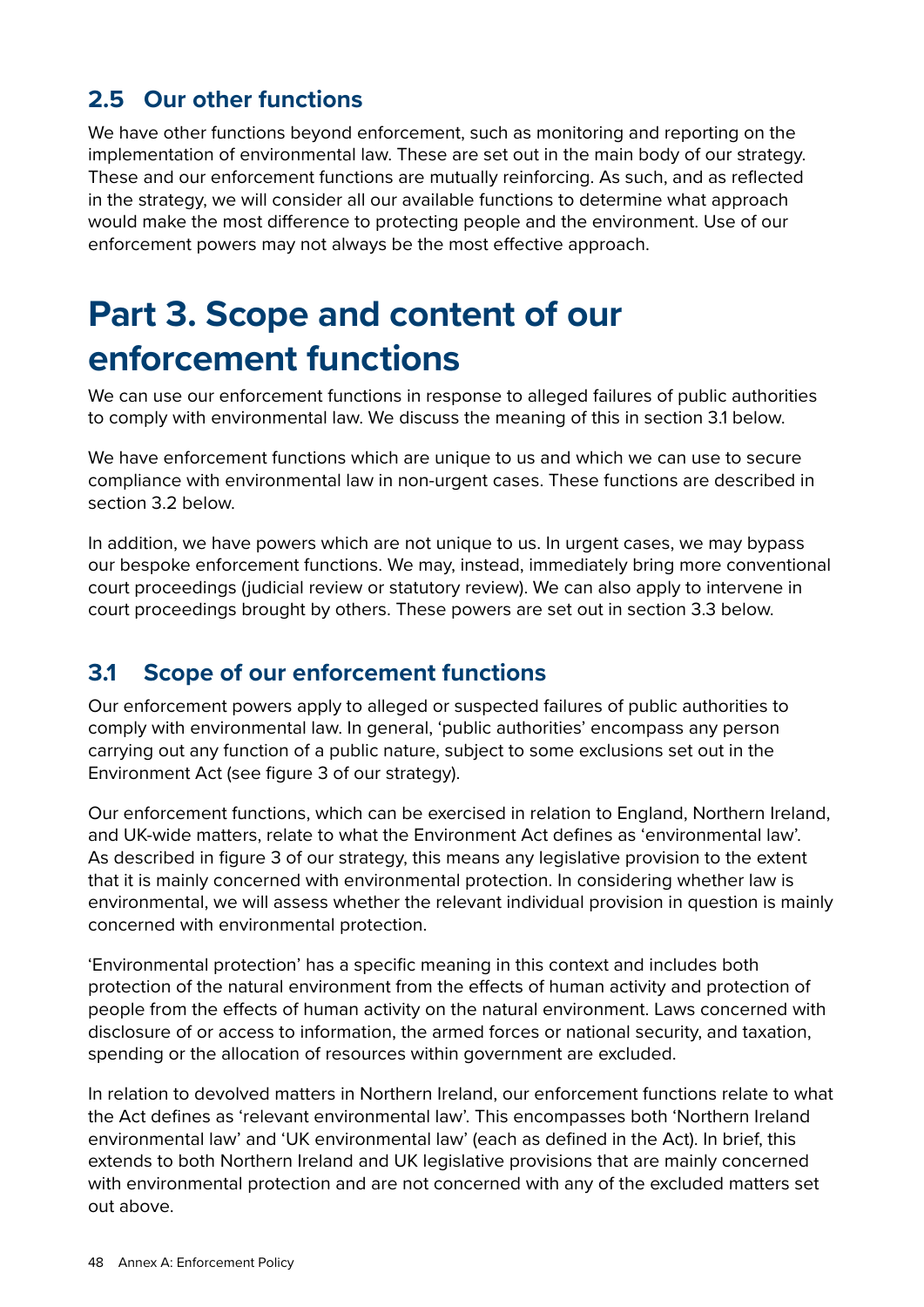## 2.5 Our other functions

We have other functions beyond enforcement, such as monitoring and reporting on the implementation of environmental law. These are set out in the main body of our strategy. These and our enforcement functions are mutually reinforcing. As such, and as reflected in the strategy, we will consider all our available functions to determine what approach would make the most difference to protecting people and the environment. Use of our enforcement powers may not always be the most effective approach.

# Part 3. Scope and content of our enforcement functions

We can use our enforcement functions in response to alleged failures of public authorities to comply with environmental law. We discuss the meaning of this in section 3.1 below.

We have enforcement functions which are unique to us and which we can use to secure compliance with environmental law in non-urgent cases. These functions are described in section 3.2 below.

In addition, we have powers which are not unique to us. In urgent cases, we may bypass our bespoke enforcement functions. We may, instead, immediately bring more conventional court proceedings (judicial review or statutory review). We can also apply to intervene in court proceedings brought by others. These powers are set out in section 3.3 below.

## 3.1 Scope of our enforcement functions

Our enforcement powers apply to alleged or suspected failures of public authorities to comply with environmental law. In general, 'public authorities' encompass any person carrying out any function of a public nature, subject to some exclusions set out in the Environment Act (see figure 3 of our strategy).

Our enforcement functions, which can be exercised in relation to England, Northern Ireland, and UK-wide matters, relate to what the Environment Act defines as 'environmental law'. As described in figure 3 of our strategy, this means any legislative provision to the extent that it is mainly concerned with environmental protection. In considering whether law is environmental, we will assess whether the relevant individual provision in question is mainly concerned with environmental protection.

'Environmental protection' has a specific meaning in this context and includes both protection of the natural environment from the effects of human activity and protection of people from the effects of human activity on the natural environment. Laws concerned with disclosure of or access to information, the armed forces or national security, and taxation, spending or the allocation of resources within government are excluded.

In relation to devolved matters in Northern Ireland, our enforcement functions relate to what the Act defines as 'relevant environmental law'. This encompasses both 'Northern Ireland environmental law' and 'UK environmental law' (each as defined in the Act). In brief, this extends to both Northern Ireland and UK legislative provisions that are mainly concerned with environmental protection and are not concerned with any of the excluded matters set out above.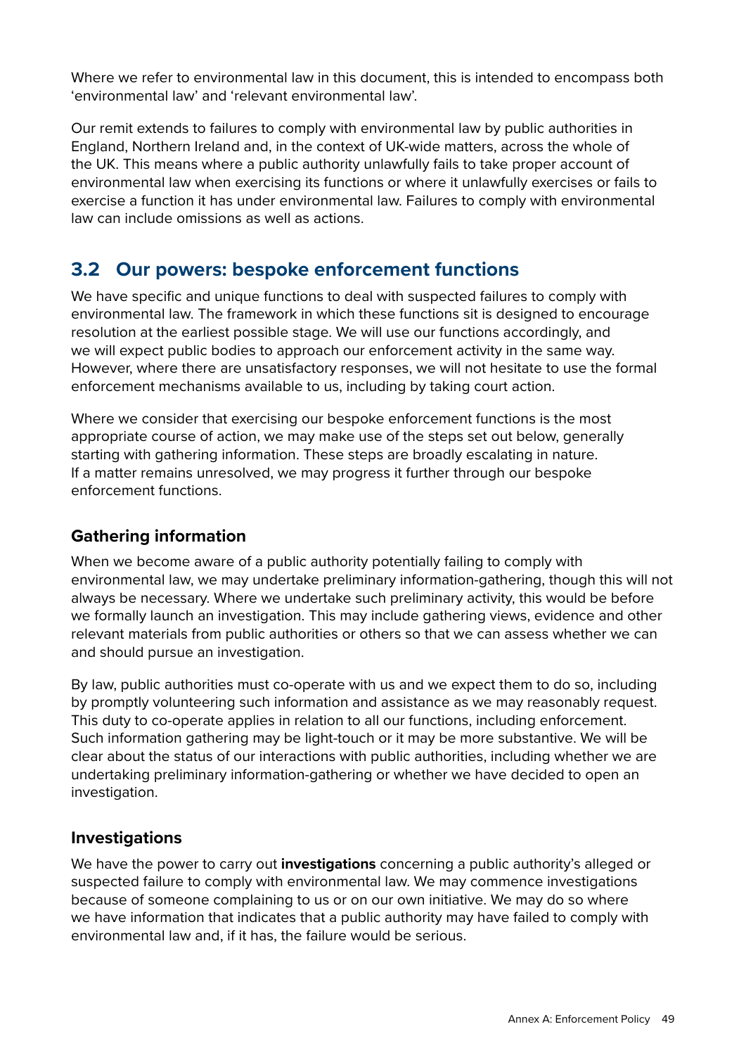Where we refer to environmental law in this document, this is intended to encompass both 'environmental law' and 'relevant environmental law'.

Our remit extends to failures to comply with environmental law by public authorities in England, Northern Ireland and, in the context of UK-wide matters, across the whole of the UK. This means where a public authority unlawfully fails to take proper account of environmental law when exercising its functions or where it unlawfully exercises or fails to exercise a function it has under environmental law. Failures to comply with environmental law can include omissions as well as actions.

## 3.2 Our powers: bespoke enforcement functions

We have specific and unique functions to deal with suspected failures to comply with environmental law. The framework in which these functions sit is designed to encourage resolution at the earliest possible stage. We will use our functions accordingly, and we will expect public bodies to approach our enforcement activity in the same way. However, where there are unsatisfactory responses, we will not hesitate to use the formal enforcement mechanisms available to us, including by taking court action.

Where we consider that exercising our bespoke enforcement functions is the most appropriate course of action, we may make use of the steps set out below, generally starting with gathering information. These steps are broadly escalating in nature. If a matter remains unresolved, we may progress it further through our bespoke enforcement functions.

### Gathering information

When we become aware of a public authority potentially failing to comply with environmental law, we may undertake preliminary information-gathering, though this will not always be necessary. Where we undertake such preliminary activity, this would be before we formally launch an investigation. This may include gathering views, evidence and other relevant materials from public authorities or others so that we can assess whether we can and should pursue an investigation.

By law, public authorities must co-operate with us and we expect them to do so, including by promptly volunteering such information and assistance as we may reasonably request. This duty to co-operate applies in relation to all our functions, including enforcement. Such information gathering may be light-touch or it may be more substantive. We will be clear about the status of our interactions with public authorities, including whether we are undertaking preliminary information-gathering or whether we have decided to open an investigation.

### Investigations

We have the power to carry out **investigations** concerning a public authority's alleged or suspected failure to comply with environmental law. We may commence investigations because of someone complaining to us or on our own initiative. We may do so where we have information that indicates that a public authority may have failed to comply with environmental law and, if it has, the failure would be serious.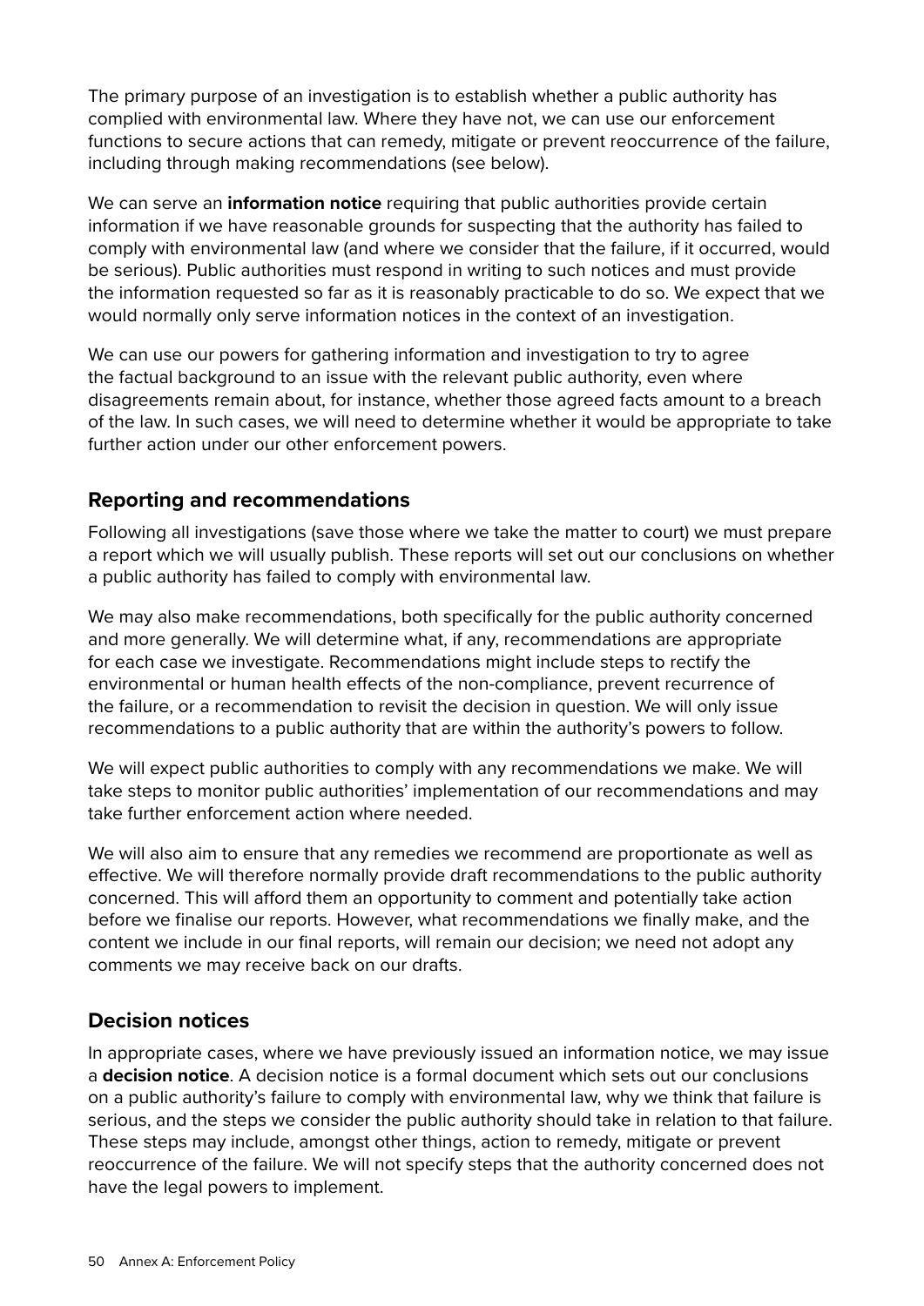The primary purpose of an investigation is to establish whether a public authority has complied with environmental law. Where they have not, we can use our enforcement functions to secure actions that can remedy, mitigate or prevent reoccurrence of the failure, including through making recommendations (see below).

We can serve an **information notice** requiring that public authorities provide certain information if we have reasonable grounds for suspecting that the authority has failed to comply with environmental law (and where we consider that the failure, if it occurred, would be serious). Public authorities must respond in writing to such notices and must provide the information requested so far as it is reasonably practicable to do so. We expect that we would normally only serve information notices in the context of an investigation.

We can use our powers for gathering information and investigation to try to agree the factual background to an issue with the relevant public authority, even where disagreements remain about, for instance, whether those agreed facts amount to a breach of the law. In such cases, we will need to determine whether it would be appropriate to take further action under our other enforcement powers.

## Reporting and recommendations

Following all investigations (save those where we take the matter to court) we must prepare a report which we will usually publish. These reports will set out our conclusions on whether a public authority has failed to comply with environmental law.

We may also make recommendations, both specifically for the public authority concerned and more generally. We will determine what, if any, recommendations are appropriate for each case we investigate. Recommendations might include steps to rectify the environmental or human health effects of the non-compliance, prevent recurrence of the failure, or a recommendation to revisit the decision in question. We will only issue recommendations to a public authority that are within the authority's powers to follow.

We will expect public authorities to comply with any recommendations we make. We will take steps to monitor public authorities' implementation of our recommendations and may take further enforcement action where needed.

We will also aim to ensure that any remedies we recommend are proportionate as well as effective. We will therefore normally provide draft recommendations to the public authority concerned. This will afford them an opportunity to comment and potentially take action before we finalise our reports. However, what recommendations we finally make, and the content we include in our final reports, will remain our decision; we need not adopt any comments we may receive back on our drafts.

## Decision notices

In appropriate cases, where we have previously issued an information notice, we may issue a **decision notice**. A decision notice is a formal document which sets out our conclusions on a public authority's failure to comply with environmental law, why we think that failure is serious, and the steps we consider the public authority should take in relation to that failure. These steps may include, amongst other things, action to remedy, mitigate or prevent reoccurrence of the failure. We will not specify steps that the authority concerned does not have the legal powers to implement.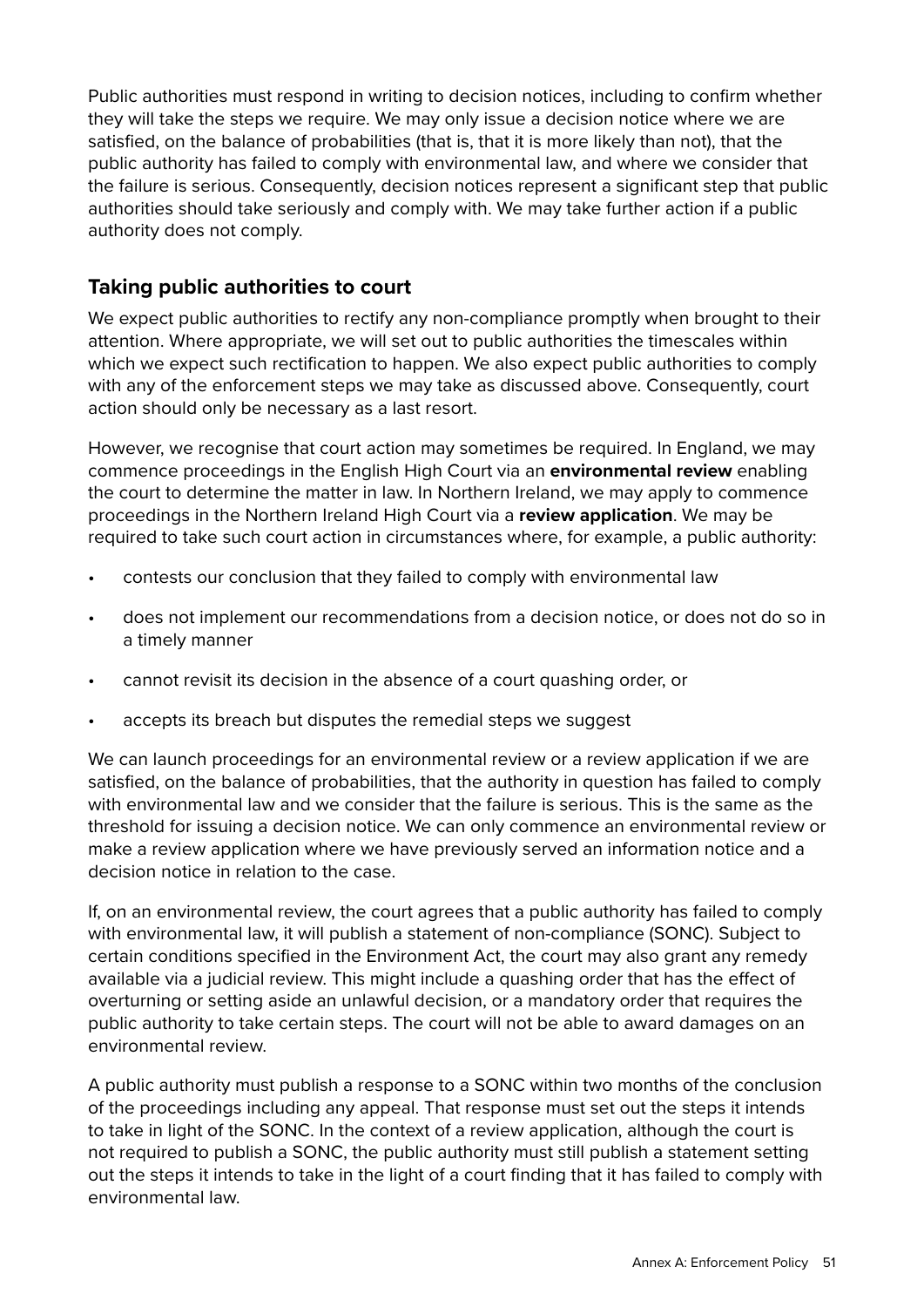Public authorities must respond in writing to decision notices, including to confirm whether they will take the steps we require. We may only issue a decision notice where we are satisfied, on the balance of probabilities (that is, that it is more likely than not), that the public authority has failed to comply with environmental law, and where we consider that the failure is serious. Consequently, decision notices represent a significant step that public authorities should take seriously and comply with. We may take further action if a public authority does not comply.

## Taking public authorities to court

We expect public authorities to rectify any non-compliance promptly when brought to their attention. Where appropriate, we will set out to public authorities the timescales within which we expect such rectification to happen. We also expect public authorities to comply with any of the enforcement steps we may take as discussed above. Consequently, court action should only be necessary as a last resort.

However, we recognise that court action may sometimes be required. In England, we may commence proceedings in the English High Court via an **environmental review** enabling the court to determine the matter in law. In Northern Ireland, we may apply to commence proceedings in the Northern Ireland High Court via a **review application**. We may be required to take such court action in circumstances where, for example, a public authority:

- contests our conclusion that they failed to comply with environmental law
- does not implement our recommendations from a decision notice, or does not do so in a timely manner
- cannot revisit its decision in the absence of a court quashing order, or
- accepts its breach but disputes the remedial steps we suggest

We can launch proceedings for an environmental review or a review application if we are satisfied, on the balance of probabilities, that the authority in question has failed to comply with environmental law and we consider that the failure is serious. This is the same as the threshold for issuing a decision notice. We can only commence an environmental review or make a review application where we have previously served an information notice and a decision notice in relation to the case.

If, on an environmental review, the court agrees that a public authority has failed to comply with environmental law, it will publish a statement of non-compliance (SONC). Subject to certain conditions specified in the Environment Act, the court may also grant any remedy available via a judicial review. This might include a quashing order that has the effect of overturning or setting aside an unlawful decision, or a mandatory order that requires the public authority to take certain steps. The court will not be able to award damages on an environmental review.

A public authority must publish a response to a SONC within two months of the conclusion of the proceedings including any appeal. That response must set out the steps it intends to take in light of the SONC. In the context of a review application, although the court is not required to publish a SONC, the public authority must still publish a statement setting out the steps it intends to take in the light of a court finding that it has failed to comply with environmental law.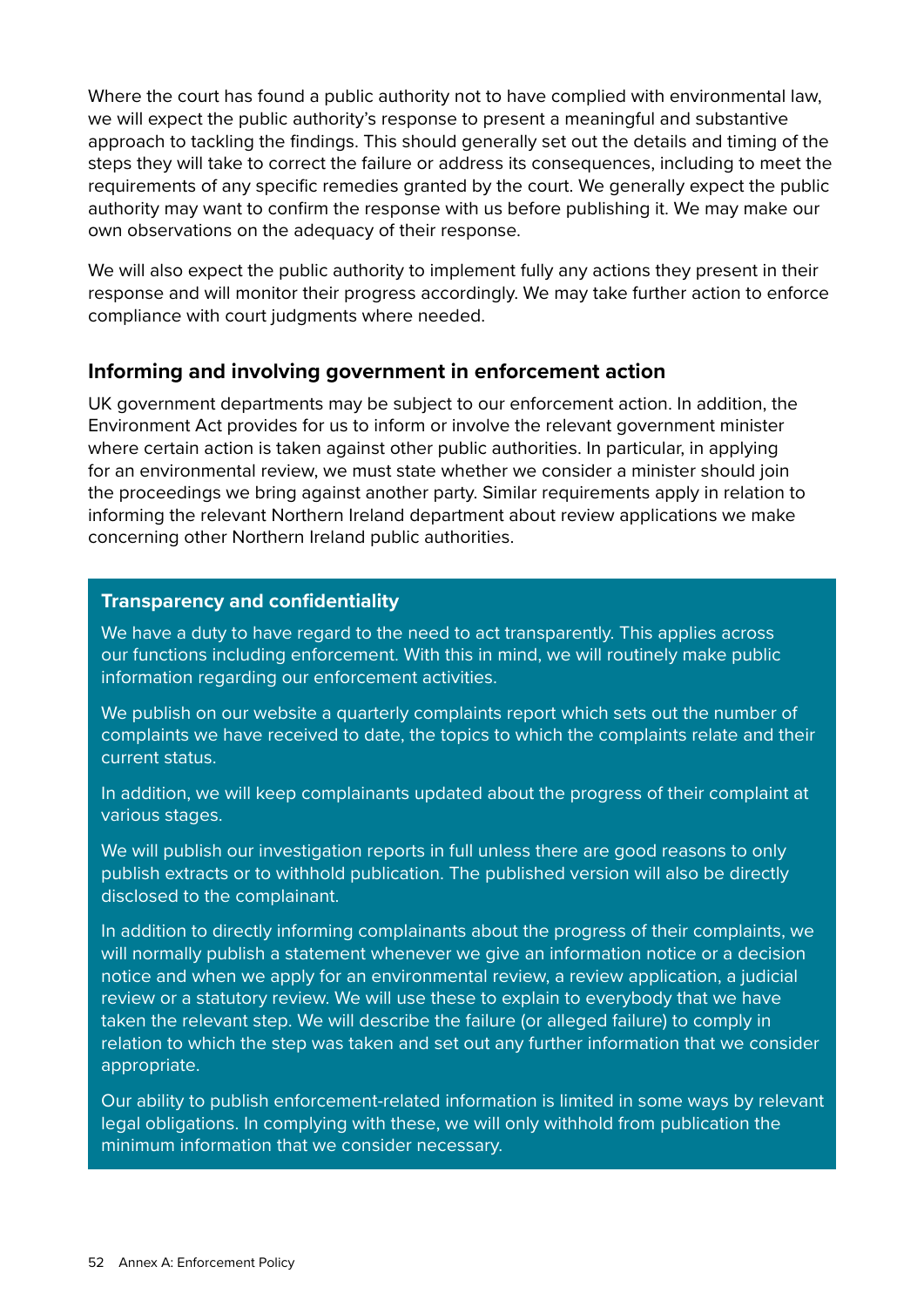Where the court has found a public authority not to have complied with environmental law, we will expect the public authority's response to present a meaningful and substantive approach to tackling the findings. This should generally set out the details and timing of the steps they will take to correct the failure or address its consequences, including to meet the requirements of any specific remedies granted by the court. We generally expect the public authority may want to confirm the response with us before publishing it. We may make our own observations on the adequacy of their response.

We will also expect the public authority to implement fully any actions they present in their response and will monitor their progress accordingly. We may take further action to enforce compliance with court judgments where needed.

### Informing and involving government in enforcement action

UK government departments may be subject to our enforcement action. In addition, the Environment Act provides for us to inform or involve the relevant government minister where certain action is taken against other public authorities. In particular, in applying for an environmental review, we must state whether we consider a minister should join the proceedings we bring against another party. Similar requirements apply in relation to informing the relevant Northern Ireland department about review applications we make concerning other Northern Ireland public authorities.

#### Transparency and confidentiality

We have a duty to have regard to the need to act transparently. This applies across our functions including enforcement. With this in mind, we will routinely make public information regarding our enforcement activities.

We publish on our website a quarterly complaints report which sets out the number of complaints we have received to date, the topics to which the complaints relate and their current status.

In addition, we will keep complainants updated about the progress of their complaint at various stages.

We will publish our investigation reports in full unless there are good reasons to only publish extracts or to withhold publication. The published version will also be directly disclosed to the complainant.

In addition to directly informing complainants about the progress of their complaints, we will normally publish a statement whenever we give an information notice or a decision notice and when we apply for an environmental review, a review application, a judicial review or a statutory review. We will use these to explain to everybody that we have taken the relevant step. We will describe the failure (or alleged failure) to comply in relation to which the step was taken and set out any further information that we consider appropriate.

Our ability to publish enforcement-related information is limited in some ways by relevant legal obligations. In complying with these, we will only withhold from publication the minimum information that we consider necessary.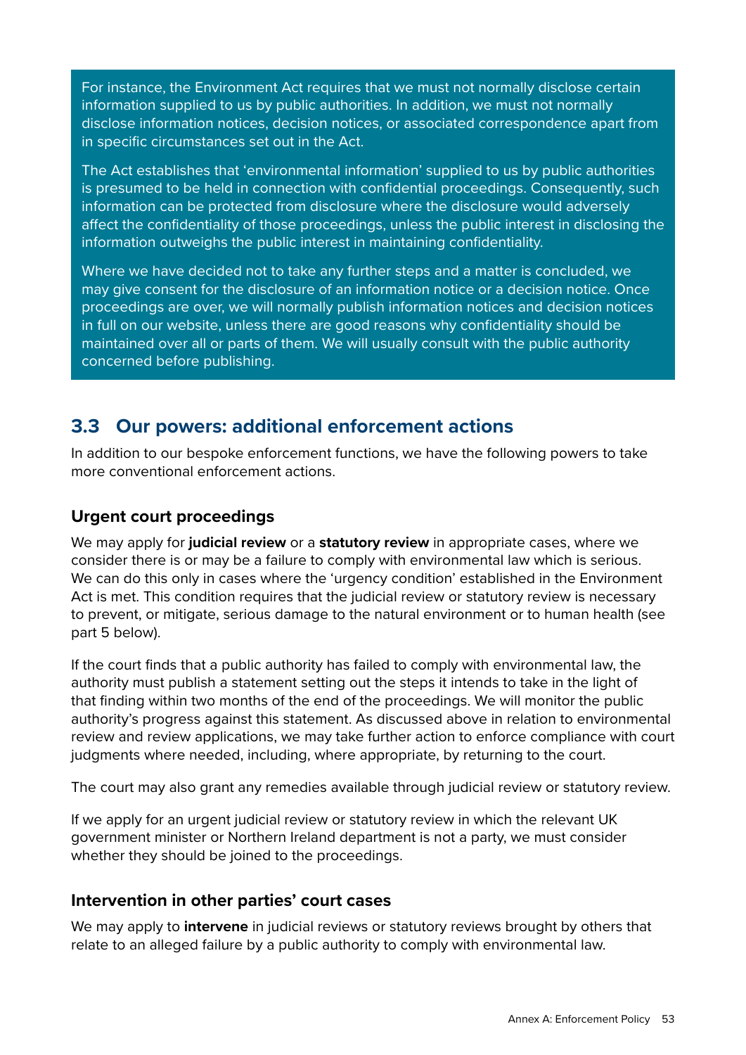For instance, the Environment Act requires that we must not normally disclose certain information supplied to us by public authorities. In addition, we must not normally disclose information notices, decision notices, or associated correspondence apart from in specific circumstances set out in the Act.

The Act establishes that 'environmental information' supplied to us by public authorities is presumed to be held in connection with confidential proceedings. Consequently, such information can be protected from disclosure where the disclosure would adversely affect the confidentiality of those proceedings, unless the public interest in disclosing the information outweighs the public interest in maintaining confidentiality.

Where we have decided not to take any further steps and a matter is concluded, we may give consent for the disclosure of an information notice or a decision notice. Once proceedings are over, we will normally publish information notices and decision notices in full on our website, unless there are good reasons why confidentiality should be maintained over all or parts of them. We will usually consult with the public authority concerned before publishing.

## 3.3 Our powers: additional enforcement actions

In addition to our bespoke enforcement functions, we have the following powers to take more conventional enforcement actions.

### Urgent court proceedings

We may apply for **judicial review** or a **statutory review** in appropriate cases, where we consider there is or may be a failure to comply with environmental law which is serious. We can do this only in cases where the 'urgency condition' established in the Environment Act is met. This condition requires that the judicial review or statutory review is necessary to prevent, or mitigate, serious damage to the natural environment or to human health (see part 5 below).

If the court finds that a public authority has failed to comply with environmental law, the authority must publish a statement setting out the steps it intends to take in the light of that finding within two months of the end of the proceedings. We will monitor the public authority's progress against this statement. As discussed above in relation to environmental review and review applications, we may take further action to enforce compliance with court judgments where needed, including, where appropriate, by returning to the court.

The court may also grant any remedies available through judicial review or statutory review.

If we apply for an urgent judicial review or statutory review in which the relevant UK government minister or Northern Ireland department is not a party, we must consider whether they should be joined to the proceedings.

### Intervention in other parties' court cases

We may apply to **intervene** in judicial reviews or statutory reviews brought by others that relate to an alleged failure by a public authority to comply with environmental law.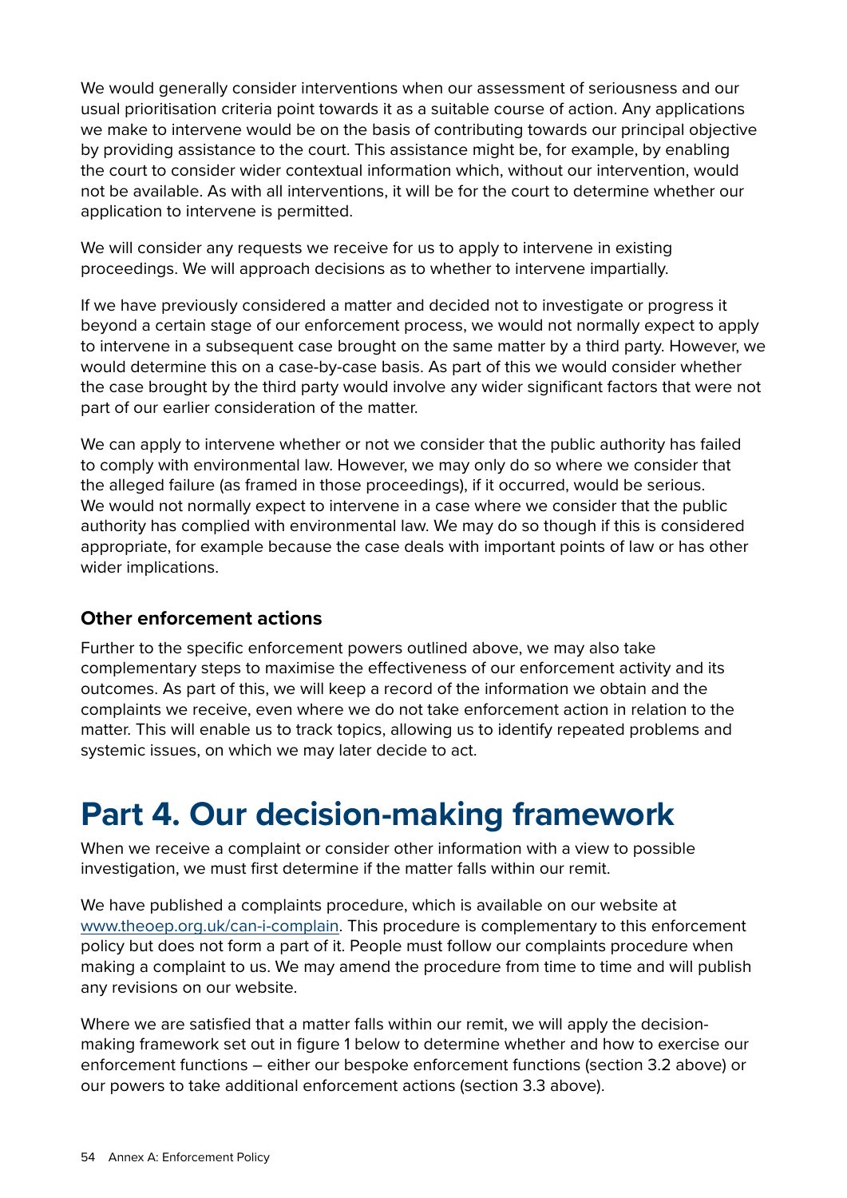We would generally consider interventions when our assessment of seriousness and our usual prioritisation criteria point towards it as a suitable course of action. Any applications we make to intervene would be on the basis of contributing towards our principal objective by providing assistance to the court. This assistance might be, for example, by enabling the court to consider wider contextual information which, without our intervention, would not be available. As with all interventions, it will be for the court to determine whether our application to intervene is permitted.

We will consider any requests we receive for us to apply to intervene in existing proceedings. We will approach decisions as to whether to intervene impartially.

If we have previously considered a matter and decided not to investigate or progress it beyond a certain stage of our enforcement process, we would not normally expect to apply to intervene in a subsequent case brought on the same matter by a third party. However, we would determine this on a case-by-case basis. As part of this we would consider whether the case brought by the third party would involve any wider significant factors that were not part of our earlier consideration of the matter.

We can apply to intervene whether or not we consider that the public authority has failed to comply with environmental law. However, we may only do so where we consider that the alleged failure (as framed in those proceedings), if it occurred, would be serious. We would not normally expect to intervene in a case where we consider that the public authority has complied with environmental law. We may do so though if this is considered appropriate, for example because the case deals with important points of law or has other wider implications.

### Other enforcement actions

Further to the specific enforcement powers outlined above, we may also take complementary steps to maximise the effectiveness of our enforcement activity and its outcomes. As part of this, we will keep a record of the information we obtain and the complaints we receive, even where we do not take enforcement action in relation to the matter. This will enable us to track topics, allowing us to identify repeated problems and systemic issues, on which we may later decide to act.

# Part 4. Our decision-making framework

When we receive a complaint or consider other information with a view to possible investigation, we must first determine if the matter falls within our remit.

We have published a complaints procedure, which is available on our website at [www.theoep.org.uk/can-i-complain](www.theoep.org.uk/can-i-complain). This procedure is complementary to this enforcement policy but does not form a part of it. People must follow our complaints procedure when making a complaint to us. We may amend the procedure from time to time and will publish any revisions on our website.

Where we are satisfied that a matter falls within our remit, we will apply the decision-making framework set out in figure 1 below to determine whether and how to exercise our enforcement functions – either our bespoke enforcement functions (section 3.2 above) or our powers to take additional enforcement actions (section 3.3 above).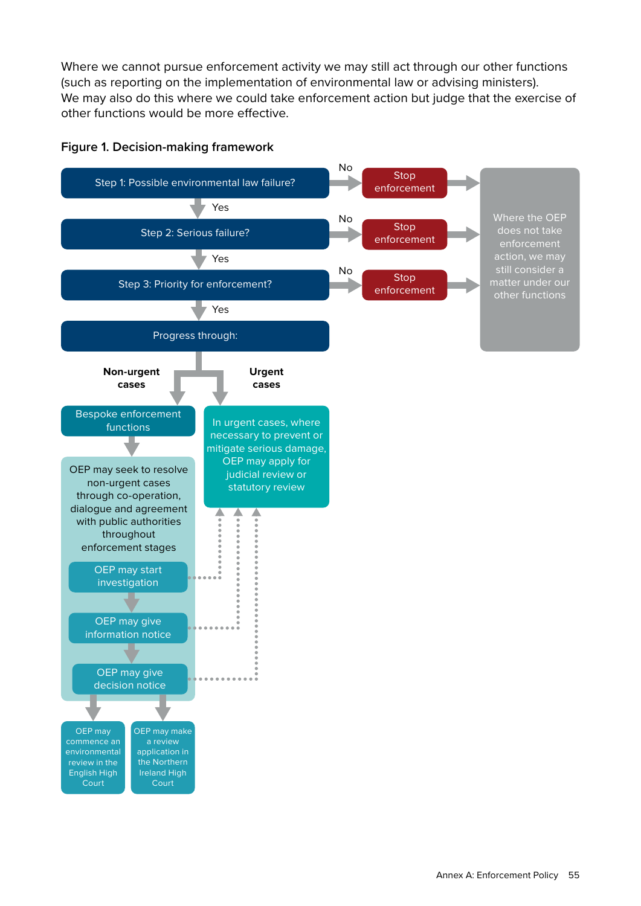Where we cannot pursue enforcement activity we may still act through our other functions (such as reporting on the implementation of environmental law or advising ministers). We may also do this where we could take enforcement action but judge that the exercise of other functions would be more effective.

**Figure 1. Decision-making framework**

Step 1: Possible environmental law failure?
- No → Stop enforcement
- Yes ↓

Step 2: Serious failure?
- No → Stop enforcement
- Yes ↓

Step 3: Priority for enforcement?
- No → Stop enforcement
- Yes ↓

Where the OEP does not take enforcement action, we may still consider a matter under our other functions

Progress through:

**Non-urgent cases**

Bespoke enforcement functions

OEP may seek to resolve non-urgent cases through co-operation, dialogue and agreement with public authorities throughout enforcement stages

- OEP may start investigation
- OEP may give information notice
- OEP may give decision notice

OEP may commence an environmental review in the English High Court

OEP may make a review application in the Northern Ireland High Court

**Urgent cases**

In urgent cases, where necessary to prevent or mitigate serious damage, OEP may apply for judicial review or statutory review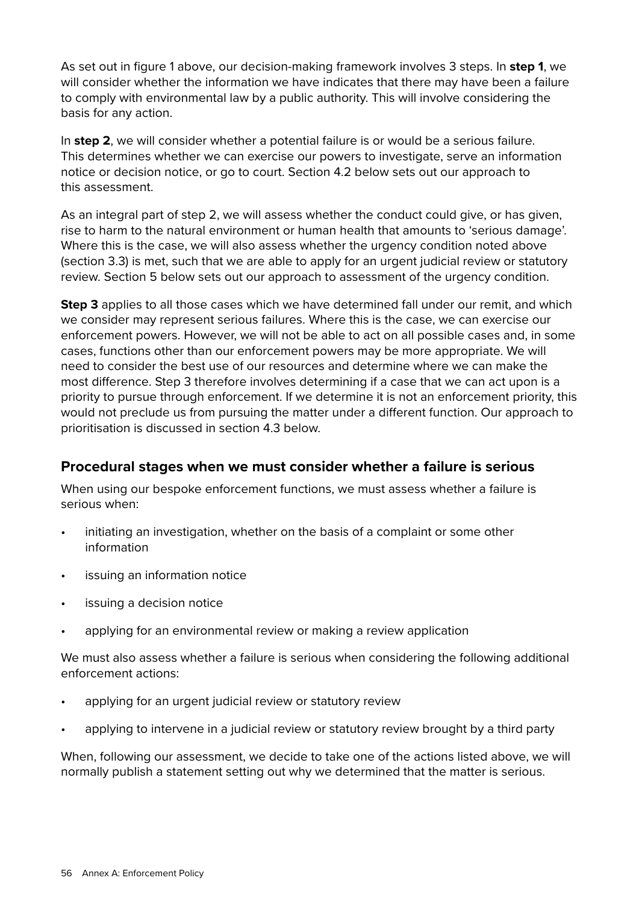As set out in figure 1 above, our decision-making framework involves 3 steps. In **step 1**, we will consider whether the information we have indicates that there may have been a failure to comply with environmental law by a public authority. This will involve considering the basis for any action.

In **step 2**, we will consider whether a potential failure is or would be a serious failure. This determines whether we can exercise our powers to investigate, serve an information notice or decision notice, or go to court. Section 4.2 below sets out our approach to this assessment.

As an integral part of step 2, we will assess whether the conduct could give, or has given, rise to harm to the natural environment or human health that amounts to 'serious damage'. Where this is the case, we will also assess whether the urgency condition noted above (section 3.3) is met, such that we are able to apply for an urgent judicial review or statutory review. Section 5 below sets out our approach to assessment of the urgency condition.

**Step 3** applies to all those cases which we have determined fall under our remit, and which we consider may represent serious failures. Where this is the case, we can exercise our enforcement powers. However, we will not be able to act on all possible cases and, in some cases, functions other than our enforcement powers may be more appropriate. We will need to consider the best use of our resources and determine where we can make the most difference. Step 3 therefore involves determining if a case that we can act upon is a priority to pursue through enforcement. If we determine it is not an enforcement priority, this would not preclude us from pursuing the matter under a different function. Our approach to prioritisation is discussed in section 4.3 below.

## Procedural stages when we must consider whether a failure is serious

When using our bespoke enforcement functions, we must assess whether a failure is serious when:

- initiating an investigation, whether on the basis of a complaint or some other information
- issuing an information notice
- issuing a decision notice
- applying for an environmental review or making a review application

We must also assess whether a failure is serious when considering the following additional enforcement actions:

- applying for an urgent judicial review or statutory review
- applying to intervene in a judicial review or statutory review brought by a third party

When, following our assessment, we decide to take one of the actions listed above, we will normally publish a statement setting out why we determined that the matter is serious.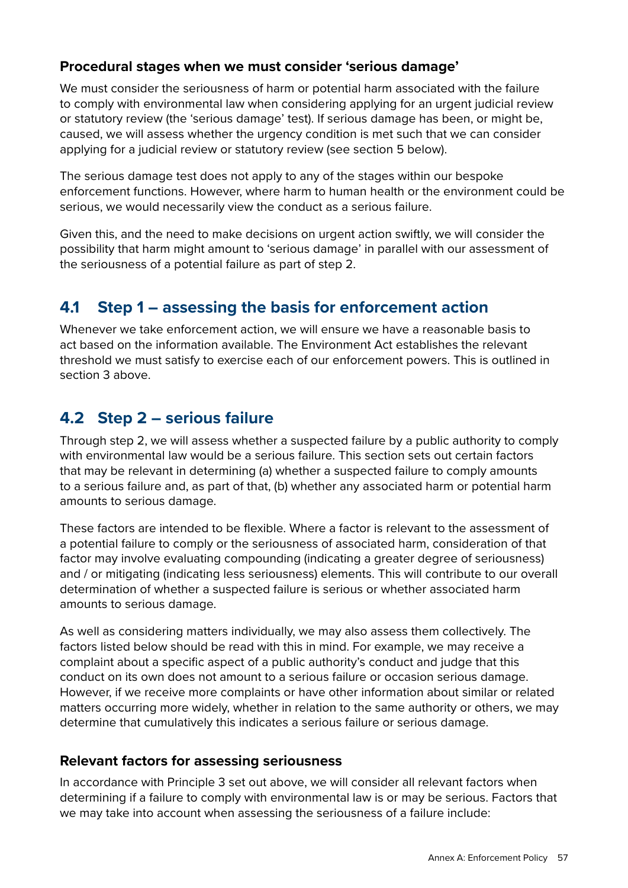### Procedural stages when we must consider 'serious damage'

We must consider the seriousness of harm or potential harm associated with the failure to comply with environmental law when considering applying for an urgent judicial review or statutory review (the 'serious damage' test). If serious damage has been, or might be, caused, we will assess whether the urgency condition is met such that we can consider applying for a judicial review or statutory review (see section 5 below).

The serious damage test does not apply to any of the stages within our bespoke enforcement functions. However, where harm to human health or the environment could be serious, we would necessarily view the conduct as a serious failure.

Given this, and the need to make decisions on urgent action swiftly, we will consider the possibility that harm might amount to 'serious damage' in parallel with our assessment of the seriousness of a potential failure as part of step 2.

## 4.1 Step 1 – assessing the basis for enforcement action

Whenever we take enforcement action, we will ensure we have a reasonable basis to act based on the information available. The Environment Act establishes the relevant threshold we must satisfy to exercise each of our enforcement powers. This is outlined in section 3 above.

## 4.2 Step 2 – serious failure

Through step 2, we will assess whether a suspected failure by a public authority to comply with environmental law would be a serious failure. This section sets out certain factors that may be relevant in determining (a) whether a suspected failure to comply amounts to a serious failure and, as part of that, (b) whether any associated harm or potential harm amounts to serious damage.

These factors are intended to be flexible. Where a factor is relevant to the assessment of a potential failure to comply or the seriousness of associated harm, consideration of that factor may involve evaluating compounding (indicating a greater degree of seriousness) and / or mitigating (indicating less seriousness) elements. This will contribute to our overall determination of whether a suspected failure is serious or whether associated harm amounts to serious damage.

As well as considering matters individually, we may also assess them collectively. The factors listed below should be read with this in mind. For example, we may receive a complaint about a specific aspect of a public authority's conduct and judge that this conduct on its own does not amount to a serious failure or occasion serious damage. However, if we receive more complaints or have other information about similar or related matters occurring more widely, whether in relation to the same authority or others, we may determine that cumulatively this indicates a serious failure or serious damage.

### Relevant factors for assessing seriousness

In accordance with Principle 3 set out above, we will consider all relevant factors when determining if a failure to comply with environmental law is or may be serious. Factors that we may take into account when assessing the seriousness of a failure include: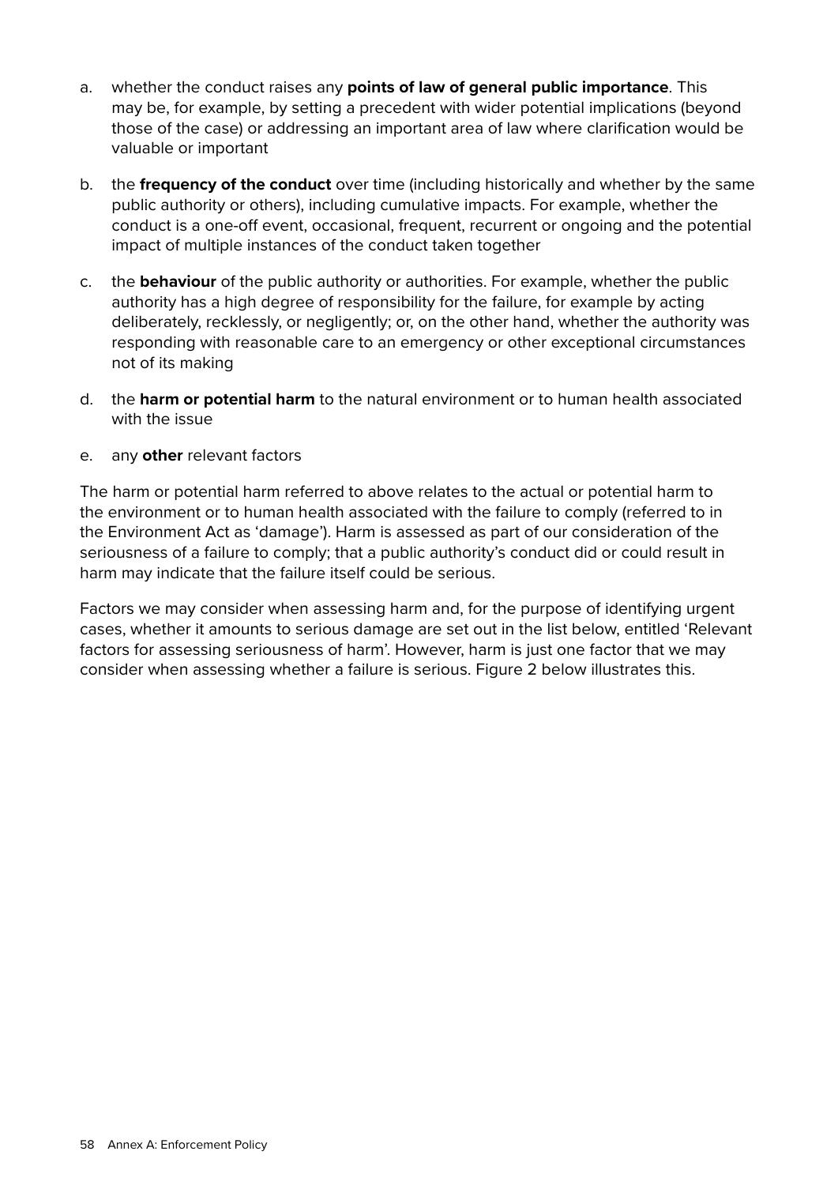a. whether the conduct raises any **points of law of general public importance**. This may be, for example, by setting a precedent with wider potential implications (beyond those of the case) or addressing an important area of law where clarification would be valuable or important

b. the **frequency of the conduct** over time (including historically and whether by the same public authority or others), including cumulative impacts. For example, whether the conduct is a one-off event, occasional, frequent, recurrent or ongoing and the potential impact of multiple instances of the conduct taken together

c. the **behaviour** of the public authority or authorities. For example, whether the public authority has a high degree of responsibility for the failure, for example by acting deliberately, recklessly, or negligently; or, on the other hand, whether the authority was responding with reasonable care to an emergency or other exceptional circumstances not of its making

d. the **harm or potential harm** to the natural environment or to human health associated with the issue

e. any **other** relevant factors

The harm or potential harm referred to above relates to the actual or potential harm to the environment or to human health associated with the failure to comply (referred to in the Environment Act as 'damage'). Harm is assessed as part of our consideration of the seriousness of a failure to comply; that a public authority's conduct did or could result in harm may indicate that the failure itself could be serious.

Factors we may consider when assessing harm and, for the purpose of identifying urgent cases, whether it amounts to serious damage are set out in the list below, entitled 'Relevant factors for assessing seriousness of harm'. However, harm is just one factor that we may consider when assessing whether a failure is serious. Figure 2 below illustrates this.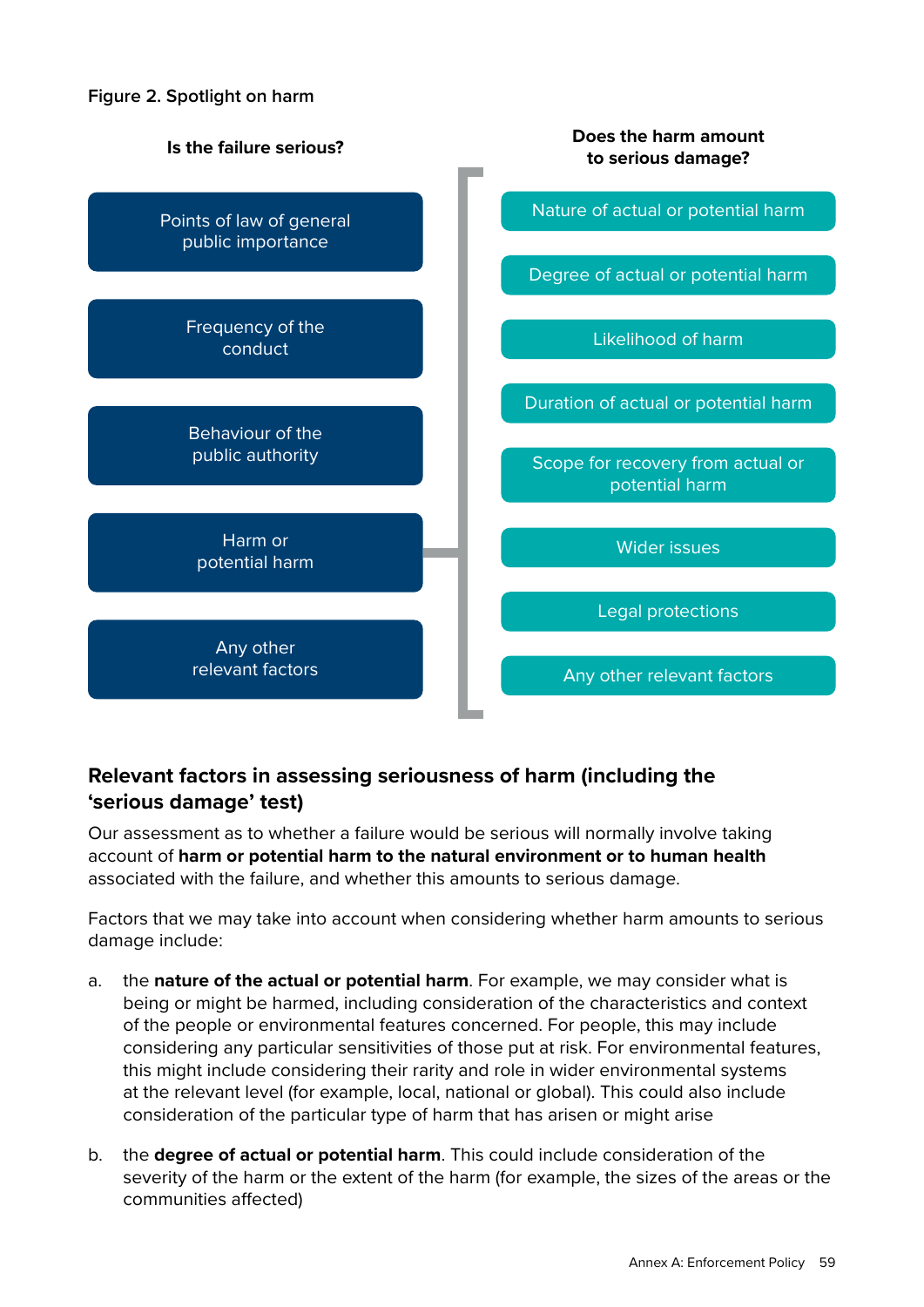**Figure 2. Spotlight on harm**

**Is the failure serious?**

- Points of law of general public importance
- Frequency of the conduct
- Behaviour of the public authority
- Harm or potential harm
- Any other relevant factors

**Does the harm amount to serious damage?**

- Nature of actual or potential harm
- Degree of actual or potential harm
- Likelihood of harm
- Duration of actual or potential harm
- Scope for recovery from actual or potential harm
- Wider issues
- Legal protections
- Any other relevant factors

### Relevant factors in assessing seriousness of harm (including the 'serious damage' test)

Our assessment as to whether a failure would be serious will normally involve taking account of **harm or potential harm to the natural environment or to human health** associated with the failure, and whether this amounts to serious damage.

Factors that we may take into account when considering whether harm amounts to serious damage include:

a. the **nature of the actual or potential harm**. For example, we may consider what is being or might be harmed, including consideration of the characteristics and context of the people or environmental features concerned. For people, this may include considering any particular sensitivities of those put at risk. For environmental features, this might include considering their rarity and role in wider environmental systems at the relevant level (for example, local, national or global). This could also include consideration of the particular type of harm that has arisen or might arise

b. the **degree of actual or potential harm**. This could include consideration of the severity of the harm or the extent of the harm (for example, the sizes of the areas or the communities affected)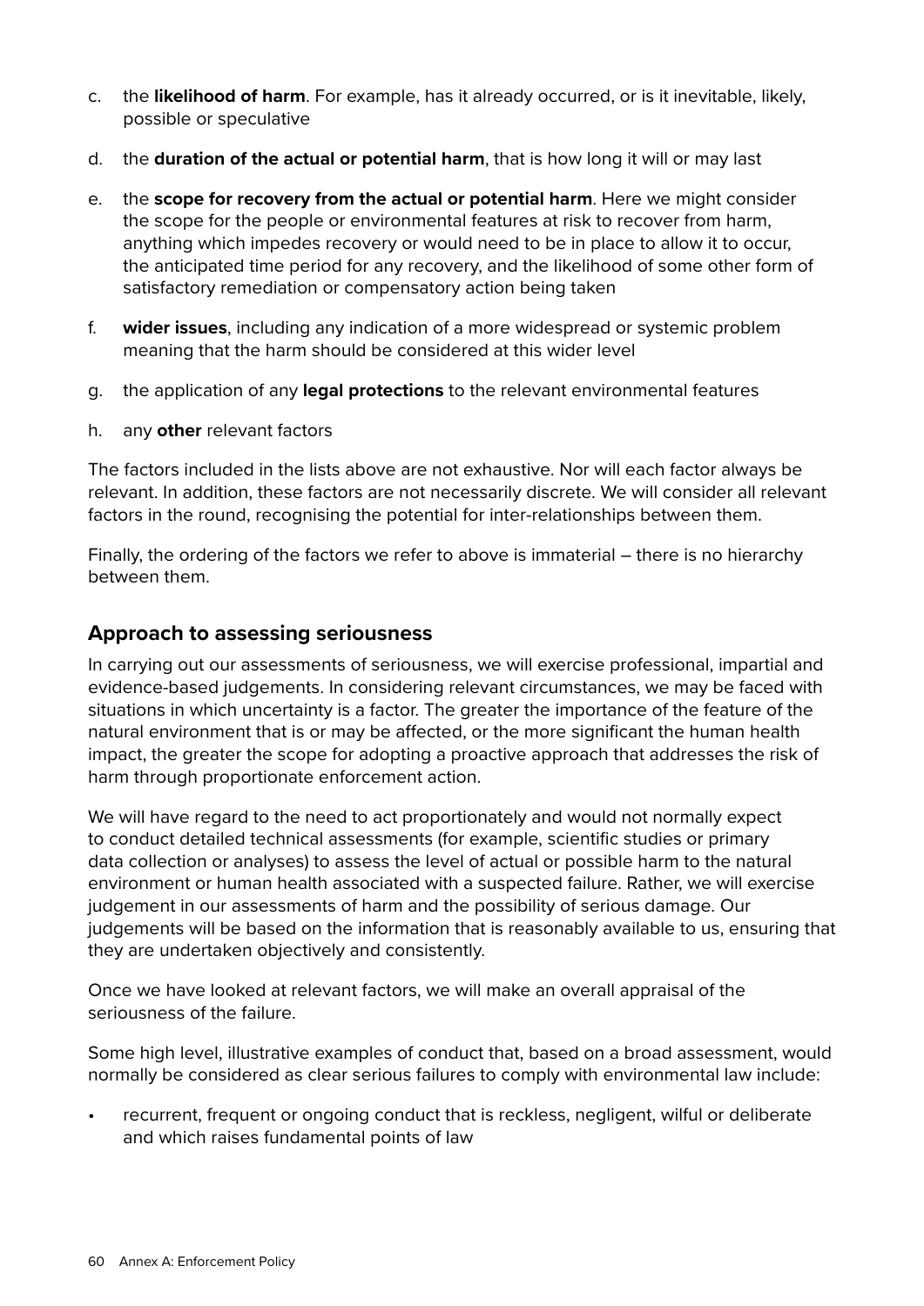c. the **likelihood of harm**. For example, has it already occurred, or is it inevitable, likely, possible or speculative

d. the **duration of the actual or potential harm**, that is how long it will or may last

e. the **scope for recovery from the actual or potential harm**. Here we might consider the scope for the people or environmental features at risk to recover from harm, anything which impedes recovery or would need to be in place to allow it to occur, the anticipated time period for any recovery, and the likelihood of some other form of satisfactory remediation or compensatory action being taken

f. **wider issues**, including any indication of a more widespread or systemic problem meaning that the harm should be considered at this wider level

g. the application of any **legal protections** to the relevant environmental features

h. any **other** relevant factors

The factors included in the lists above are not exhaustive. Nor will each factor always be relevant. In addition, these factors are not necessarily discrete. We will consider all relevant factors in the round, recognising the potential for inter-relationships between them.

Finally, the ordering of the factors we refer to above is immaterial – there is no hierarchy between them.

## Approach to assessing seriousness

In carrying out our assessments of seriousness, we will exercise professional, impartial and evidence-based judgements. In considering relevant circumstances, we may be faced with situations in which uncertainty is a factor. The greater the importance of the feature of the natural environment that is or may be affected, or the more significant the human health impact, the greater the scope for adopting a proactive approach that addresses the risk of harm through proportionate enforcement action.

We will have regard to the need to act proportionately and would not normally expect to conduct detailed technical assessments (for example, scientific studies or primary data collection or analyses) to assess the level of actual or possible harm to the natural environment or human health associated with a suspected failure. Rather, we will exercise judgement in our assessments of harm and the possibility of serious damage. Our judgements will be based on the information that is reasonably available to us, ensuring that they are undertaken objectively and consistently.

Once we have looked at relevant factors, we will make an overall appraisal of the seriousness of the failure.

Some high level, illustrative examples of conduct that, based on a broad assessment, would normally be considered as clear serious failures to comply with environmental law include:

- recurrent, frequent or ongoing conduct that is reckless, negligent, wilful or deliberate and which raises fundamental points of law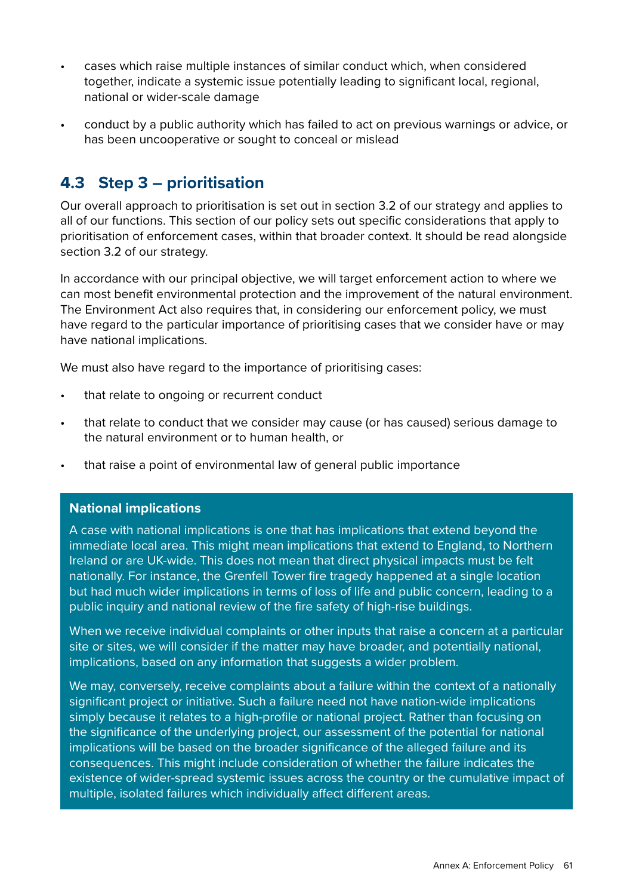- cases which raise multiple instances of similar conduct which, when considered together, indicate a systemic issue potentially leading to significant local, regional, national or wider-scale damage
- conduct by a public authority which has failed to act on previous warnings or advice, or has been uncooperative or sought to conceal or mislead

## 4.3 Step 3 – prioritisation

Our overall approach to prioritisation is set out in section 3.2 of our strategy and applies to all of our functions. This section of our policy sets out specific considerations that apply to prioritisation of enforcement cases, within that broader context. It should be read alongside section 3.2 of our strategy.

In accordance with our principal objective, we will target enforcement action to where we can most benefit environmental protection and the improvement of the natural environment. The Environment Act also requires that, in considering our enforcement policy, we must have regard to the particular importance of prioritising cases that we consider have or may have national implications.

We must also have regard to the importance of prioritising cases:

- that relate to ongoing or recurrent conduct
- that relate to conduct that we consider may cause (or has caused) serious damage to the natural environment or to human health, or
- that raise a point of environmental law of general public importance

**National implications**

A case with national implications is one that has implications that extend beyond the immediate local area. This might mean implications that extend to England, to Northern Ireland or are UK-wide. This does not mean that direct physical impacts must be felt nationally. For instance, the Grenfell Tower fire tragedy happened at a single location but had much wider implications in terms of loss of life and public concern, leading to a public inquiry and national review of the fire safety of high-rise buildings.

When we receive individual complaints or other inputs that raise a concern at a particular site or sites, we will consider if the matter may have broader, and potentially national, implications, based on any information that suggests a wider problem.

We may, conversely, receive complaints about a failure within the context of a nationally significant project or initiative. Such a failure need not have nation-wide implications simply because it relates to a high-profile or national project. Rather than focusing on the significance of the underlying project, our assessment of the potential for national implications will be based on the broader significance of the alleged failure and its consequences. This might include consideration of whether the failure indicates the existence of wider-spread systemic issues across the country or the cumulative impact of multiple, isolated failures which individually affect different areas.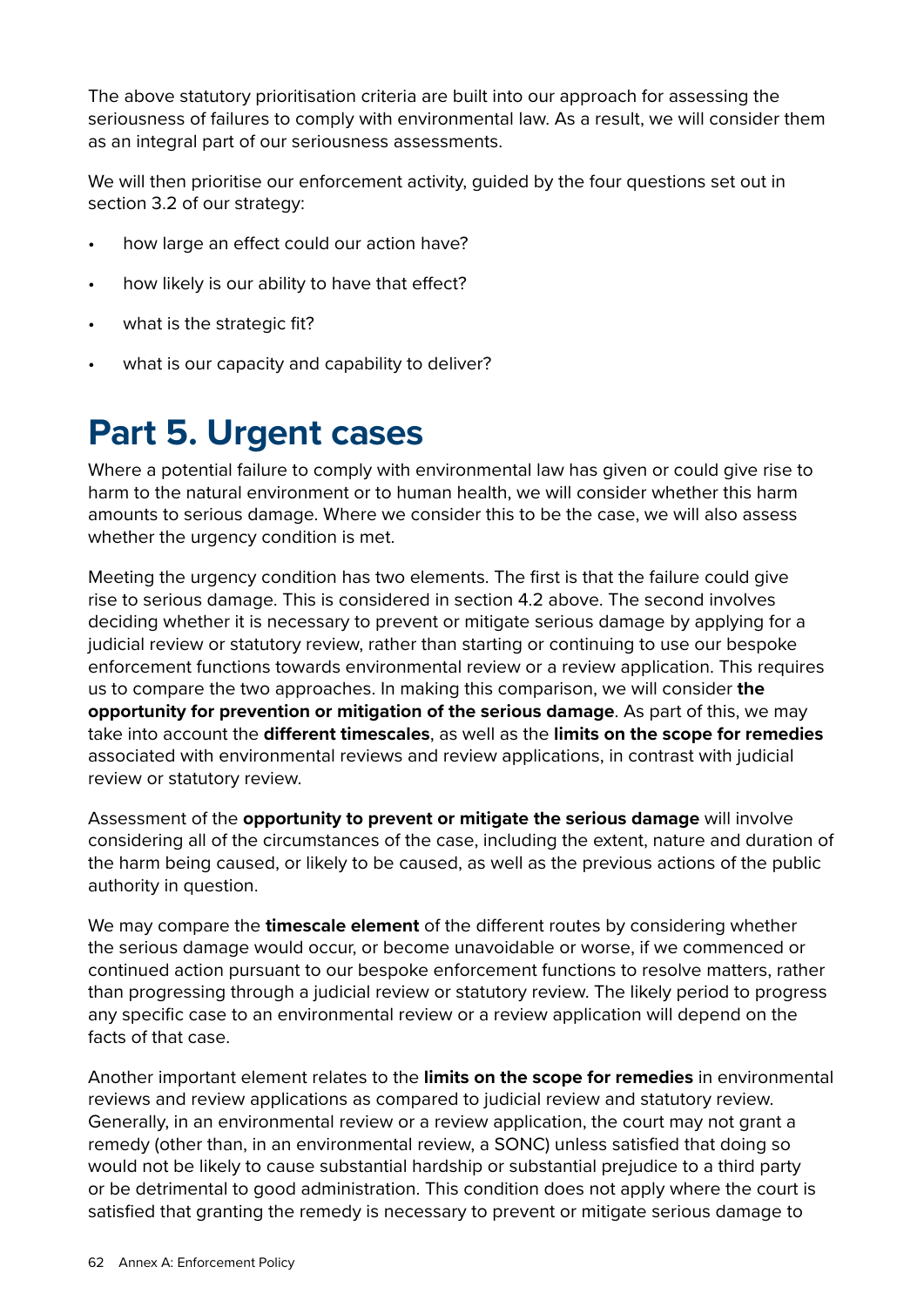The above statutory prioritisation criteria are built into our approach for assessing the seriousness of failures to comply with environmental law. As a result, we will consider them as an integral part of our seriousness assessments.

We will then prioritise our enforcement activity, guided by the four questions set out in section 3.2 of our strategy:

- how large an effect could our action have?
- how likely is our ability to have that effect?
- what is the strategic fit?
- what is our capacity and capability to deliver?

# Part 5. Urgent cases

Where a potential failure to comply with environmental law has given or could give rise to harm to the natural environment or to human health, we will consider whether this harm amounts to serious damage. Where we consider this to be the case, we will also assess whether the urgency condition is met.

Meeting the urgency condition has two elements. The first is that the failure could give rise to serious damage. This is considered in section 4.2 above. The second involves deciding whether it is necessary to prevent or mitigate serious damage by applying for a judicial review or statutory review, rather than starting or continuing to use our bespoke enforcement functions towards environmental review or a review application. This requires us to compare the two approaches. In making this comparison, we will consider **the opportunity for prevention or mitigation of the serious damage**. As part of this, we may take into account the **different timescales**, as well as the **limits on the scope for remedies** associated with environmental reviews and review applications, in contrast with judicial review or statutory review.

Assessment of the **opportunity to prevent or mitigate the serious damage** will involve considering all of the circumstances of the case, including the extent, nature and duration of the harm being caused, or likely to be caused, as well as the previous actions of the public authority in question.

We may compare the **timescale element** of the different routes by considering whether the serious damage would occur, or become unavoidable or worse, if we commenced or continued action pursuant to our bespoke enforcement functions to resolve matters, rather than progressing through a judicial review or statutory review. The likely period to progress any specific case to an environmental review or a review application will depend on the facts of that case.

Another important element relates to the **limits on the scope for remedies** in environmental reviews and review applications as compared to judicial review and statutory review. Generally, in an environmental review or a review application, the court may not grant a remedy (other than, in an environmental review, a SONC) unless satisfied that doing so would not be likely to cause substantial hardship or substantial prejudice to a third party or be detrimental to good administration. This condition does not apply where the court is satisfied that granting the remedy is necessary to prevent or mitigate serious damage to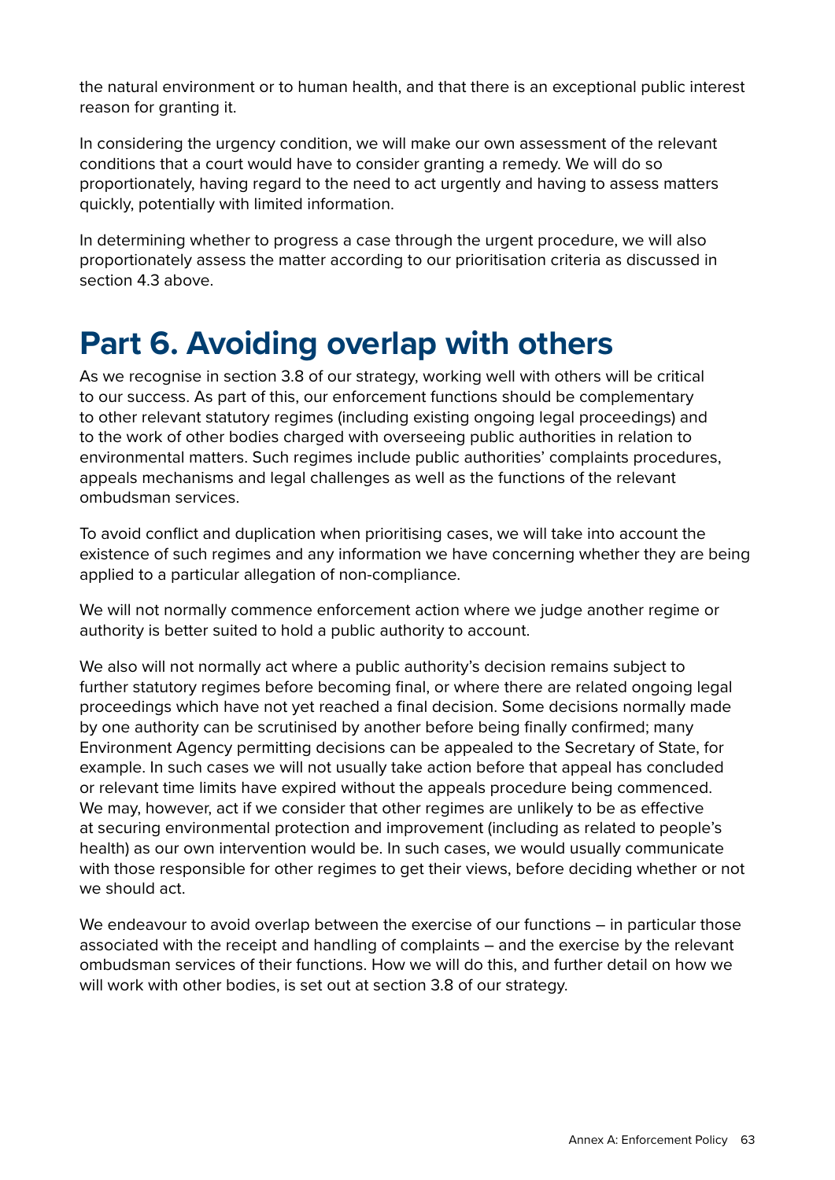the natural environment or to human health, and that there is an exceptional public interest reason for granting it.

In considering the urgency condition, we will make our own assessment of the relevant conditions that a court would have to consider granting a remedy. We will do so proportionately, having regard to the need to act urgently and having to assess matters quickly, potentially with limited information.

In determining whether to progress a case through the urgent procedure, we will also proportionately assess the matter according to our prioritisation criteria as discussed in section 4.3 above.

# Part 6. Avoiding overlap with others

As we recognise in section 3.8 of our strategy, working well with others will be critical to our success. As part of this, our enforcement functions should be complementary to other relevant statutory regimes (including existing ongoing legal proceedings) and to the work of other bodies charged with overseeing public authorities in relation to environmental matters. Such regimes include public authorities' complaints procedures, appeals mechanisms and legal challenges as well as the functions of the relevant ombudsman services.

To avoid conflict and duplication when prioritising cases, we will take into account the existence of such regimes and any information we have concerning whether they are being applied to a particular allegation of non-compliance.

We will not normally commence enforcement action where we judge another regime or authority is better suited to hold a public authority to account.

We also will not normally act where a public authority's decision remains subject to further statutory regimes before becoming final, or where there are related ongoing legal proceedings which have not yet reached a final decision. Some decisions normally made by one authority can be scrutinised by another before being finally confirmed; many Environment Agency permitting decisions can be appealed to the Secretary of State, for example. In such cases we will not usually take action before that appeal has concluded or relevant time limits have expired without the appeals procedure being commenced. We may, however, act if we consider that other regimes are unlikely to be as effective at securing environmental protection and improvement (including as related to people's health) as our own intervention would be. In such cases, we would usually communicate with those responsible for other regimes to get their views, before deciding whether or not we should act.

We endeavour to avoid overlap between the exercise of our functions – in particular those associated with the receipt and handling of complaints – and the exercise by the relevant ombudsman services of their functions. How we will do this, and further detail on how we will work with other bodies, is set out at section 3.8 of our strategy.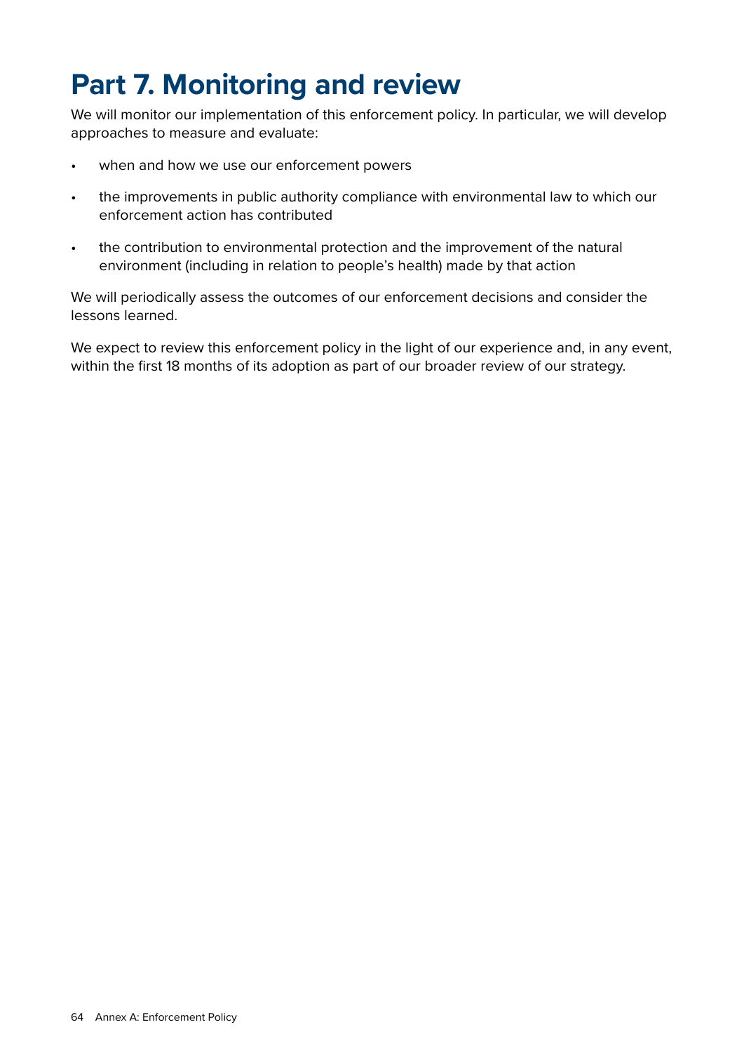# Part 7. Monitoring and review

We will monitor our implementation of this enforcement policy. In particular, we will develop approaches to measure and evaluate:

- when and how we use our enforcement powers
- the improvements in public authority compliance with environmental law to which our enforcement action has contributed
- the contribution to environmental protection and the improvement of the natural environment (including in relation to people's health) made by that action

We will periodically assess the outcomes of our enforcement decisions and consider the lessons learned.

We expect to review this enforcement policy in the light of our experience and, in any event, within the first 18 months of its adoption as part of our broader review of our strategy.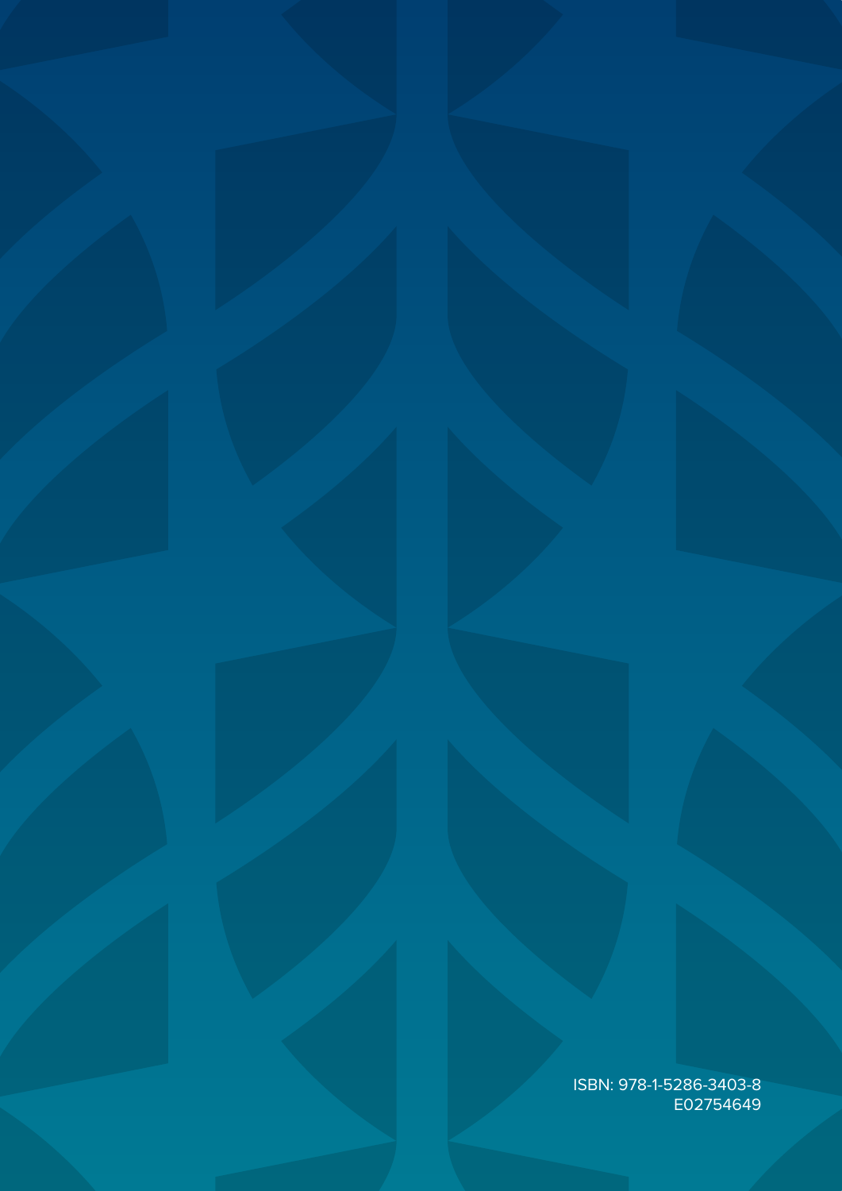ISBN: 978-1-5286-3403-8
E02754649